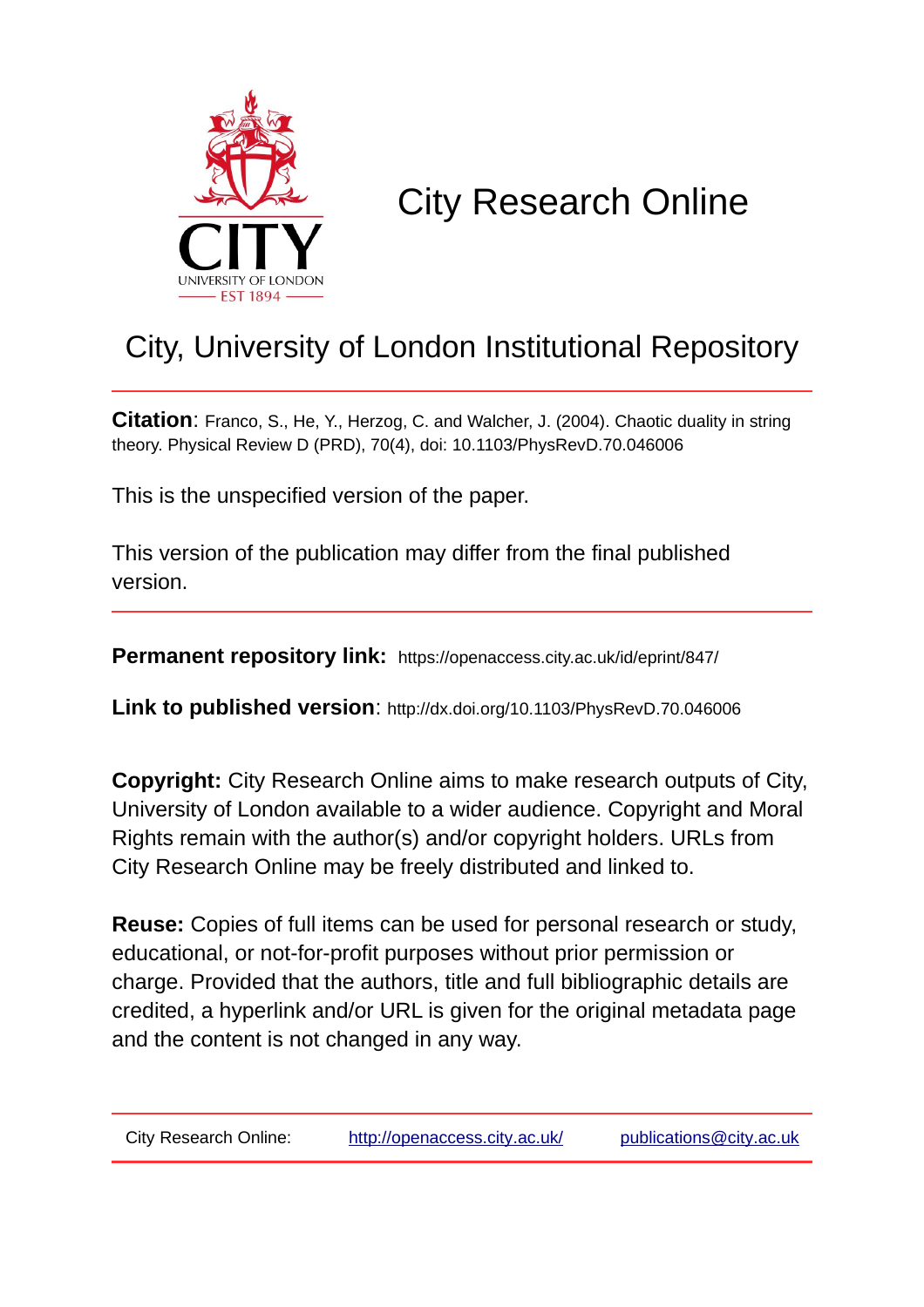# City Research Online

## City, University of London Institutional Repository

**Citation**: Franco, S., He, Y., Herzog, C. and Walcher, J. (2004). Chaotic duality in string theory. Physical Review D (PRD), 70(4), doi: 10.1103/PhysRevD.70.046006

This is the unspecified version of the paper.

This version of the publication may differ from the final published version.

---

**Permanent repository link:** https://openaccess.city.ac.uk/id/eprint/847/

**Link to published version**: http://dx.doi.org/10.1103/PhysRevD.70.046006

**Copyright:** City Research Online aims to make research outputs of City, University of London available to a wider audience. Copyright and Moral Rights remain with the author(s) and/or copyright holders. URLs from City Research Online may be freely distributed and linked to.

**Reuse:** Copies of full items can be used for personal research or study, educational, or not-for-profit purposes without prior permission or charge. Provided that the authors, title and full bibliographic details are credited, a hyperlink and/or URL is given for the original metadata page and the content is not changed in any way.

---

City Research Online: http://openaccess.city.ac.uk/ publications@city.ac.uk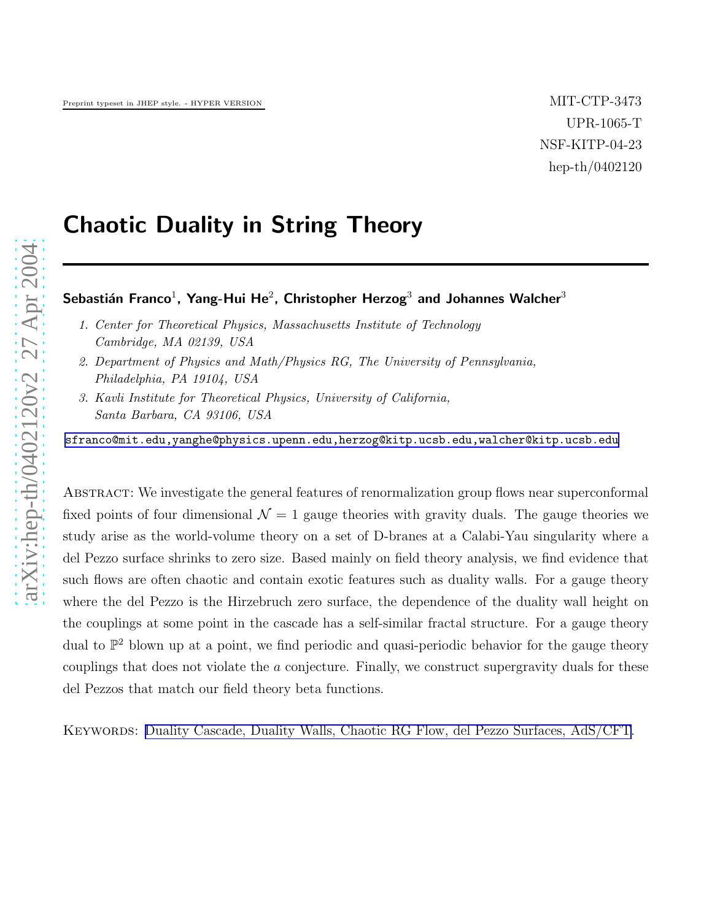Preprint typeset in JHEP style. - HYPER VERSION

MIT-CTP-3473
UPR-1065-T
NSF-KITP-04-23
hep-th/0402120

# Chaotic Duality in String Theory

**Sebastián Franco**[1], **Yang-Hui He**[2], **Christopher Herzog**[3] **and Johannes Walcher**[3]

1. *Center for Theoretical Physics, Massachusetts Institute of Technology Cambridge, MA 02139, USA*
2. *Department of Physics and Math/Physics RG, The University of Pennsylvania, Philadelphia, PA 19104, USA*
3. *Kavli Institute for Theoretical Physics, University of California, Santa Barbara, CA 93106, USA*

sfranco@mit.edu,yanghe@physics.upenn.edu,herzog@kitp.ucsb.edu,walcher@kitp.ucsb.edu

Abstract: We investigate the general features of renormalization group flows near superconformal fixed points of four dimensional $\mathcal{N} = 1$ gauge theories with gravity duals. The gauge theories we study arise as the world-volume theory on a set of D-branes at a Calabi-Yau singularity where a del Pezzo surface shrinks to zero size. Based mainly on field theory analysis, we find evidence that such flows are often chaotic and contain exotic features such as duality walls. For a gauge theory where the del Pezzo is the Hirzebruch zero surface, the dependence of the duality wall height on the couplings at some point in the cascade has a self-similar fractal structure. For a gauge theory dual to $\mathbb{P}^2$ blown up at a point, we find periodic and quasi-periodic behavior for the gauge theory couplings that does not violate the $a$ conjecture. Finally, we construct supergravity duals for these del Pezzos that match our field theory beta functions.

Keywords: Duality Cascade, Duality Walls, Chaotic RG Flow, del Pezzo Surfaces, AdS/CFT.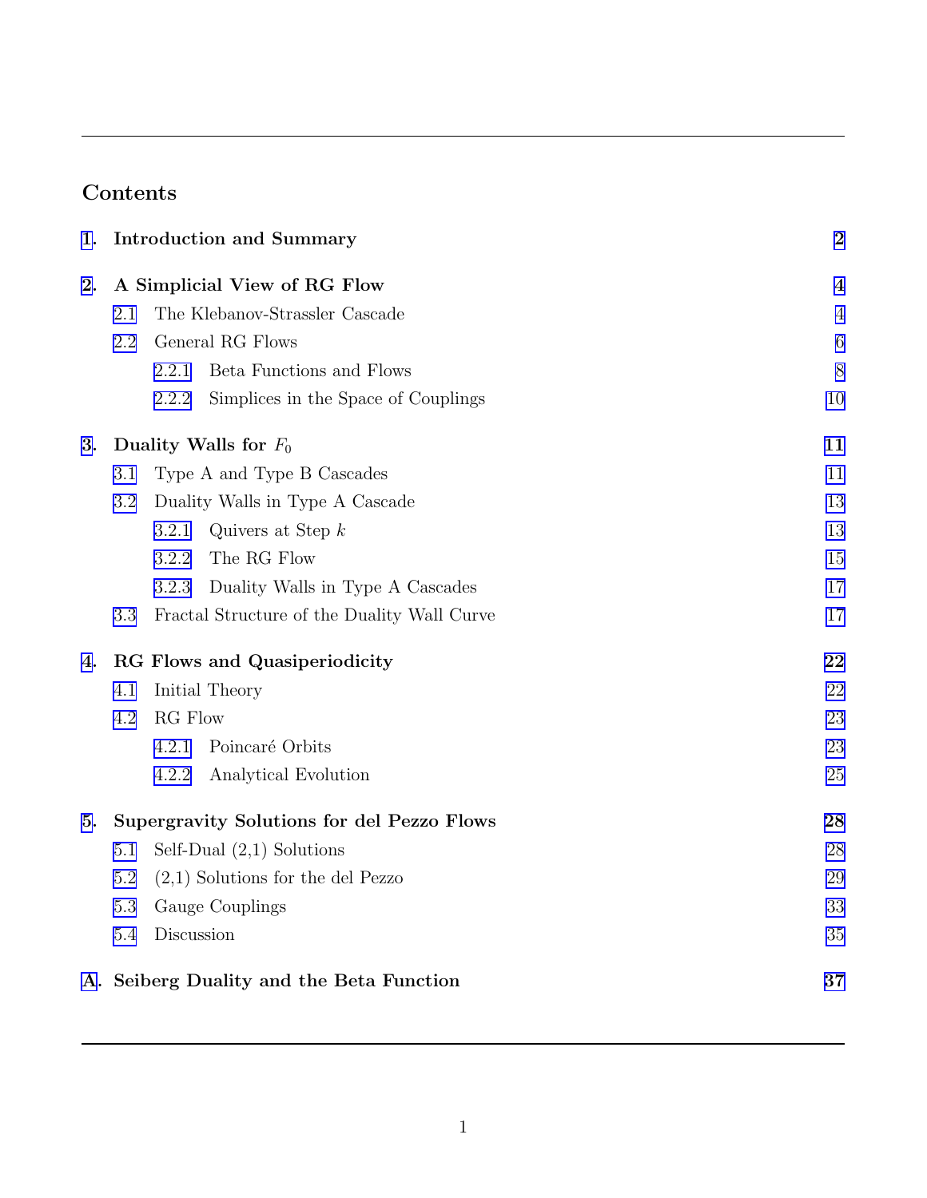## Contents

1. **Introduction and Summary** — 2
2. **A Simplicial View of RG Flow** — 4
   - 2.1 The Klebanov-Strassler Cascade — 4
   - 2.2 General RG Flows — 6
     - 2.2.1 Beta Functions and Flows — 8
     - 2.2.2 Simplices in the Space of Couplings — 10
3. **Duality Walls for $F_0$** — 11
   - 3.1 Type A and Type B Cascades — 11
   - 3.2 Duality Walls in Type A Cascade — 13
     - 3.2.1 Quivers at Step $k$ — 13
     - 3.2.2 The RG Flow — 15
     - 3.2.3 Duality Walls in Type A Cascades — 17
   - 3.3 Fractal Structure of the Duality Wall Curve — 17
4. **RG Flows and Quasiperiodicity** — 22
   - 4.1 Initial Theory — 22
   - 4.2 RG Flow — 23
     - 4.2.1 Poincaré Orbits — 23
     - 4.2.2 Analytical Evolution — 25
5. **Supergravity Solutions for del Pezzo Flows** — 28
   - 5.1 Self-Dual (2,1) Solutions — 28
   - 5.2 (2,1) Solutions for the del Pezzo — 29
   - 5.3 Gauge Couplings — 33
   - 5.4 Discussion — 35

A. **Seiberg Duality and the Beta Function** — 37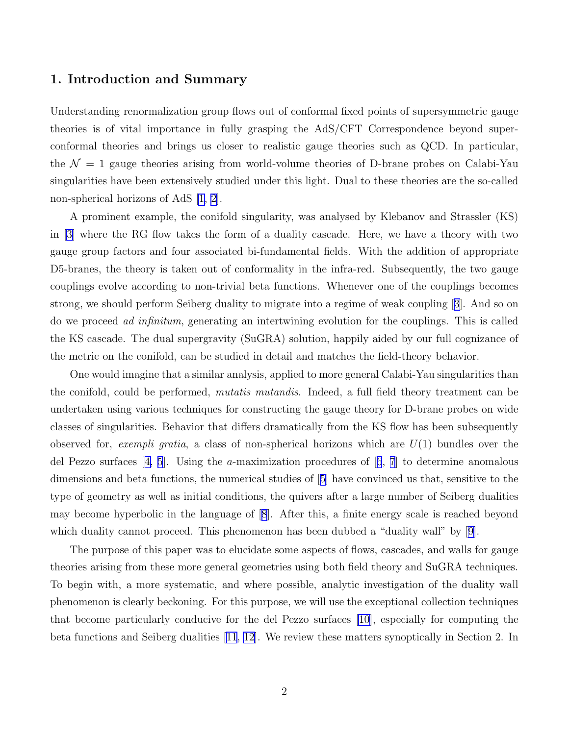## 1. Introduction and Summary

Understanding renormalization group flows out of conformal fixed points of supersymmetric gauge theories is of vital importance in fully grasping the AdS/CFT Correspondence beyond superconformal theories and brings us closer to realistic gauge theories such as QCD. In particular, the $\mathcal{N} = 1$ gauge theories arising from world-volume theories of D-brane probes on Calabi-Yau singularities have been extensively studied under this light. Dual to these theories are the so-called non-spherical horizons of AdS [1, 2].

A prominent example, the conifold singularity, was analysed by Klebanov and Strassler (KS) in [3] where the RG flow takes the form of a duality cascade. Here, we have a theory with two gauge group factors and four associated bi-fundamental fields. With the addition of appropriate D5-branes, the theory is taken out of conformality in the infra-red. Subsequently, the two gauge couplings evolve according to non-trivial beta functions. Whenever one of the couplings becomes strong, we should perform Seiberg duality to migrate into a regime of weak coupling [3]. And so on do we proceed *ad infinitum*, generating an intertwining evolution for the couplings. This is called the KS cascade. The dual supergravity (SuGRA) solution, happily aided by our full cognizance of the metric on the conifold, can be studied in detail and matches the field-theory behavior.

One would imagine that a similar analysis, applied to more general Calabi-Yau singularities than the conifold, could be performed, *mutatis mutandis*. Indeed, a full field theory treatment can be undertaken using various techniques for constructing the gauge theory for D-brane probes on wide classes of singularities. Behavior that differs dramatically from the KS flow has been subsequently observed for, *exempli gratia*, a class of non-spherical horizons which are $U(1)$ bundles over the del Pezzo surfaces [4, 5]. Using the $a$-maximization procedures of [6, 7] to determine anomalous dimensions and beta functions, the numerical studies of [5] have convinced us that, sensitive to the type of geometry as well as initial conditions, the quivers after a large number of Seiberg dualities may become hyperbolic in the language of [8]. After this, a finite energy scale is reached beyond which duality cannot proceed. This phenomenon has been dubbed a "duality wall" by [9].

The purpose of this paper was to elucidate some aspects of flows, cascades, and walls for gauge theories arising from these more general geometries using both field theory and SuGRA techniques. To begin with, a more systematic, and where possible, analytic investigation of the duality wall phenomenon is clearly beckoning. For this purpose, we will use the exceptional collection techniques that become particularly conducive for the del Pezzo surfaces [10], especially for computing the beta functions and Seiberg dualities [11, 12]. We review these matters synoptically in Section 2. In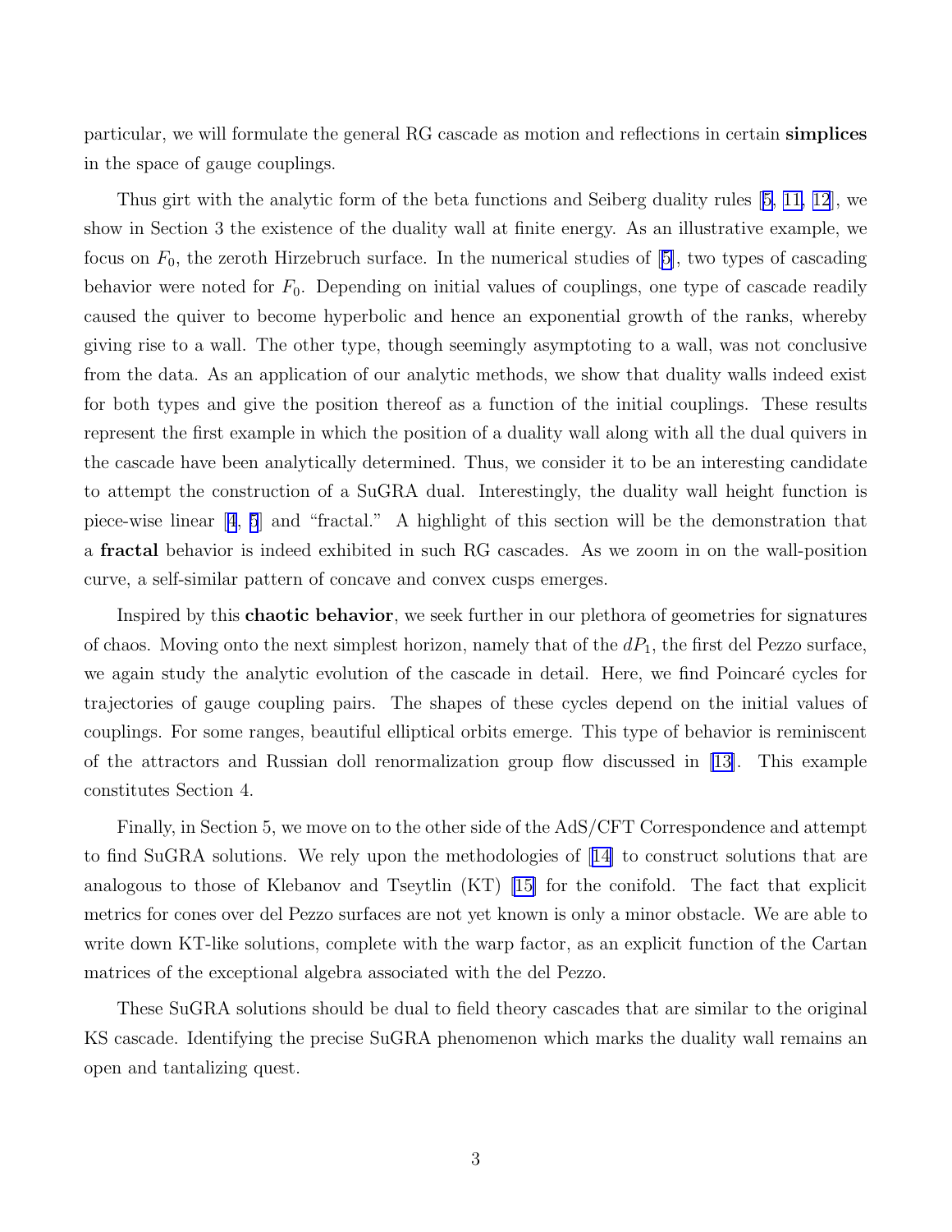particular, we will formulate the general RG cascade as motion and reflections in certain **simplices** in the space of gauge couplings.

Thus girt with the analytic form of the beta functions and Seiberg duality rules [5, 11, 12], we show in Section 3 the existence of the duality wall at finite energy. As an illustrative example, we focus on $F_0$, the zeroth Hirzebruch surface. In the numerical studies of [5], two types of cascading behavior were noted for $F_0$. Depending on initial values of couplings, one type of cascade readily caused the quiver to become hyperbolic and hence an exponential growth of the ranks, whereby giving rise to a wall. The other type, though seemingly asymptoting to a wall, was not conclusive from the data. As an application of our analytic methods, we show that duality walls indeed exist for both types and give the position thereof as a function of the initial couplings. These results represent the first example in which the position of a duality wall along with all the dual quivers in the cascade have been analytically determined. Thus, we consider it to be an interesting candidate to attempt the construction of a SuGRA dual. Interestingly, the duality wall height function is piece-wise linear [4, 5] and "fractal." A highlight of this section will be the demonstration that a **fractal** behavior is indeed exhibited in such RG cascades. As we zoom in on the wall-position curve, a self-similar pattern of concave and convex cusps emerges.

Inspired by this **chaotic behavior**, we seek further in our plethora of geometries for signatures of chaos. Moving onto the next simplest horizon, namely that of the $dP_1$, the first del Pezzo surface, we again study the analytic evolution of the cascade in detail. Here, we find Poincaré cycles for trajectories of gauge coupling pairs. The shapes of these cycles depend on the initial values of couplings. For some ranges, beautiful elliptical orbits emerge. This type of behavior is reminiscent of the attractors and Russian doll renormalization group flow discussed in [13]. This example constitutes Section 4.

Finally, in Section 5, we move on to the other side of the AdS/CFT Correspondence and attempt to find SuGRA solutions. We rely upon the methodologies of [14] to construct solutions that are analogous to those of Klebanov and Tseytlin (KT) [15] for the conifold. The fact that explicit metrics for cones over del Pezzo surfaces are not yet known is only a minor obstacle. We are able to write down KT-like solutions, complete with the warp factor, as an explicit function of the Cartan matrices of the exceptional algebra associated with the del Pezzo.

These SuGRA solutions should be dual to field theory cascades that are similar to the original KS cascade. Identifying the precise SuGRA phenomenon which marks the duality wall remains an open and tantalizing quest.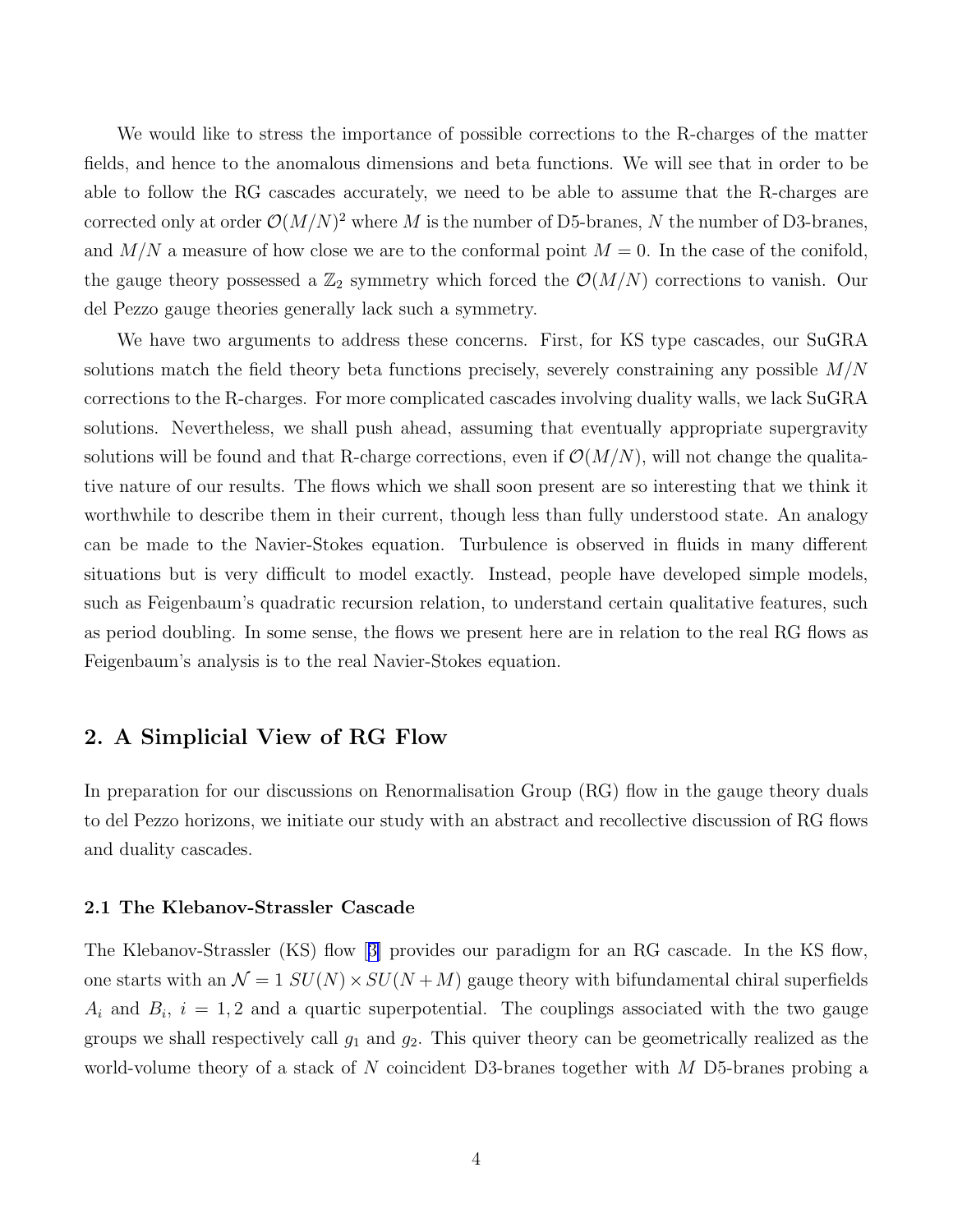We would like to stress the importance of possible corrections to the R-charges of the matter fields, and hence to the anomalous dimensions and beta functions. We will see that in order to be able to follow the RG cascades accurately, we need to be able to assume that the R-charges are corrected only at order $\mathcal{O}(M/N)^2$ where $M$ is the number of D5-branes, $N$ the number of D3-branes, and $M/N$ a measure of how close we are to the conformal point $M = 0$. In the case of the conifold, the gauge theory possessed a $\mathbb{Z}_2$ symmetry which forced the $\mathcal{O}(M/N)$ corrections to vanish. Our del Pezzo gauge theories generally lack such a symmetry.

We have two arguments to address these concerns. First, for KS type cascades, our SuGRA solutions match the field theory beta functions precisely, severely constraining any possible $M/N$ corrections to the R-charges. For more complicated cascades involving duality walls, we lack SuGRA solutions. Nevertheless, we shall push ahead, assuming that eventually appropriate supergravity solutions will be found and that R-charge corrections, even if $\mathcal{O}(M/N)$, will not change the qualitative nature of our results. The flows which we shall soon present are so interesting that we think it worthwhile to describe them in their current, though less than fully understood state. An analogy can be made to the Navier-Stokes equation. Turbulence is observed in fluids in many different situations but is very difficult to model exactly. Instead, people have developed simple models, such as Feigenbaum's quadratic recursion relation, to understand certain qualitative features, such as period doubling. In some sense, the flows we present here are in relation to the real RG flows as Feigenbaum's analysis is to the real Navier-Stokes equation.

## 2. A Simplicial View of RG Flow

In preparation for our discussions on Renormalisation Group (RG) flow in the gauge theory duals to del Pezzo horizons, we initiate our study with an abstract and recollective discussion of RG flows and duality cascades.

### 2.1 The Klebanov-Strassler Cascade

The Klebanov-Strassler (KS) flow [3] provides our paradigm for an RG cascade. In the KS flow, one starts with an $\mathcal{N} = 1$ $SU(N) \times SU(N + M)$ gauge theory with bifundamental chiral superfields $A_i$ and $B_i$, $i = 1, 2$ and a quartic superpotential. The couplings associated with the two gauge groups we shall respectively call $g_1$ and $g_2$. This quiver theory can be geometrically realized as the world-volume theory of a stack of $N$ coincident D3-branes together with $M$ D5-branes probing a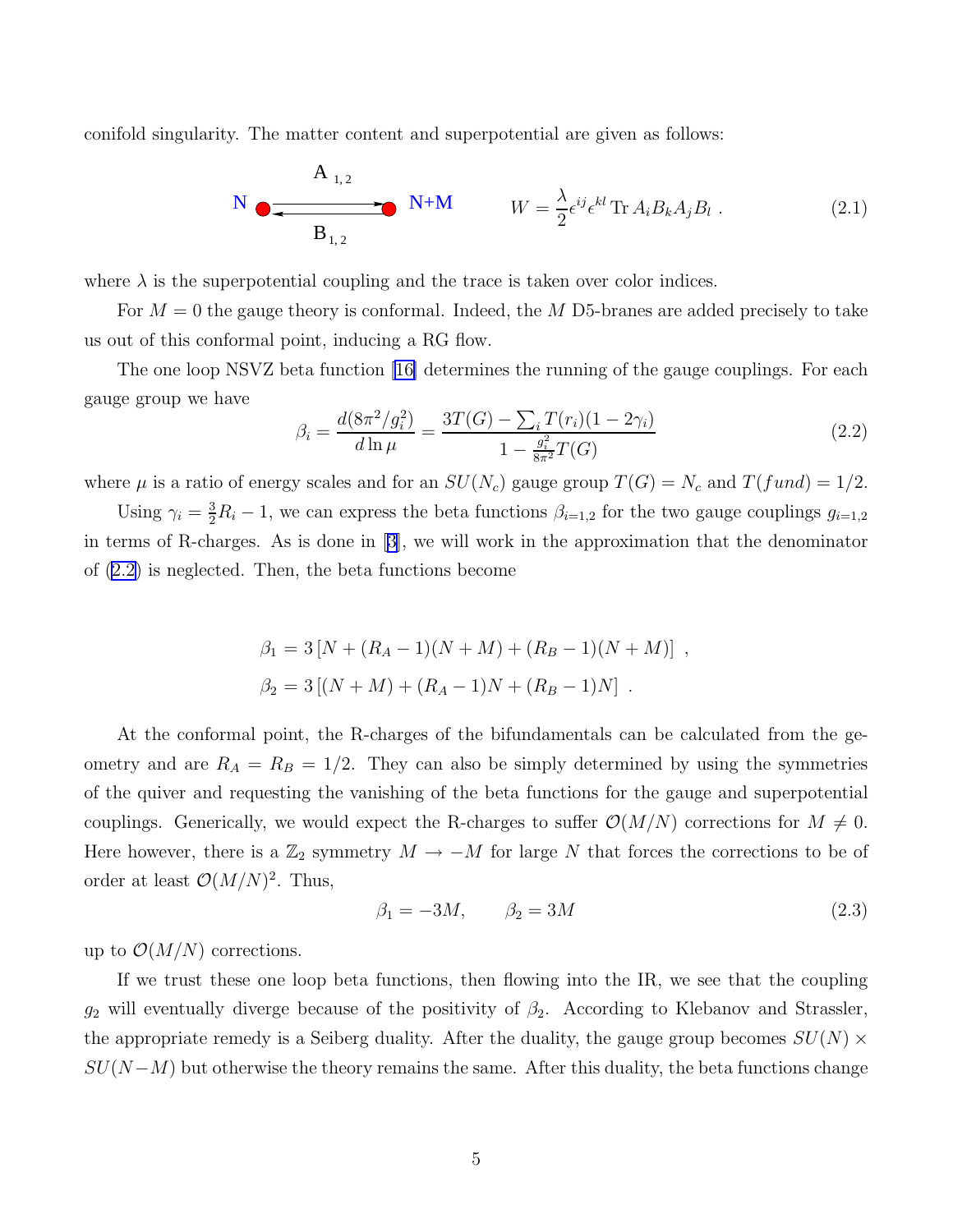conifold singularity. The matter content and superpotential are given as follows:

$$N \; \underset{B_{1,2}}{\overset{A_{1,2}}{\rightleftarrows}} \; N+M \qquad W = \frac{\lambda}{2}\epsilon^{ij}\epsilon^{kl}\,\mathrm{Tr}\, A_i B_k A_j B_l \; . \tag{2.1}$$

where $\lambda$ is the superpotential coupling and the trace is taken over color indices.

For $M = 0$ the gauge theory is conformal. Indeed, the $M$ D5-branes are added precisely to take us out of this conformal point, inducing a RG flow.

The one loop NSVZ beta function [16] determines the running of the gauge couplings. For each gauge group we have

$$\beta_i = \frac{d(8\pi^2/g_i^2)}{d\ln\mu} = \frac{3T(G) - \sum_i T(r_i)(1-2\gamma_i)}{1 - \frac{g_i^2}{8\pi^2}T(G)} \tag{2.2}$$

where $\mu$ is a ratio of energy scales and for an $SU(N_c)$ gauge group $T(G) = N_c$ and $T(fund) = 1/2$.

Using $\gamma_i = \frac{3}{2}R_i - 1$, we can express the beta functions $\beta_{i=1,2}$ for the two gauge couplings $g_{i=1,2}$ in terms of R-charges. As is done in [3], we will work in the approximation that the denominator of (2.2) is neglected. Then, the beta functions become

$$\begin{aligned}
\beta_1 &= 3\left[N + (R_A - 1)(N+M) + (R_B - 1)(N+M)\right] \; , \\
\beta_2 &= 3\left[(N+M) + (R_A - 1)N + (R_B - 1)N\right] \; .
\end{aligned}$$

At the conformal point, the R-charges of the bifundamentals can be calculated from the geometry and are $R_A = R_B = 1/2$. They can also be simply determined by using the symmetries of the quiver and requesting the vanishing of the beta functions for the gauge and superpotential couplings. Generically, we would expect the R-charges to suffer $\mathcal{O}(M/N)$ corrections for $M \neq 0$. Here however, there is a $\mathbb{Z}_2$ symmetry $M \to -M$ for large $N$ that forces the corrections to be of order at least $\mathcal{O}(M/N)^2$. Thus,

$$\beta_1 = -3M, \qquad \beta_2 = 3M \tag{2.3}$$

up to $\mathcal{O}(M/N)$ corrections.

If we trust these one loop beta functions, then flowing into the IR, we see that the coupling $g_2$ will eventually diverge because of the positivity of $\beta_2$. According to Klebanov and Strassler, the appropriate remedy is a Seiberg duality. After the duality, the gauge group becomes $SU(N) \times SU(N-M)$ but otherwise the theory remains the same. After this duality, the beta functions change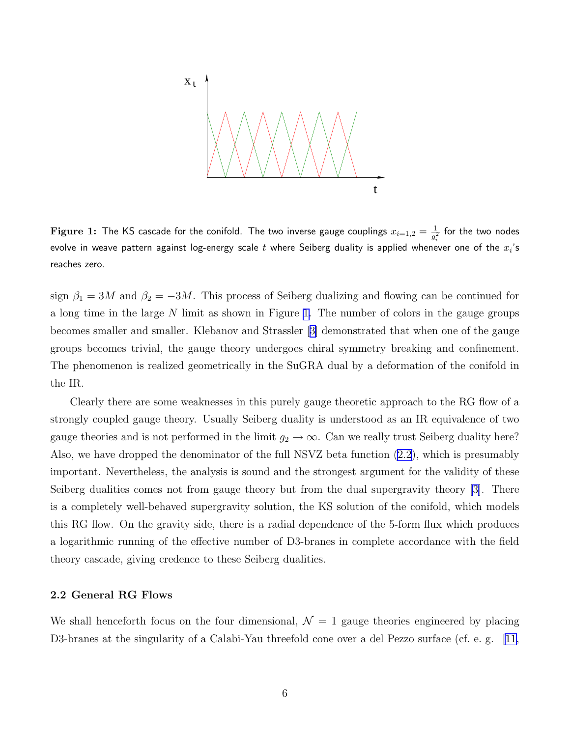**Figure 1:** The KS cascade for the conifold. The two inverse gauge couplings $x_{i=1,2} = \frac{1}{g_i^2}$ for the two nodes evolve in weave pattern against log-energy scale $t$ where Seiberg duality is applied whenever one of the $x_i$'s reaches zero.

sign $\beta_1 = 3M$ and $\beta_2 = -3M$. This process of Seiberg dualizing and flowing can be continued for a long time in the large $N$ limit as shown in Figure 1. The number of colors in the gauge groups becomes smaller and smaller. Klebanov and Strassler [3] demonstrated that when one of the gauge groups becomes trivial, the gauge theory undergoes chiral symmetry breaking and confinement. The phenomenon is realized geometrically in the SuGRA dual by a deformation of the conifold in the IR.

Clearly there are some weaknesses in this purely gauge theoretic approach to the RG flow of a strongly coupled gauge theory. Usually Seiberg duality is understood as an IR equivalence of two gauge theories and is not performed in the limit $g_2 \to \infty$. Can we really trust Seiberg duality here? Also, we have dropped the denominator of the full NSVZ beta function (2.2), which is presumably important. Nevertheless, the analysis is sound and the strongest argument for the validity of these Seiberg dualities comes not from gauge theory but from the dual supergravity theory [3]. There is a completely well-behaved supergravity solution, the KS solution of the conifold, which models this RG flow. On the gravity side, there is a radial dependence of the 5-form flux which produces a logarithmic running of the effective number of D3-branes in complete accordance with the field theory cascade, giving credence to these Seiberg dualities.

### 2.2 General RG Flows

We shall henceforth focus on the four dimensional, $\mathcal{N} = 1$ gauge theories engineered by placing D3-branes at the singularity of a Calabi-Yau threefold cone over a del Pezzo surface (cf. e. g. [11,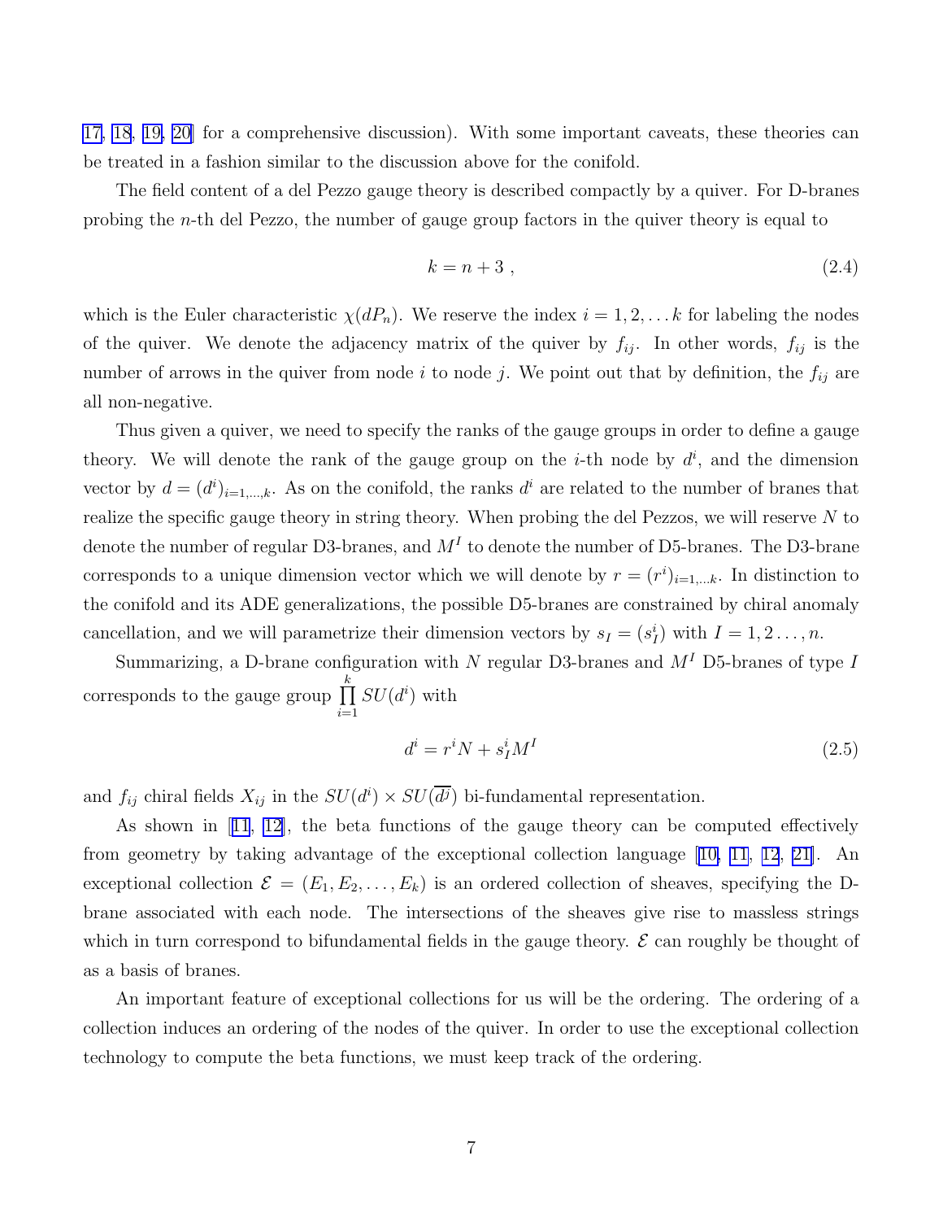17, 18, 19, 20] for a comprehensive discussion). With some important caveats, these theories can be treated in a fashion similar to the discussion above for the conifold.

The field content of a del Pezzo gauge theory is described compactly by a quiver. For D-branes probing the $n$-th del Pezzo, the number of gauge group factors in the quiver theory is equal to

$$k = n + 3 \ , \tag{2.4}$$

which is the Euler characteristic $\chi(dP_n)$. We reserve the index $i = 1, 2, \ldots k$ for labeling the nodes of the quiver. We denote the adjacency matrix of the quiver by $f_{ij}$. In other words, $f_{ij}$ is the number of arrows in the quiver from node $i$ to node $j$. We point out that by definition, the $f_{ij}$ are all non-negative.

Thus given a quiver, we need to specify the ranks of the gauge groups in order to define a gauge theory. We will denote the rank of the gauge group on the $i$-th node by $d^i$, and the dimension vector by $d = (d^i)_{i=1,\ldots,k}$. As on the conifold, the ranks $d^i$ are related to the number of branes that realize the specific gauge theory in string theory. When probing the del Pezzos, we will reserve $N$ to denote the number of regular D3-branes, and $M^I$ to denote the number of D5-branes. The D3-brane corresponds to a unique dimension vector which we will denote by $r = (r^i)_{i=1,\ldots k}$. In distinction to the conifold and its ADE generalizations, the possible D5-branes are constrained by chiral anomaly cancellation, and we will parametrize their dimension vectors by $s_I = (s^i_I)$ with $I = 1, 2 \ldots, n$.

Summarizing, a D-brane configuration with $N$ regular D3-branes and $M^I$ D5-branes of type $I$ corresponds to the gauge group $\prod_{i=1}^{k} SU(d^i)$ with

$$d^i = r^i N + s^i_I M^I \tag{2.5}$$

and $f_{ij}$ chiral fields $X_{ij}$ in the $SU(d^i) \times SU(\overline{d^j})$ bi-fundamental representation.

As shown in [11, 12], the beta functions of the gauge theory can be computed effectively from geometry by taking advantage of the exceptional collection language [10, 11, 12, 21]. An exceptional collection $\mathcal{E} = (E_1, E_2, \ldots, E_k)$ is an ordered collection of sheaves, specifying the D-brane associated with each node. The intersections of the sheaves give rise to massless strings which in turn correspond to bifundamental fields in the gauge theory. $\mathcal{E}$ can roughly be thought of as a basis of branes.

An important feature of exceptional collections for us will be the ordering. The ordering of a collection induces an ordering of the nodes of the quiver. In order to use the exceptional collection technology to compute the beta functions, we must keep track of the ordering.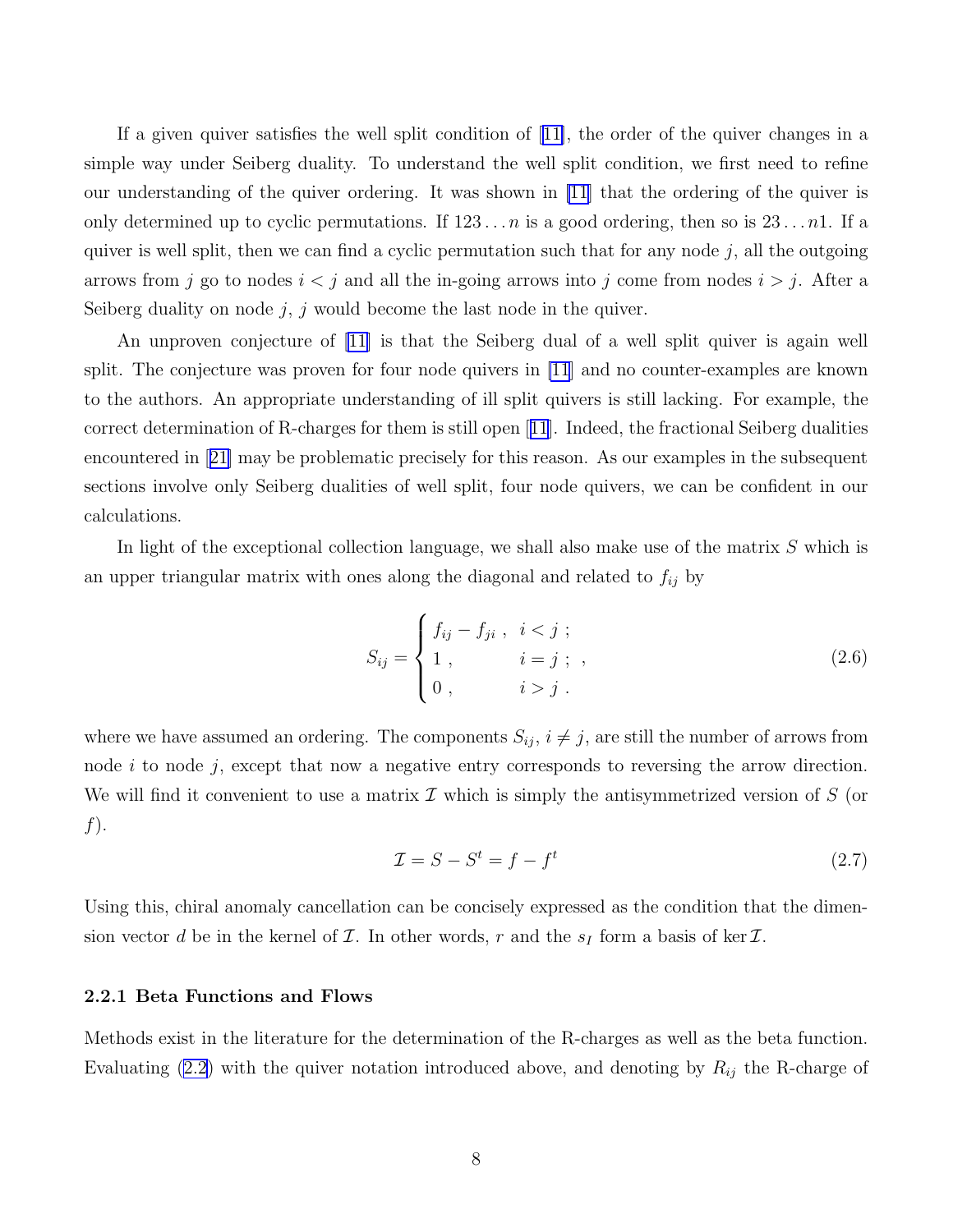If a given quiver satisfies the well split condition of [11], the order of the quiver changes in a simple way under Seiberg duality. To understand the well split condition, we first need to refine our understanding of the quiver ordering. It was shown in [11] that the ordering of the quiver is only determined up to cyclic permutations. If $123\ldots n$ is a good ordering, then so is $23\ldots n1$. If a quiver is well split, then we can find a cyclic permutation such that for any node $j$, all the outgoing arrows from $j$ go to nodes $i < j$ and all the in-going arrows into $j$ come from nodes $i > j$. After a Seiberg duality on node $j$, $j$ would become the last node in the quiver.

An unproven conjecture of [11] is that the Seiberg dual of a well split quiver is again well split. The conjecture was proven for four node quivers in [11] and no counter-examples are known to the authors. An appropriate understanding of ill split quivers is still lacking. For example, the correct determination of R-charges for them is still open [11]. Indeed, the fractional Seiberg dualities encountered in [21] may be problematic precisely for this reason. As our examples in the subsequent sections involve only Seiberg dualities of well split, four node quivers, we can be confident in our calculations.

In light of the exceptional collection language, we shall also make use of the matrix $S$ which is an upper triangular matrix with ones along the diagonal and related to $f_{ij}$ by

$$
S_{ij} = \begin{cases} f_{ij} - f_{ji} \ , & i < j \ ; \\ 1 \ , & i = j \ ; \\ 0 \ , & i > j \ . \end{cases} \ , \tag{2.6}
$$

where we have assumed an ordering. The components $S_{ij}$, $i \neq j$, are still the number of arrows from node $i$ to node $j$, except that now a negative entry corresponds to reversing the arrow direction. We will find it convenient to use a matrix $\mathcal{I}$ which is simply the antisymmetrized version of $S$ (or $f$).

$$
\mathcal{I} = S - S^t = f - f^t \tag{2.7}
$$

Using this, chiral anomaly cancellation can be concisely expressed as the condition that the dimension vector $d$ be in the kernel of $\mathcal{I}$. In other words, $r$ and the $s_I$ form a basis of $\ker \mathcal{I}$.

### 2.2.1 Beta Functions and Flows

Methods exist in the literature for the determination of the R-charges as well as the beta function. Evaluating (2.2) with the quiver notation introduced above, and denoting by $R_{ij}$ the R-charge of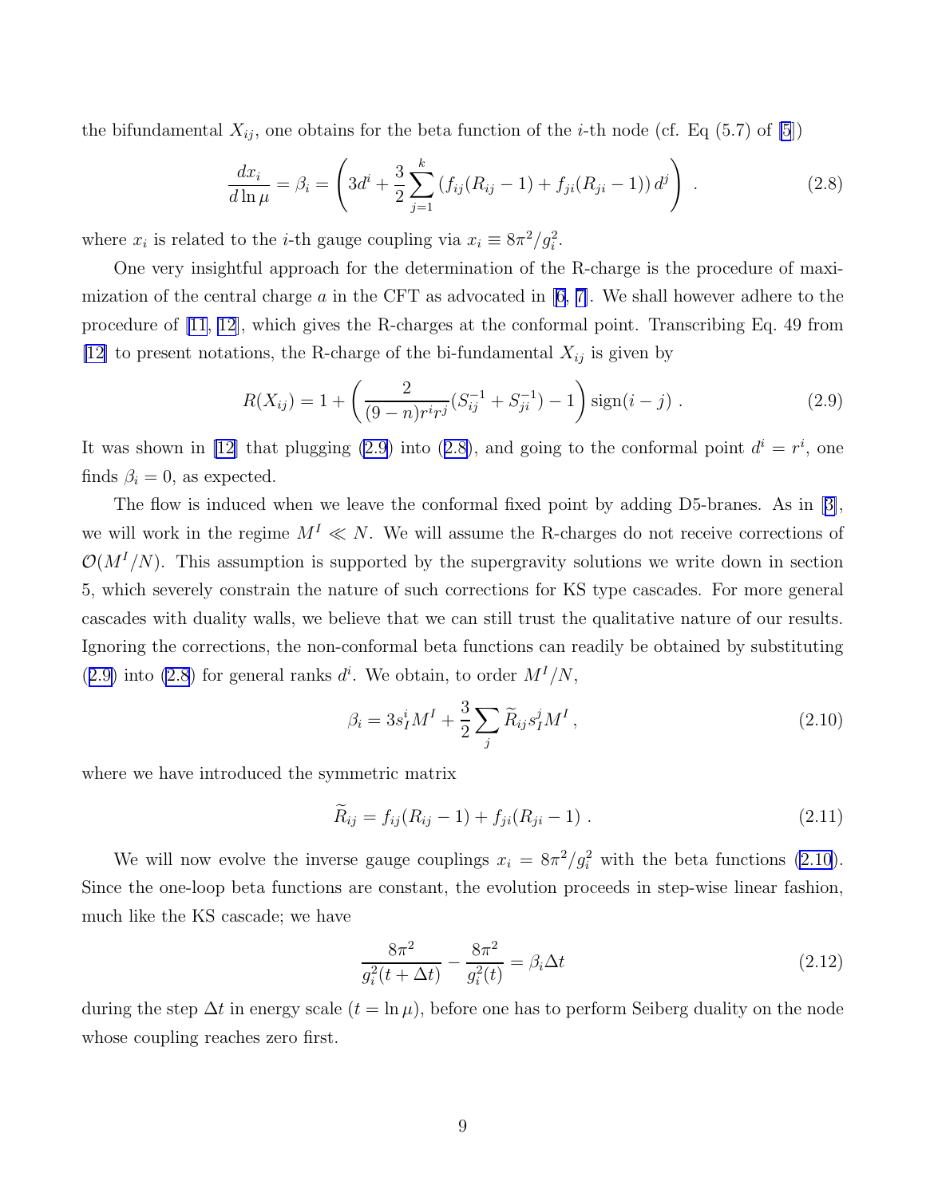the bifundamental $X_{ij}$, one obtains for the beta function of the $i$-th node (cf. Eq (5.7) of [5])

$$\frac{dx_i}{d\ln\mu} = \beta_i = \left(3d^i + \frac{3}{2}\sum_{j=1}^{k}\left(f_{ij}(R_{ij}-1) + f_{ji}(R_{ji}-1)\right)d^j\right) . \tag{2.8}$$

where $x_i$ is related to the $i$-th gauge coupling via $x_i \equiv 8\pi^2/g_i^2$.

One very insightful approach for the determination of the R-charge is the procedure of maximization of the central charge $a$ in the CFT as advocated in [6, 7]. We shall however adhere to the procedure of [11, 12], which gives the R-charges at the conformal point. Transcribing Eq. 49 from [12] to present notations, the R-charge of the bi-fundamental $X_{ij}$ is given by

$$R(X_{ij}) = 1 + \left(\frac{2}{(9-n)r^i r^j}(S_{ij}^{-1} + S_{ji}^{-1}) - 1\right)\text{sign}(i-j) . \tag{2.9}$$

It was shown in [12] that plugging (2.9) into (2.8), and going to the conformal point $d^i = r^i$, one finds $\beta_i = 0$, as expected.

The flow is induced when we leave the conformal fixed point by adding D5-branes. As in [3], we will work in the regime $M^I \ll N$. We will assume the R-charges do not receive corrections of $\mathcal{O}(M^I/N)$. This assumption is supported by the supergravity solutions we write down in section 5, which severely constrain the nature of such corrections for KS type cascades. For more general cascades with duality walls, we believe that we can still trust the qualitative nature of our results. Ignoring the corrections, the non-conformal beta functions can readily be obtained by substituting (2.9) into (2.8) for general ranks $d^i$. We obtain, to order $M^I/N$,

$$\beta_i = 3s_I^i M^I + \frac{3}{2}\sum_j \widetilde{R}_{ij} s_I^j M^I , \tag{2.10}$$

where we have introduced the symmetric matrix

$$\widetilde{R}_{ij} = f_{ij}(R_{ij}-1) + f_{ji}(R_{ji}-1) . \tag{2.11}$$

We will now evolve the inverse gauge couplings $x_i = 8\pi^2/g_i^2$ with the beta functions (2.10). Since the one-loop beta functions are constant, the evolution proceeds in step-wise linear fashion, much like the KS cascade; we have

$$\frac{8\pi^2}{g_i^2(t+\Delta t)} - \frac{8\pi^2}{g_i^2(t)} = \beta_i \Delta t \tag{2.12}$$

during the step $\Delta t$ in energy scale ($t = \ln\mu$), before one has to perform Seiberg duality on the node whose coupling reaches zero first.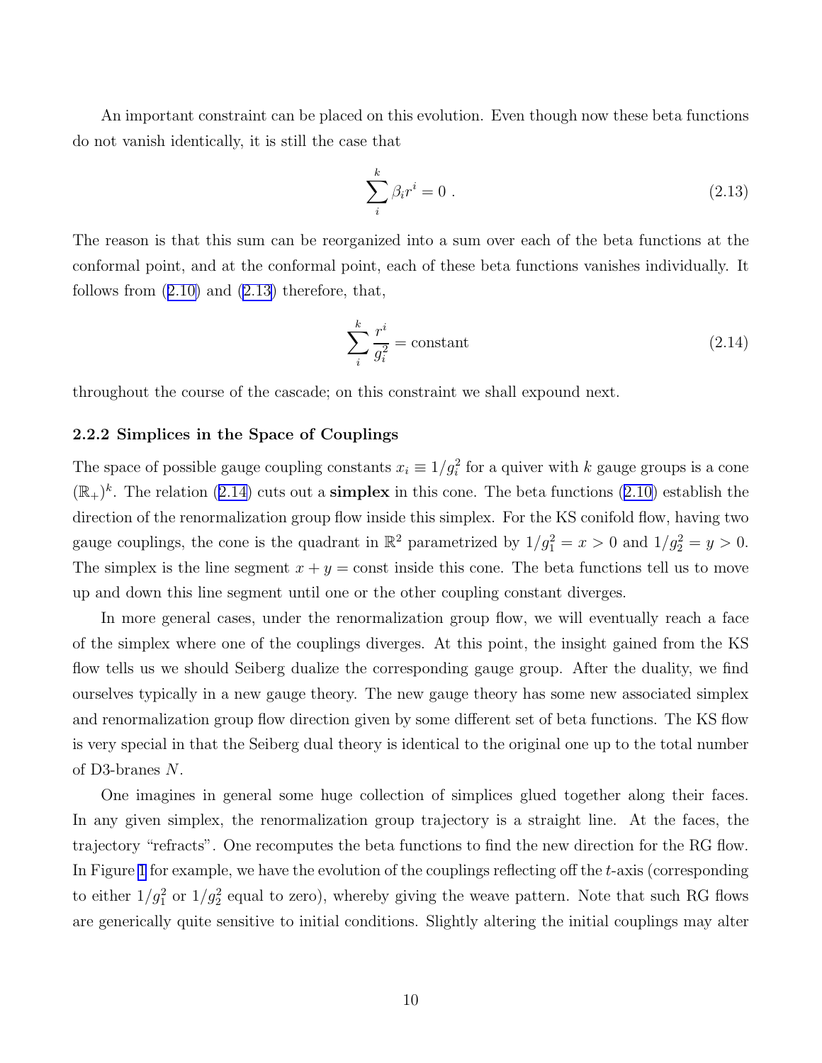An important constraint can be placed on this evolution. Even though now these beta functions do not vanish identically, it is still the case that

$$\sum_{i}^{k} \beta_i r^i = 0 \ . \tag{2.13}$$

The reason is that this sum can be reorganized into a sum over each of the beta functions at the conformal point, and at the conformal point, each of these beta functions vanishes individually. It follows from (2.10) and (2.13) therefore, that,

$$\sum_{i}^{k} \frac{r^i}{g_i^2} = \text{constant} \tag{2.14}$$

throughout the course of the cascade; on this constraint we shall expound next.

### 2.2.2 Simplices in the Space of Couplings

The space of possible gauge coupling constants $x_i \equiv 1/g_i^2$ for a quiver with $k$ gauge groups is a cone $(\mathbb{R}_+)^k$. The relation (2.14) cuts out a **simplex** in this cone. The beta functions (2.10) establish the direction of the renormalization group flow inside this simplex. For the KS conifold flow, having two gauge couplings, the cone is the quadrant in $\mathbb{R}^2$ parametrized by $1/g_1^2 = x > 0$ and $1/g_2^2 = y > 0$. The simplex is the line segment $x + y = \text{const}$ inside this cone. The beta functions tell us to move up and down this line segment until one or the other coupling constant diverges.

In more general cases, under the renormalization group flow, we will eventually reach a face of the simplex where one of the couplings diverges. At this point, the insight gained from the KS flow tells us we should Seiberg dualize the corresponding gauge group. After the duality, we find ourselves typically in a new gauge theory. The new gauge theory has some new associated simplex and renormalization group flow direction given by some different set of beta functions. The KS flow is very special in that the Seiberg dual theory is identical to the original one up to the total number of D3-branes $N$.

One imagines in general some huge collection of simplices glued together along their faces. In any given simplex, the renormalization group trajectory is a straight line. At the faces, the trajectory "refracts". One recomputes the beta functions to find the new direction for the RG flow. In Figure 1 for example, we have the evolution of the couplings reflecting off the $t$-axis (corresponding to either $1/g_1^2$ or $1/g_2^2$ equal to zero), whereby giving the weave pattern. Note that such RG flows are generically quite sensitive to initial conditions. Slightly altering the initial couplings may alter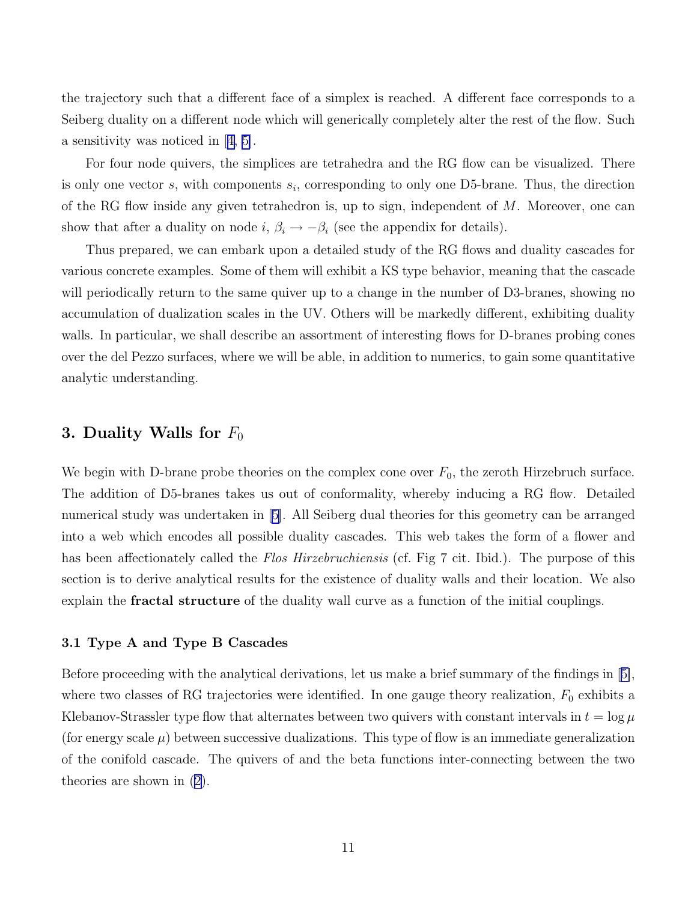the trajectory such that a different face of a simplex is reached. A different face corresponds to a Seiberg duality on a different node which will generically completely alter the rest of the flow. Such a sensitivity was noticed in [4, 5].

For four node quivers, the simplices are tetrahedra and the RG flow can be visualized. There is only one vector $s$, with components $s_i$, corresponding to only one D5-brane. Thus, the direction of the RG flow inside any given tetrahedron is, up to sign, independent of $M$. Moreover, one can show that after a duality on node $i$, $\beta_i \to -\beta_i$ (see the appendix for details).

Thus prepared, we can embark upon a detailed study of the RG flows and duality cascades for various concrete examples. Some of them will exhibit a KS type behavior, meaning that the cascade will periodically return to the same quiver up to a change in the number of D3-branes, showing no accumulation of dualization scales in the UV. Others will be markedly different, exhibiting duality walls. In particular, we shall describe an assortment of interesting flows for D-branes probing cones over the del Pezzo surfaces, where we will be able, in addition to numerics, to gain some quantitative analytic understanding.

## 3. Duality Walls for $F_0$

We begin with D-brane probe theories on the complex cone over $F_0$, the zeroth Hirzebruch surface. The addition of D5-branes takes us out of conformality, whereby inducing a RG flow. Detailed numerical study was undertaken in [5]. All Seiberg dual theories for this geometry can be arranged into a web which encodes all possible duality cascades. This web takes the form of a flower and has been affectionately called the *Flos Hirzebruchiensis* (cf. Fig 7 cit. Ibid.). The purpose of this section is to derive analytical results for the existence of duality walls and their location. We also explain the **fractal structure** of the duality wall curve as a function of the initial couplings.

### 3.1 Type A and Type B Cascades

Before proceeding with the analytical derivations, let us make a brief summary of the findings in [5], where two classes of RG trajectories were identified. In one gauge theory realization, $F_0$ exhibits a Klebanov-Strassler type flow that alternates between two quivers with constant intervals in $t = \log \mu$ (for energy scale $\mu$) between successive dualizations. This type of flow is an immediate generalization of the conifold cascade. The quivers of and the beta functions inter-connecting between the two theories are shown in (2).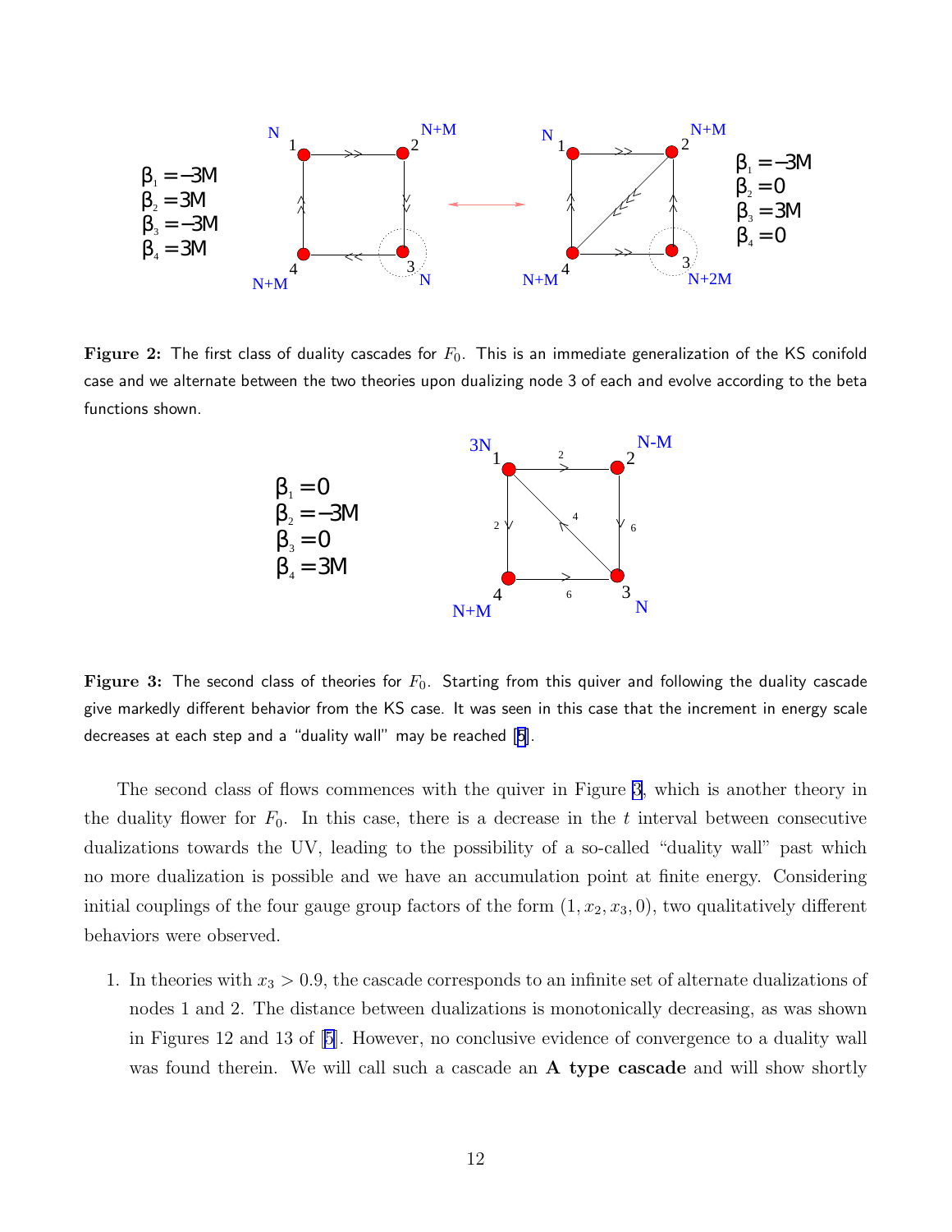**Figure 2:** The first class of duality cascades for $F_0$. This is an immediate generalization of the KS conifold case and we alternate between the two theories upon dualizing node 3 of each and evolve according to the beta functions shown.

**Figure 3:** The second class of theories for $F_0$. Starting from this quiver and following the duality cascade give markedly different behavior from the KS case. It was seen in this case that the increment in energy scale decreases at each step and a "duality wall" may be reached [5].

The second class of flows commences with the quiver in Figure 3, which is another theory in the duality flower for $F_0$. In this case, there is a decrease in the $t$ interval between consecutive dualizations towards the UV, leading to the possibility of a so-called "duality wall" past which no more dualization is possible and we have an accumulation point at finite energy. Considering initial couplings of the four gauge group factors of the form $(1, x_2, x_3, 0)$, two qualitatively different behaviors were observed.

1. In theories with $x_3 > 0.9$, the cascade corresponds to an infinite set of alternate dualizations of nodes 1 and 2. The distance between dualizations is monotonically decreasing, as was shown in Figures 12 and 13 of [5]. However, no conclusive evidence of convergence to a duality wall was found therein. We will call such a cascade an **A type cascade** and will show shortly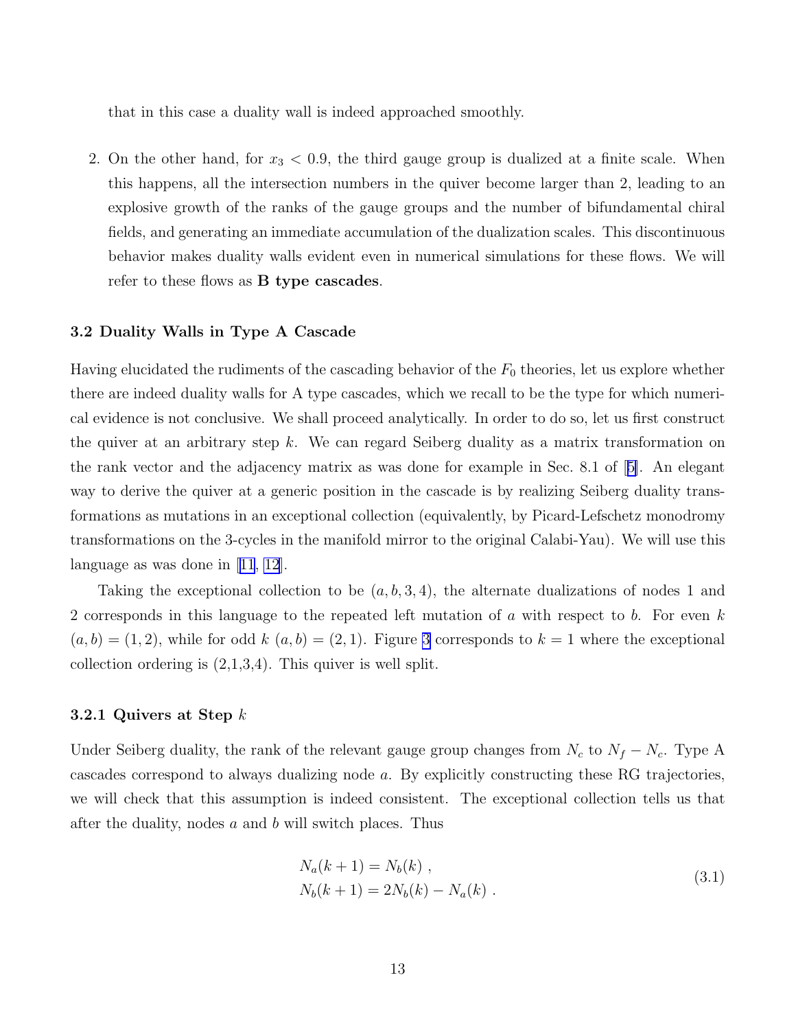that in this case a duality wall is indeed approached smoothly.

2. On the other hand, for $x_3 < 0.9$, the third gauge group is dualized at a finite scale. When this happens, all the intersection numbers in the quiver become larger than 2, leading to an explosive growth of the ranks of the gauge groups and the number of bifundamental chiral fields, and generating an immediate accumulation of the dualization scales. This discontinuous behavior makes duality walls evident even in numerical simulations for these flows. We will refer to these flows as **B type cascades**.

### 3.2 Duality Walls in Type A Cascade

Having elucidated the rudiments of the cascading behavior of the $F_0$ theories, let us explore whether there are indeed duality walls for A type cascades, which we recall to be the type for which numerical evidence is not conclusive. We shall proceed analytically. In order to do so, let us first construct the quiver at an arbitrary step $k$. We can regard Seiberg duality as a matrix transformation on the rank vector and the adjacency matrix as was done for example in Sec. 8.1 of [5]. An elegant way to derive the quiver at a generic position in the cascade is by realizing Seiberg duality transformations as mutations in an exceptional collection (equivalently, by Picard-Lefschetz monodromy transformations on the 3-cycles in the manifold mirror to the original Calabi-Yau). We will use this language as was done in [11, 12].

Taking the exceptional collection to be $(a, b, 3, 4)$, the alternate dualizations of nodes 1 and 2 corresponds in this language to the repeated left mutation of $a$ with respect to $b$. For even $k$ $(a, b) = (1, 2)$, while for odd $k$ $(a, b) = (2, 1)$. Figure 3 corresponds to $k = 1$ where the exceptional collection ordering is (2,1,3,4). This quiver is well split.

#### 3.2.1 Quivers at Step $k$

Under Seiberg duality, the rank of the relevant gauge group changes from $N_c$ to $N_f - N_c$. Type A cascades correspond to always dualizing node $a$. By explicitly constructing these RG trajectories, we will check that this assumption is indeed consistent. The exceptional collection tells us that after the duality, nodes $a$ and $b$ will switch places. Thus

$$
\begin{aligned}
N_a(k+1) &= N_b(k) \ , \\
N_b(k+1) &= 2N_b(k) - N_a(k) \ .
\end{aligned}
\tag{3.1}
$$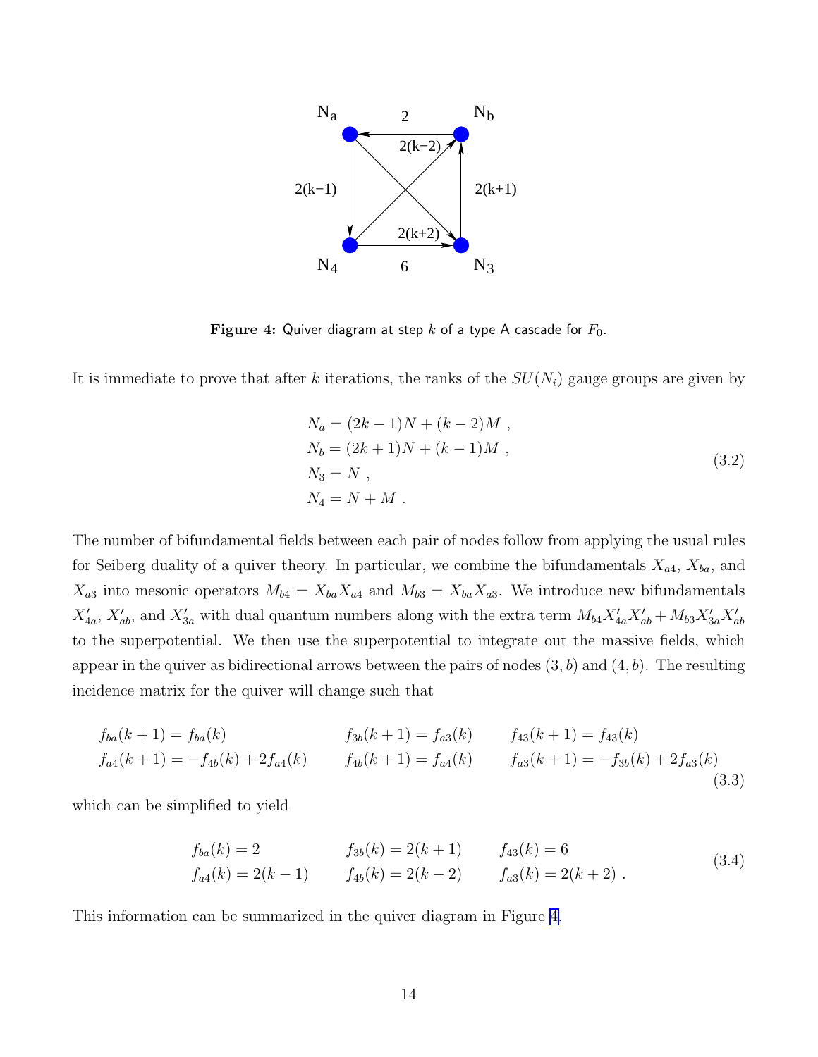**Figure 4:** Quiver diagram at step $k$ of a type A cascade for $F_0$.

It is immediate to prove that after $k$ iterations, the ranks of the $SU(N_i)$ gauge groups are given by

$$
\begin{aligned}
N_a &= (2k-1)N + (k-2)M \ , \\
N_b &= (2k+1)N + (k-1)M \ , \\
N_3 &= N \ , \\
N_4 &= N + M \ .
\end{aligned}
\tag{3.2}
$$

The number of bifundamental fields between each pair of nodes follow from applying the usual rules for Seiberg duality of a quiver theory. In particular, we combine the bifundamentals $X_{a4}$, $X_{ba}$, and $X_{a3}$ into mesonic operators $M_{b4} = X_{ba}X_{a4}$ and $M_{b3} = X_{ba}X_{a3}$. We introduce new bifundamentals $X'_{4a}$, $X'_{ab}$, and $X'_{3a}$ with dual quantum numbers along with the extra term $M_{b4}X'_{4a}X'_{ab} + M_{b3}X'_{3a}X'_{ab}$ to the superpotential. We then use the superpotential to integrate out the massive fields, which appear in the quiver as bidirectional arrows between the pairs of nodes $(3, b)$ and $(4, b)$. The resulting incidence matrix for the quiver will change such that

$$
\begin{aligned}
&f_{ba}(k+1) = f_{ba}(k) && f_{3b}(k+1) = f_{a3}(k) && f_{43}(k+1) = f_{43}(k) \\
&f_{a4}(k+1) = -f_{4b}(k) + 2f_{a4}(k) && f_{4b}(k+1) = f_{a4}(k) && f_{a3}(k+1) = -f_{3b}(k) + 2f_{a3}(k)
\end{aligned}
\tag{3.3}
$$

which can be simplified to yield

$$
\begin{aligned}
&f_{ba}(k) = 2 && f_{3b}(k) = 2(k+1) && f_{43}(k) = 6 \\
&f_{a4}(k) = 2(k-1) && f_{4b}(k) = 2(k-2) && f_{a3}(k) = 2(k+2) \ .
\end{aligned}
\tag{3.4}
$$

This information can be summarized in the quiver diagram in Figure 4.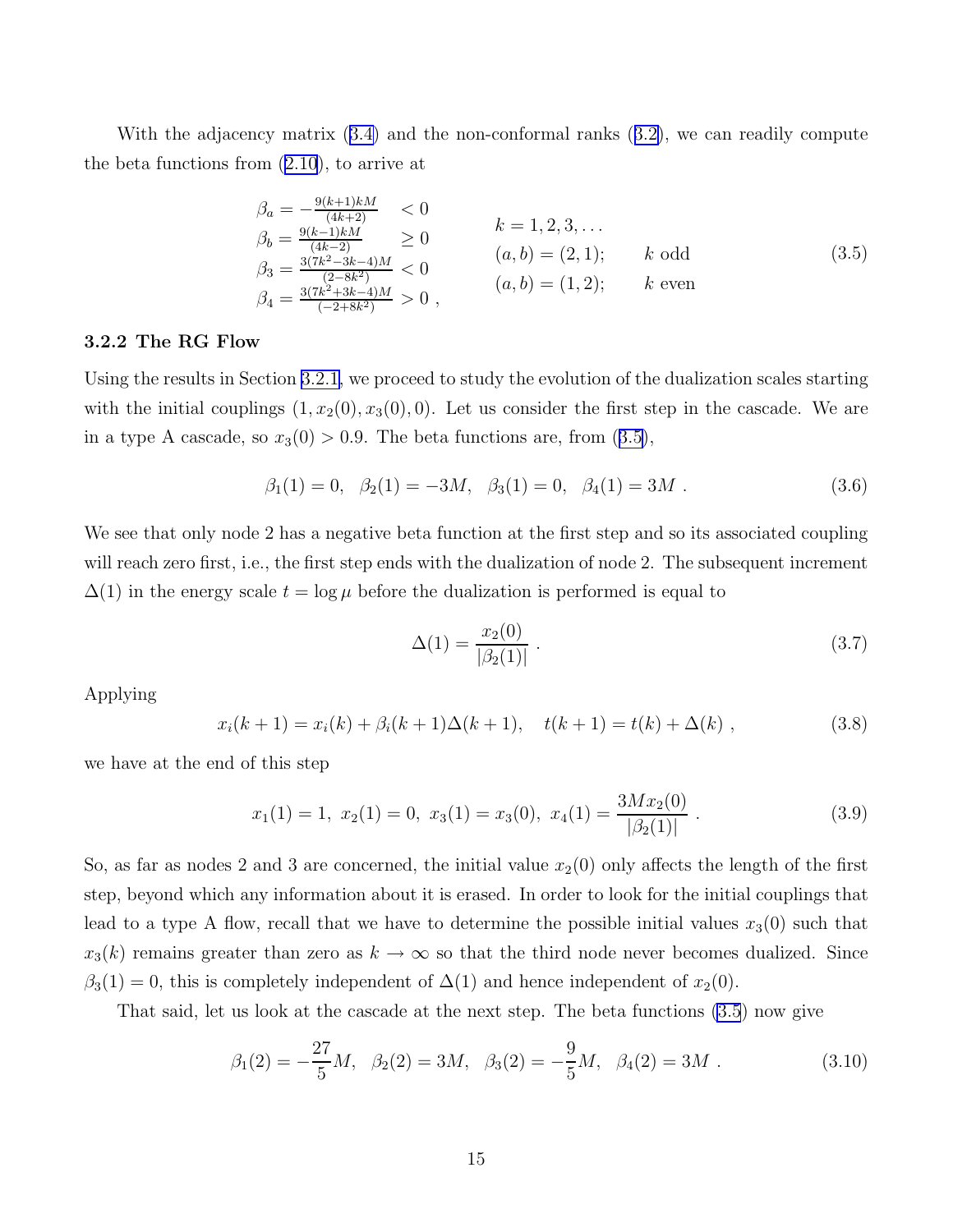With the adjacency matrix (3.4) and the non-conformal ranks (3.2), we can readily compute the beta functions from (2.10), to arrive at

$$
\begin{array}{lll}
\beta_a = -\frac{9(k+1)kM}{(4k+2)} & < 0 & \\
\beta_b = \frac{9(k-1)kM}{(4k-2)} & \geq 0 & \\
\beta_3 = \frac{3(7k^2-3k-4)M}{(2-8k^2)} & < 0 & \\
\beta_4 = \frac{3(7k^2+3k-4)M}{(-2+8k^2)} & > 0 \ , &
\end{array}
\qquad
\begin{array}{ll}
k = 1, 2, 3, \ldots & \\
(a, b) = (2, 1); & k \text{ odd} \\
(a, b) = (1, 2); & k \text{ even}
\end{array}
\tag{3.5}
$$

### 3.2.2 The RG Flow

Using the results in Section 3.2.1, we proceed to study the evolution of the dualization scales starting with the initial couplings $(1, x_2(0), x_3(0), 0)$. Let us consider the first step in the cascade. We are in a type A cascade, so $x_3(0) > 0.9$. The beta functions are, from (3.5),

$$
\beta_1(1) = 0, \quad \beta_2(1) = -3M, \quad \beta_3(1) = 0, \quad \beta_4(1) = 3M \ . \tag{3.6}
$$

We see that only node 2 has a negative beta function at the first step and so its associated coupling will reach zero first, i.e., the first step ends with the dualization of node 2. The subsequent increment $\Delta(1)$ in the energy scale $t = \log \mu$ before the dualization is performed is equal to

$$
\Delta(1) = \frac{x_2(0)}{|\beta_2(1)|} \ . \tag{3.7}
$$

Applying

$$
x_i(k+1) = x_i(k) + \beta_i(k+1)\Delta(k+1), \quad t(k+1) = t(k) + \Delta(k) \ , \tag{3.8}
$$

we have at the end of this step

$$
x_1(1) = 1, \ x_2(1) = 0, \ x_3(1) = x_3(0), \ x_4(1) = \frac{3Mx_2(0)}{|\beta_2(1)|} \ . \tag{3.9}
$$

So, as far as nodes 2 and 3 are concerned, the initial value $x_2(0)$ only affects the length of the first step, beyond which any information about it is erased. In order to look for the initial couplings that lead to a type A flow, recall that we have to determine the possible initial values $x_3(0)$ such that $x_3(k)$ remains greater than zero as $k \to \infty$ so that the third node never becomes dualized. Since $\beta_3(1) = 0$, this is completely independent of $\Delta(1)$ and hence independent of $x_2(0)$.

That said, let us look at the cascade at the next step. The beta functions (3.5) now give

$$
\beta_1(2) = -\frac{27}{5}M, \quad \beta_2(2) = 3M, \quad \beta_3(2) = -\frac{9}{5}M, \quad \beta_4(2) = 3M \ . \tag{3.10}
$$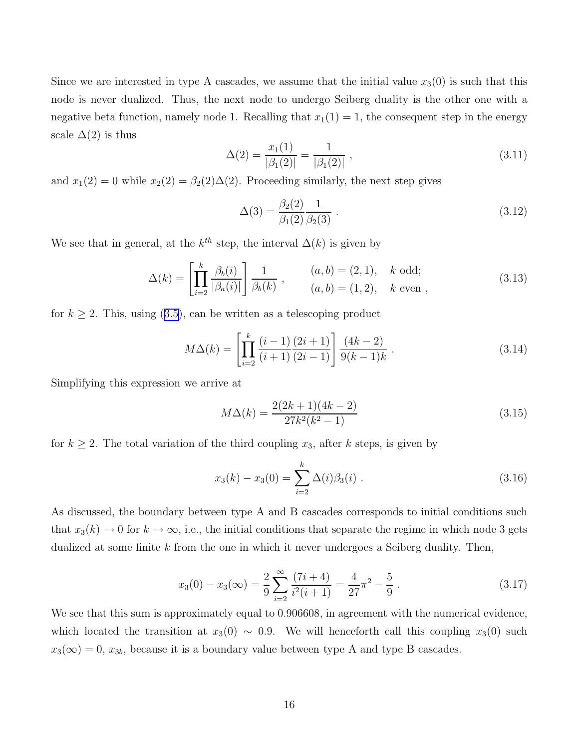Since we are interested in type A cascades, we assume that the initial value $x_3(0)$ is such that this node is never dualized. Thus, the next node to undergo Seiberg duality is the other one with a negative beta function, namely node 1. Recalling that $x_1(1) = 1$, the consequent step in the energy scale $\Delta(2)$ is thus

$$\Delta(2) = \frac{x_1(1)}{|\beta_1(2)|} = \frac{1}{|\beta_1(2)|} \;, \tag{3.11}$$

and $x_1(2) = 0$ while $x_2(2) = \beta_2(2)\Delta(2)$. Proceeding similarly, the next step gives

$$\Delta(3) = \frac{\beta_2(2)}{\beta_1(2)} \frac{1}{\beta_2(3)} \;. \tag{3.12}$$

We see that in general, at the $k^{th}$ step, the interval $\Delta(k)$ is given by

$$\Delta(k) = \left[ \prod_{i=2}^{k} \frac{\beta_b(i)}{|\beta_a(i)|} \right] \frac{1}{\beta_b(k)} \;, \qquad \begin{array}{ll} (a,b) = (2,1), & k \text{ odd;} \\ (a,b) = (1,2), & k \text{ even} \;, \end{array} \tag{3.13}$$

for $k \geq 2$. This, using (3.5), can be written as a telescoping product

$$M\Delta(k) = \left[ \prod_{i=2}^{k} \frac{(i-1)}{(i+1)} \frac{(2i+1)}{(2i-1)} \right] \frac{(4k-2)}{9(k-1)k} \;. \tag{3.14}$$

Simplifying this expression we arrive at

$$M\Delta(k) = \frac{2(2k+1)(4k-2)}{27k^2(k^2-1)} \tag{3.15}$$

for $k \geq 2$. The total variation of the third coupling $x_3$, after $k$ steps, is given by

$$x_3(k) - x_3(0) = \sum_{i=2}^{k} \Delta(i)\beta_3(i) \;. \tag{3.16}$$

As discussed, the boundary between type A and B cascades corresponds to initial conditions such that $x_3(k) \to 0$ for $k \to \infty$, i.e., the initial conditions that separate the regime in which node 3 gets dualized at some finite $k$ from the one in which it never undergoes a Seiberg duality. Then,

$$x_3(0) - x_3(\infty) = \frac{2}{9} \sum_{i=2}^{\infty} \frac{(7i+4)}{i^2(i+1)} = \frac{4}{27}\pi^2 - \frac{5}{9} \;. \tag{3.17}$$

We see that this sum is approximately equal to 0.906608, in agreement with the numerical evidence, which located the transition at $x_3(0) \sim 0.9$. We will henceforth call this coupling $x_3(0)$ such $x_3(\infty) = 0$, $x_{3b}$, because it is a boundary value between type A and type B cascades.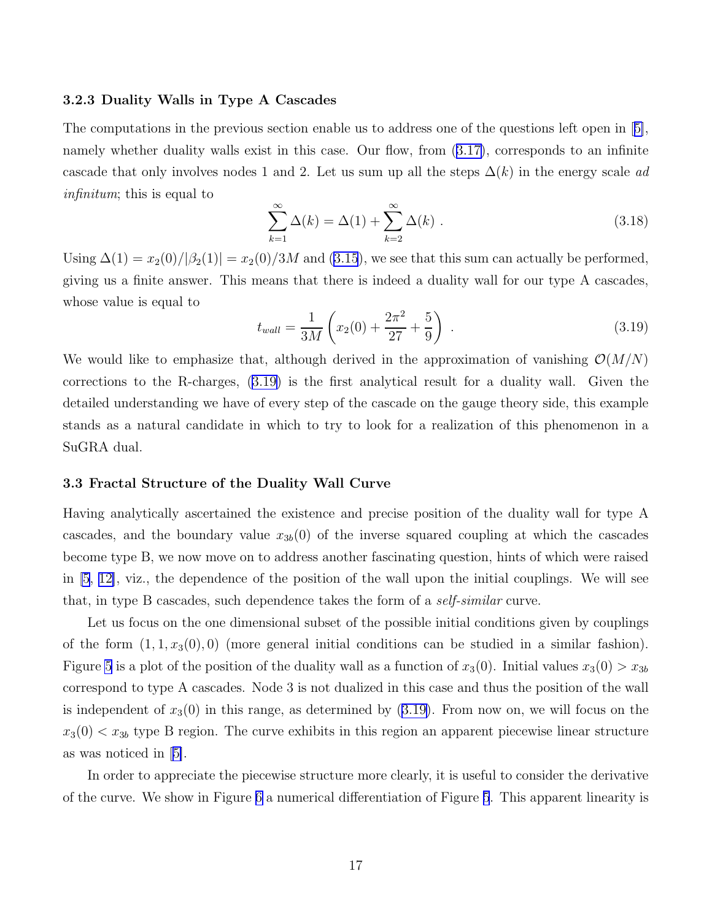### 3.2.3 Duality Walls in Type A Cascades

The computations in the previous section enable us to address one of the questions left open in [5], namely whether duality walls exist in this case. Our flow, from (3.17), corresponds to an infinite cascade that only involves nodes 1 and 2. Let us sum up all the steps $\Delta(k)$ in the energy scale *ad infinitum*; this is equal to

$$\sum_{k=1}^{\infty} \Delta(k) = \Delta(1) + \sum_{k=2}^{\infty} \Delta(k) \ . \tag{3.18}$$

Using $\Delta(1) = x_2(0)/|\beta_2(1)| = x_2(0)/3M$ and (3.15), we see that this sum can actually be performed, giving us a finite answer. This means that there is indeed a duality wall for our type A cascades, whose value is equal to

$$t_{wall} = \frac{1}{3M}\left(x_2(0) + \frac{2\pi^2}{27} + \frac{5}{9}\right) \ . \tag{3.19}$$

We would like to emphasize that, although derived in the approximation of vanishing $\mathcal{O}(M/N)$ corrections to the R-charges, (3.19) is the first analytical result for a duality wall. Given the detailed understanding we have of every step of the cascade on the gauge theory side, this example stands as a natural candidate in which to try to look for a realization of this phenomenon in a SuGRA dual.

## 3.3 Fractal Structure of the Duality Wall Curve

Having analytically ascertained the existence and precise position of the duality wall for type A cascades, and the boundary value $x_{3b}(0)$ of the inverse squared coupling at which the cascades become type B, we now move on to address another fascinating question, hints of which were raised in [5, 12], viz., the dependence of the position of the wall upon the initial couplings. We will see that, in type B cascades, such dependence takes the form of a *self-similar* curve.

Let us focus on the one dimensional subset of the possible initial conditions given by couplings of the form $(1, 1, x_3(0), 0)$ (more general initial conditions can be studied in a similar fashion). Figure 5 is a plot of the position of the duality wall as a function of $x_3(0)$. Initial values $x_3(0) > x_{3b}$ correspond to type A cascades. Node 3 is not dualized in this case and thus the position of the wall is independent of $x_3(0)$ in this range, as determined by (3.19). From now on, we will focus on the $x_3(0) < x_{3b}$ type B region. The curve exhibits in this region an apparent piecewise linear structure as was noticed in [5].

In order to appreciate the piecewise structure more clearly, it is useful to consider the derivative of the curve. We show in Figure 6 a numerical differentiation of Figure 5. This apparent linearity is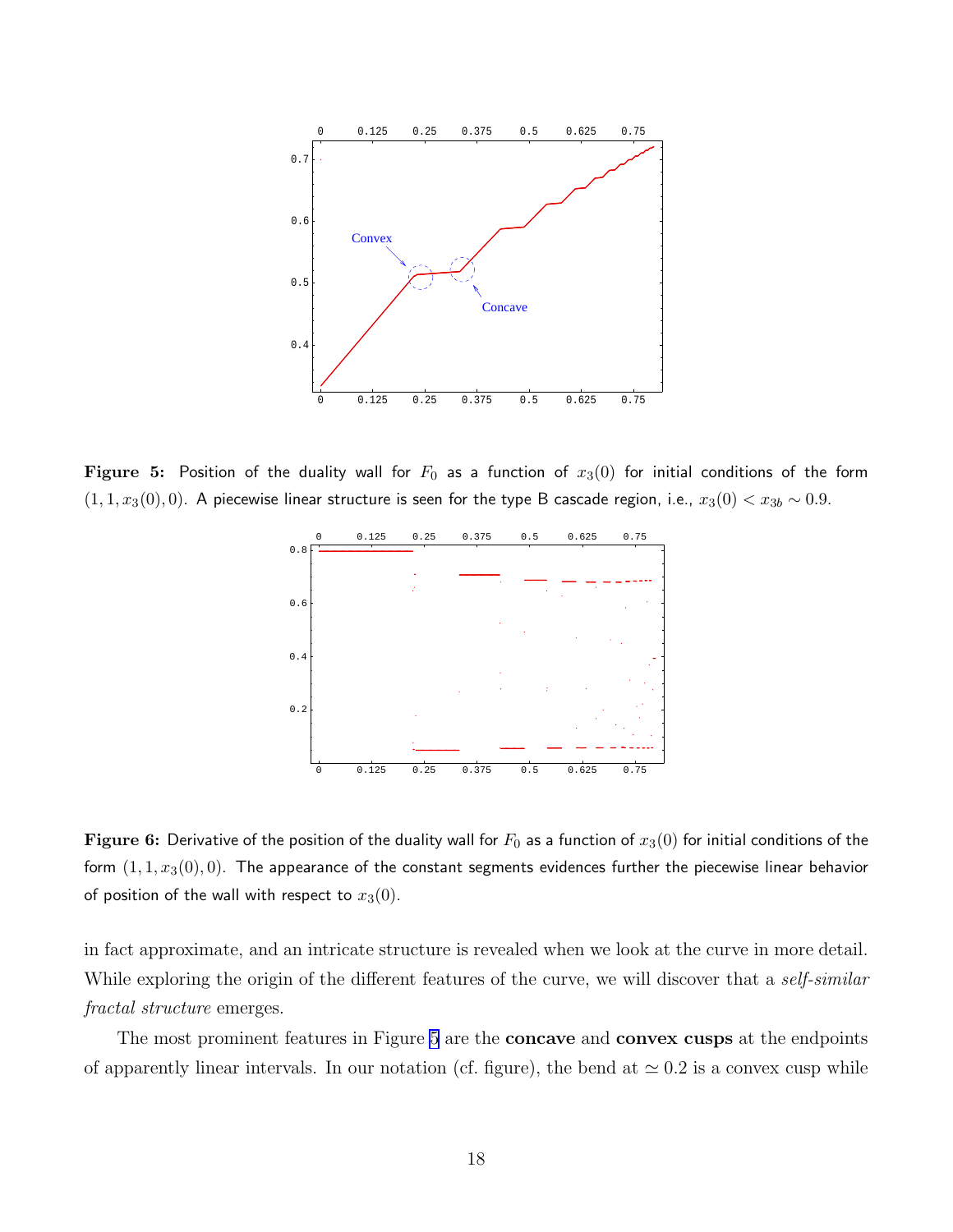**Figure 5:** Position of the duality wall for $F_0$ as a function of $x_3(0)$ for initial conditions of the form $(1, 1, x_3(0), 0)$. A piecewise linear structure is seen for the type B cascade region, i.e., $x_3(0) < x_{3b} \sim 0.9$.

**Figure 6:** Derivative of the position of the duality wall for $F_0$ as a function of $x_3(0)$ for initial conditions of the form $(1, 1, x_3(0), 0)$. The appearance of the constant segments evidences further the piecewise linear behavior of position of the wall with respect to $x_3(0)$.

in fact approximate, and an intricate structure is revealed when we look at the curve in more detail. While exploring the origin of the different features of the curve, we will discover that a *self-similar fractal structure* emerges.

The most prominent features in Figure 5 are the **concave** and **convex cusps** at the endpoints of apparently linear intervals. In our notation (cf. figure), the bend at $\simeq 0.2$ is a convex cusp while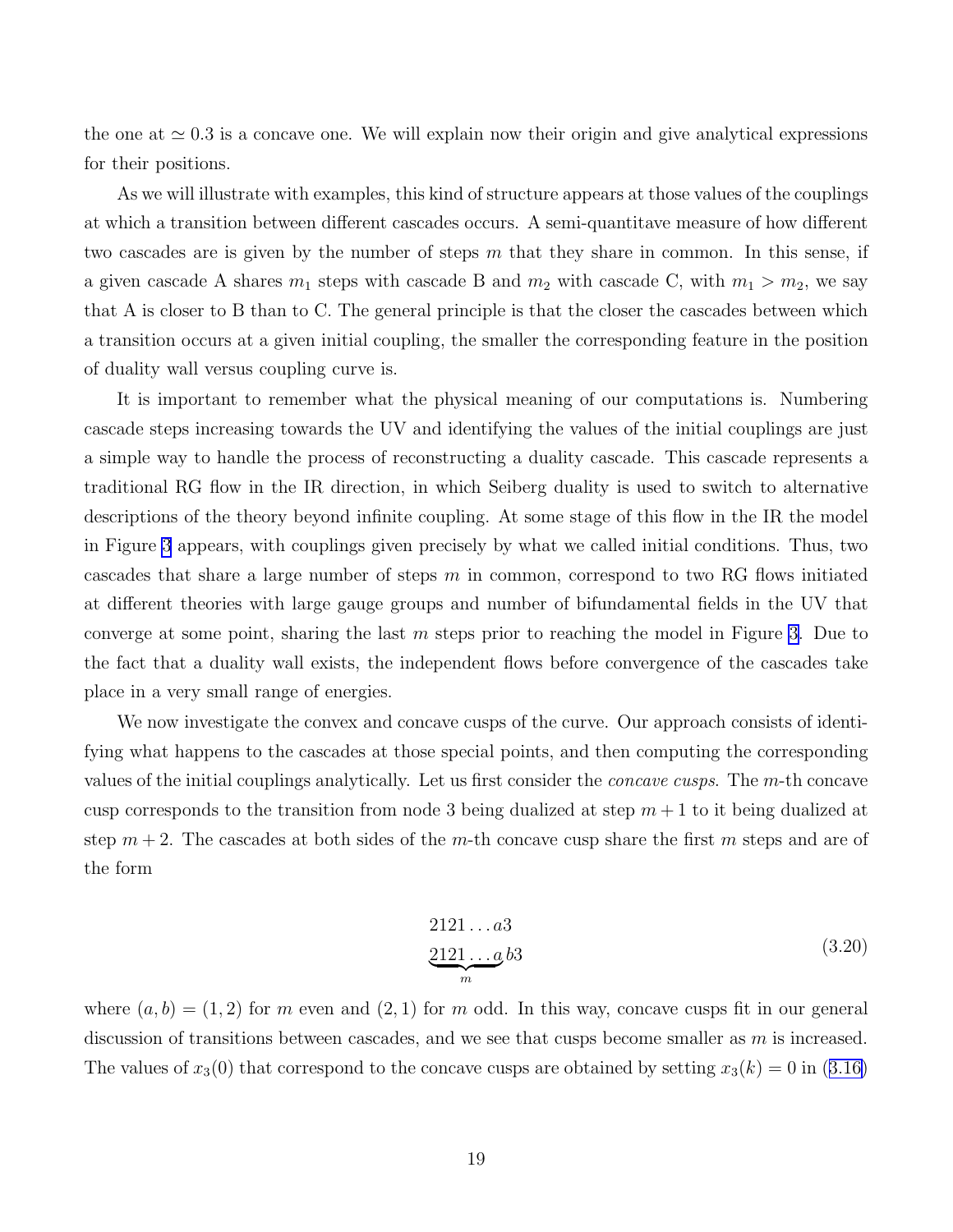the one at $\simeq 0.3$ is a concave one. We will explain now their origin and give analytical expressions for their positions.

As we will illustrate with examples, this kind of structure appears at those values of the couplings at which a transition between different cascades occurs. A semi-quantitave measure of how different two cascades are is given by the number of steps $m$ that they share in common. In this sense, if a given cascade A shares $m_1$ steps with cascade B and $m_2$ with cascade C, with $m_1 > m_2$, we say that A is closer to B than to C. The general principle is that the closer the cascades between which a transition occurs at a given initial coupling, the smaller the corresponding feature in the position of duality wall versus coupling curve is.

It is important to remember what the physical meaning of our computations is. Numbering cascade steps increasing towards the UV and identifying the values of the initial couplings are just a simple way to handle the process of reconstructing a duality cascade. This cascade represents a traditional RG flow in the IR direction, in which Seiberg duality is used to switch to alternative descriptions of the theory beyond infinite coupling. At some stage of this flow in the IR the model in Figure 3 appears, with couplings given precisely by what we called initial conditions. Thus, two cascades that share a large number of steps $m$ in common, correspond to two RG flows initiated at different theories with large gauge groups and number of bifundamental fields in the UV that converge at some point, sharing the last $m$ steps prior to reaching the model in Figure 3. Due to the fact that a duality wall exists, the independent flows before convergence of the cascades take place in a very small range of energies.

We now investigate the convex and concave cusps of the curve. Our approach consists of identifying what happens to the cascades at those special points, and then computing the corresponding values of the initial couplings analytically. Let us first consider the *concave cusps*. The $m$-th concave cusp corresponds to the transition from node 3 being dualized at step $m+1$ to it being dualized at step $m+2$. The cascades at both sides of the $m$-th concave cusp share the first $m$ steps and are of the form

$$
\begin{array}{c}
2121\ldots a3 \\
\underbrace{2121\ldots a}_{m}b3
\end{array}
\tag{3.20}
$$

where $(a,b) = (1,2)$ for $m$ even and $(2,1)$ for $m$ odd. In this way, concave cusps fit in our general discussion of transitions between cascades, and we see that cusps become smaller as $m$ is increased. The values of $x_3(0)$ that correspond to the concave cusps are obtained by setting $x_3(k) = 0$ in (3.16)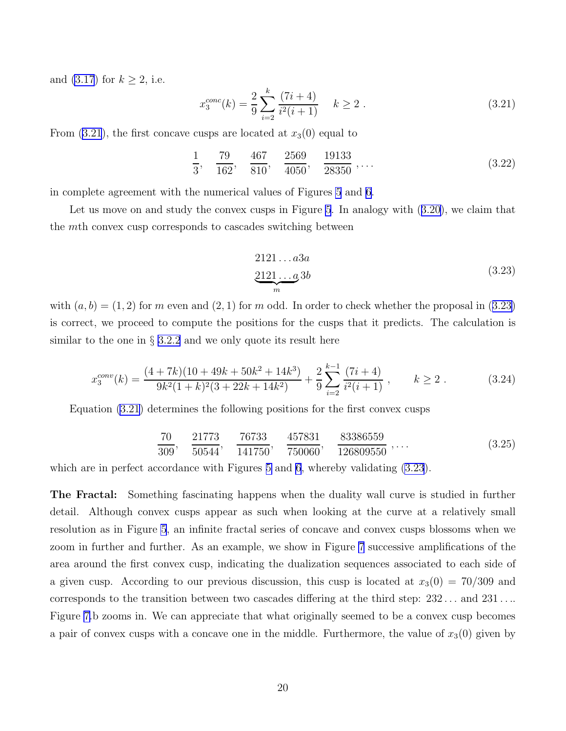and (3.17) for $k \geq 2$, i.e.

$$x_3^{conc}(k) = \frac{2}{9}\sum_{i=2}^{k} \frac{(7i+4)}{i^2(i+1)} \quad k \geq 2 \; . \tag{3.21}$$

From (3.21), the first concave cusps are located at $x_3(0)$ equal to

$$\frac{1}{3}, \quad \frac{79}{162}, \quad \frac{467}{810}, \quad \frac{2569}{4050}, \quad \frac{19133}{28350}, \ldots \tag{3.22}$$

in complete agreement with the numerical values of Figures 5 and 6.

Let us move on and study the convex cusps in Figure 5. In analogy with (3.20), we claim that the $m$th convex cusp corresponds to cascades switching between

$$\begin{aligned} &2121\ldots a3a \\ &\underbrace{2121\ldots a}_{m}3b \end{aligned} \tag{3.23}$$

with $(a,b) = (1,2)$ for $m$ even and $(2,1)$ for $m$ odd. In order to check whether the proposal in (3.23) is correct, we proceed to compute the positions for the cusps that it predicts. The calculation is similar to the one in § 3.2.2 and we only quote its result here

$$x_3^{conv}(k) = \frac{(4+7k)(10+49k+50k^2+14k^3)}{9k^2(1+k)^2(3+22k+14k^2)} + \frac{2}{9}\sum_{i=2}^{k-1} \frac{(7i+4)}{i^2(i+1)} \; , \qquad k \geq 2 \; . \tag{3.24}$$

Equation (3.21) determines the following positions for the first convex cusps

$$\frac{70}{309}, \quad \frac{21773}{50544}, \quad \frac{76733}{141750}, \quad \frac{457831}{750060}, \quad \frac{83386559}{126809550}, \ldots \tag{3.25}$$

which are in perfect accordance with Figures 5 and 6, whereby validating (3.23).

**The Fractal:** Something fascinating happens when the duality wall curve is studied in further detail. Although convex cusps appear as such when looking at the curve at a relatively small resolution as in Figure 5, an infinite fractal series of concave and convex cusps blossoms when we zoom in further and further. As an example, we show in Figure 7 successive amplifications of the area around the first convex cusp, indicating the dualization sequences associated to each side of a given cusp. According to our previous discussion, this cusp is located at $x_3(0) = 70/309$ and corresponds to the transition between two cascades differing at the third step: $232\ldots$ and $231\ldots$. Figure 7.b zooms in. We can appreciate that what originally seemed to be a convex cusp becomes a pair of convex cusps with a concave one in the middle. Furthermore, the value of $x_3(0)$ given by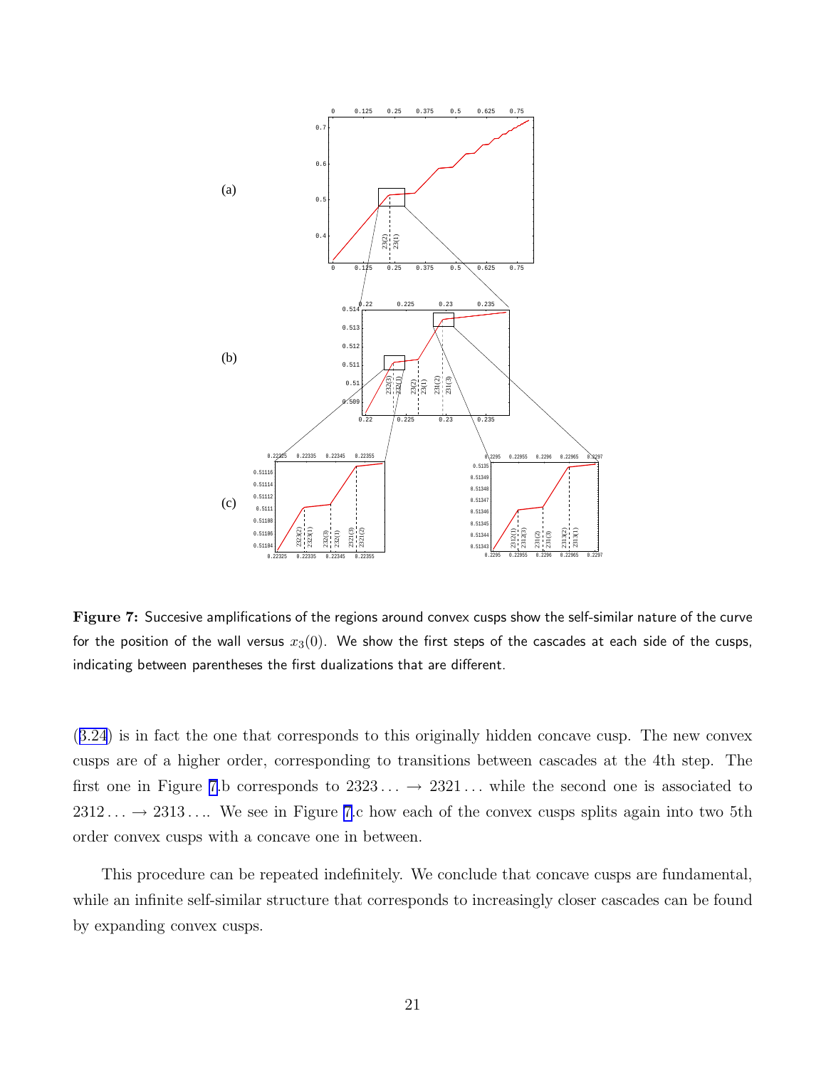**Figure 7:** Succesive amplifications of the regions around convex cusps show the self-similar nature of the curve for the position of the wall versus $x_3(0)$. We show the first steps of the cascades at each side of the cusps, indicating between parentheses the first dualizations that are different.

(3.24) is in fact the one that corresponds to this originally hidden concave cusp. The new convex cusps are of a higher order, corresponding to transitions between cascades at the 4th step. The first one in Figure 7.b corresponds to $2323\ldots \rightarrow 2321\ldots$ while the second one is associated to $2312\ldots \rightarrow 2313\ldots$. We see in Figure 7.c how each of the convex cusps splits again into two 5th order convex cusps with a concave one in between.

This procedure can be repeated indefinitely. We conclude that concave cusps are fundamental, while an infinite self-similar structure that corresponds to increasingly closer cascades can be found by expanding convex cusps.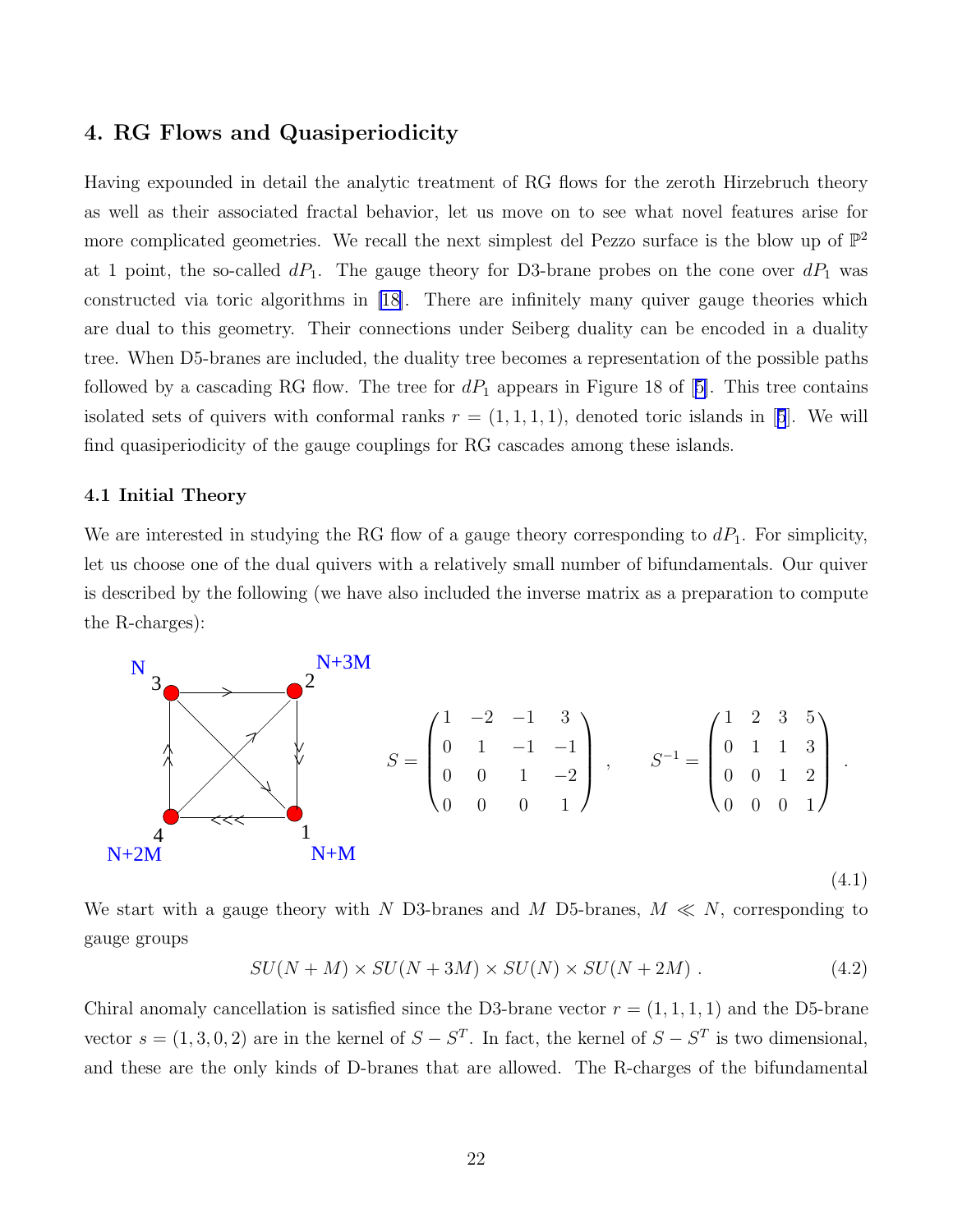## 4. RG Flows and Quasiperiodicity

Having expounded in detail the analytic treatment of RG flows for the zeroth Hirzebruch theory as well as their associated fractal behavior, let us move on to see what novel features arise for more complicated geometries. We recall the next simplest del Pezzo surface is the blow up of $\mathbb{P}^2$ at 1 point, the so-called $dP_1$. The gauge theory for D3-brane probes on the cone over $dP_1$ was constructed via toric algorithms in [18]. There are infinitely many quiver gauge theories which are dual to this geometry. Their connections under Seiberg duality can be encoded in a duality tree. When D5-branes are included, the duality tree becomes a representation of the possible paths followed by a cascading RG flow. The tree for $dP_1$ appears in Figure 18 of [5]. This tree contains isolated sets of quivers with conformal ranks $r = (1, 1, 1, 1)$, denoted toric islands in [5]. We will find quasiperiodicity of the gauge couplings for RG cascades among these islands.

### 4.1 Initial Theory

We are interested in studying the RG flow of a gauge theory corresponding to $dP_1$. For simplicity, let us choose one of the dual quivers with a relatively small number of bifundamentals. Our quiver is described by the following (we have also included the inverse matrix as a preparation to compute the R-charges):

$$S = \begin{pmatrix} 1 & -2 & -1 & 3 \\ 0 & 1 & -1 & -1 \\ 0 & 0 & 1 & -2 \\ 0 & 0 & 0 & 1 \end{pmatrix} , \qquad S^{-1} = \begin{pmatrix} 1 & 2 & 3 & 5 \\ 0 & 1 & 1 & 3 \\ 0 & 0 & 1 & 2 \\ 0 & 0 & 0 & 1 \end{pmatrix} . \tag{4.1}$$

We start with a gauge theory with $N$ D3-branes and $M$ D5-branes, $M \ll N$, corresponding to gauge groups

$$SU(N+M) \times SU(N+3M) \times SU(N) \times SU(N+2M) . \tag{4.2}$$

Chiral anomaly cancellation is satisfied since the D3-brane vector $r = (1, 1, 1, 1)$ and the D5-brane vector $s = (1, 3, 0, 2)$ are in the kernel of $S - S^T$. In fact, the kernel of $S - S^T$ is two dimensional, and these are the only kinds of D-branes that are allowed. The R-charges of the bifundamental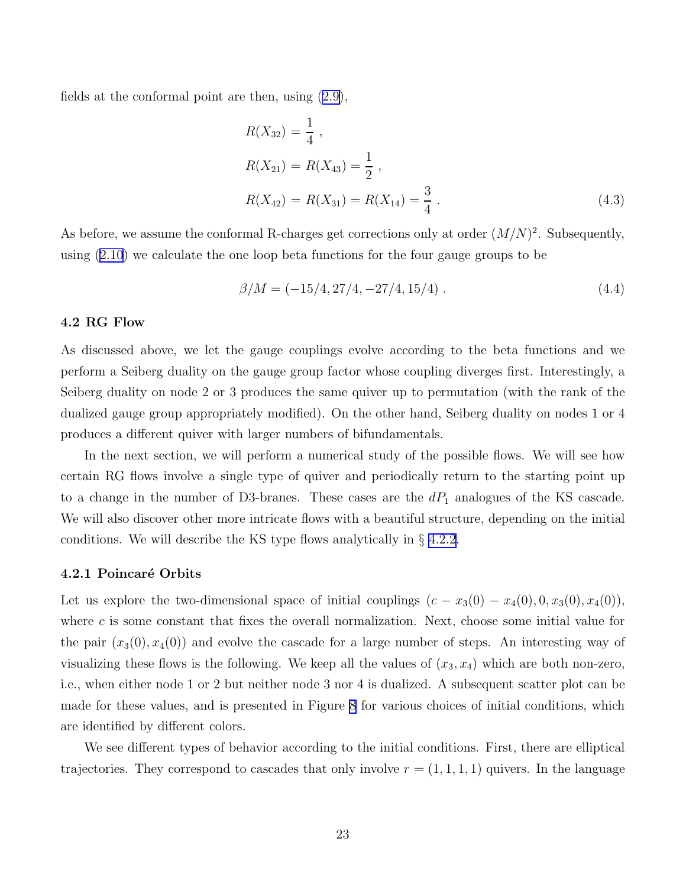fields at the conformal point are then, using (2.9),

$$
\begin{aligned}
R(X_{32}) &= \frac{1}{4} \,, \\
R(X_{21}) = R(X_{43}) &= \frac{1}{2} \,, \\
R(X_{42}) = R(X_{31}) = R(X_{14}) &= \frac{3}{4} \,.
\end{aligned} \tag{4.3}
$$

As before, we assume the conformal R-charges get corrections only at order $(M/N)^2$. Subsequently, using (2.10) we calculate the one loop beta functions for the four gauge groups to be

$$
\beta/M = (-15/4, 27/4, -27/4, 15/4) \,. \tag{4.4}
$$

### 4.2 RG Flow

As discussed above, we let the gauge couplings evolve according to the beta functions and we perform a Seiberg duality on the gauge group factor whose coupling diverges first. Interestingly, a Seiberg duality on node 2 or 3 produces the same quiver up to permutation (with the rank of the dualized gauge group appropriately modified). On the other hand, Seiberg duality on nodes 1 or 4 produces a different quiver with larger numbers of bifundamentals.

In the next section, we will perform a numerical study of the possible flows. We will see how certain RG flows involve a single type of quiver and periodically return to the starting point up to a change in the number of D3-branes. These cases are the $dP_1$ analogues of the KS cascade. We will also discover other more intricate flows with a beautiful structure, depending on the initial conditions. We will describe the KS type flows analytically in § 4.2.2.

#### 4.2.1 Poincaré Orbits

Let us explore the two-dimensional space of initial couplings $(c - x_3(0) - x_4(0), 0, x_3(0), x_4(0))$, where $c$ is some constant that fixes the overall normalization. Next, choose some initial value for the pair $(x_3(0), x_4(0))$ and evolve the cascade for a large number of steps. An interesting way of visualizing these flows is the following. We keep all the values of $(x_3, x_4)$ which are both non-zero, i.e., when either node 1 or 2 but neither node 3 nor 4 is dualized. A subsequent scatter plot can be made for these values, and is presented in Figure 8 for various choices of initial conditions, which are identified by different colors.

We see different types of behavior according to the initial conditions. First, there are elliptical trajectories. They correspond to cascades that only involve $r = (1, 1, 1, 1)$ quivers. In the language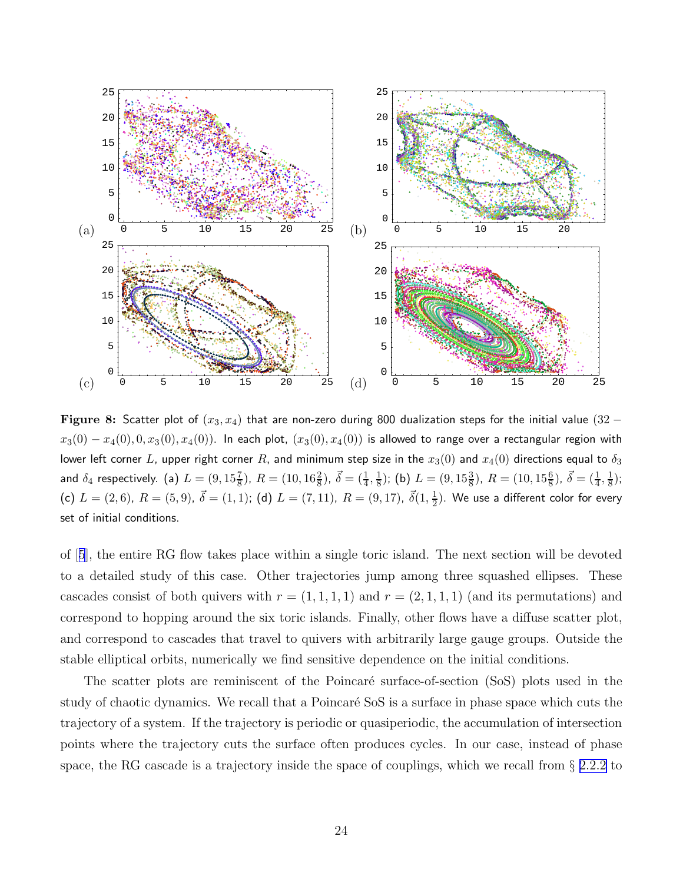**Figure 8:** Scatter plot of $(x_3, x_4)$ that are non-zero during 800 dualization steps for the initial value $(32 - x_3(0) - x_4(0), 0, x_3(0), x_4(0))$. In each plot, $(x_3(0), x_4(0))$ is allowed to range over a rectangular region with lower left corner $L$, upper right corner $R$, and minimum step size in the $x_3(0)$ and $x_4(0)$ directions equal to $\delta_3$ and $\delta_4$ respectively. (a) $L = (9, 15\frac{7}{8})$, $R = (10, 16\frac{2}{8})$, $\vec{\delta} = (\frac{1}{4}, \frac{1}{8})$; (b) $L = (9, 15\frac{3}{8})$, $R = (10, 15\frac{6}{8})$, $\vec{\delta} = (\frac{1}{4}, \frac{1}{8})$; (c) $L = (2, 6)$, $R = (5, 9)$, $\vec{\delta} = (1, 1)$; (d) $L = (7, 11)$, $R = (9, 17)$, $\vec{\delta}(1, \frac{1}{2})$. We use a different color for every set of initial conditions.

of [5], the entire RG flow takes place within a single toric island. The next section will be devoted to a detailed study of this case. Other trajectories jump among three squashed ellipses. These cascades consist of both quivers with $r = (1, 1, 1, 1)$ and $r = (2, 1, 1, 1)$ (and its permutations) and correspond to hopping around the six toric islands. Finally, other flows have a diffuse scatter plot, and correspond to cascades that travel to quivers with arbitrarily large gauge groups. Outside the stable elliptical orbits, numerically we find sensitive dependence on the initial conditions.

The scatter plots are reminiscent of the Poincaré surface-of-section (SoS) plots used in the study of chaotic dynamics. We recall that a Poincaré SoS is a surface in phase space which cuts the trajectory of a system. If the trajectory is periodic or quasiperiodic, the accumulation of intersection points where the trajectory cuts the surface often produces cycles. In our case, instead of phase space, the RG cascade is a trajectory inside the space of couplings, which we recall from § 2.2.2 to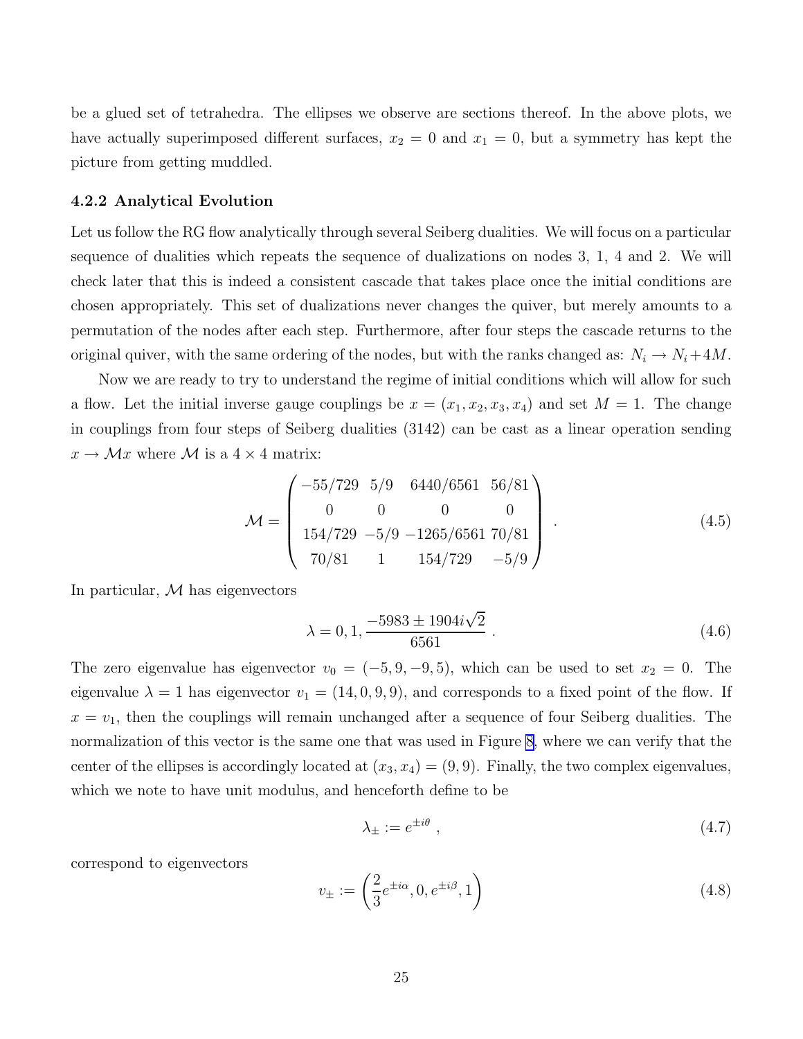be a glued set of tetrahedra. The ellipses we observe are sections thereof. In the above plots, we have actually superimposed different surfaces, $x_2 = 0$ and $x_1 = 0$, but a symmetry has kept the picture from getting muddled.

### 4.2.2 Analytical Evolution

Let us follow the RG flow analytically through several Seiberg dualities. We will focus on a particular sequence of dualities which repeats the sequence of dualizations on nodes 3, 1, 4 and 2. We will check later that this is indeed a consistent cascade that takes place once the initial conditions are chosen appropriately. This set of dualizations never changes the quiver, but merely amounts to a permutation of the nodes after each step. Furthermore, after four steps the cascade returns to the original quiver, with the same ordering of the nodes, but with the ranks changed as: $N_i \to N_i + 4M$.

Now we are ready to try to understand the regime of initial conditions which will allow for such a flow. Let the initial inverse gauge couplings be $x = (x_1, x_2, x_3, x_4)$ and set $M = 1$. The change in couplings from four steps of Seiberg dualities (3142) can be cast as a linear operation sending $x \to \mathcal{M}x$ where $\mathcal{M}$ is a $4 \times 4$ matrix:

$$
\mathcal{M} = \begin{pmatrix} -55/729 & 5/9 & 6440/6561 & 56/81 \\ 0 & 0 & 0 & 0 \\ 154/729 & -5/9 & -1265/6561 & 70/81 \\ 70/81 & 1 & 154/729 & -5/9 \end{pmatrix} . \tag{4.5}
$$

In particular, $\mathcal{M}$ has eigenvectors

$$
\lambda = 0, 1, \frac{-5983 \pm 1904 i\sqrt{2}}{6561} . \tag{4.6}
$$

The zero eigenvalue has eigenvector $v_0 = (-5, 9, -9, 5)$, which can be used to set $x_2 = 0$. The eigenvalue $\lambda = 1$ has eigenvector $v_1 = (14, 0, 9, 9)$, and corresponds to a fixed point of the flow. If $x = v_1$, then the couplings will remain unchanged after a sequence of four Seiberg dualities. The normalization of this vector is the same one that was used in Figure 8, where we can verify that the center of the ellipses is accordingly located at $(x_3, x_4) = (9, 9)$. Finally, the two complex eigenvalues, which we note to have unit modulus, and henceforth define to be

$$
\lambda_{\pm} := e^{\pm i\theta} , \tag{4.7}
$$

correspond to eigenvectors

$$
v_{\pm} := \left( \frac{2}{3} e^{\pm i\alpha}, 0, e^{\pm i\beta}, 1 \right) \tag{4.8}
$$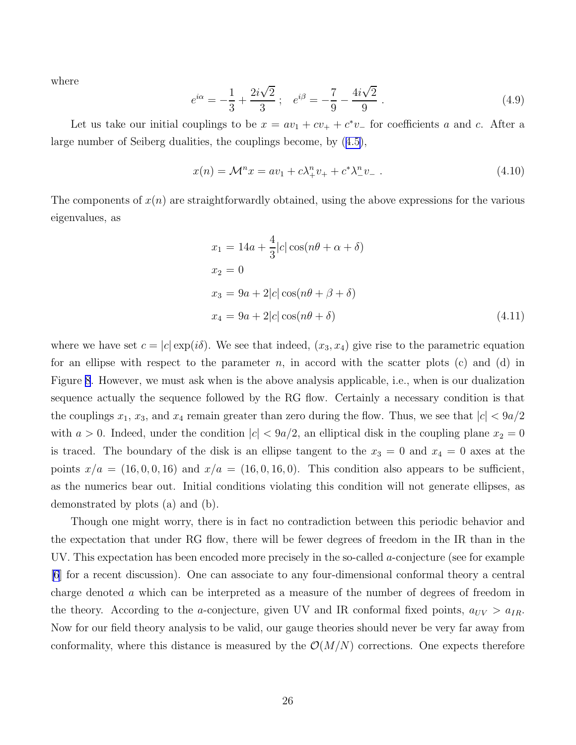where

$$e^{i\alpha} = -\frac{1}{3} + \frac{2i\sqrt{2}}{3} \ ; \quad e^{i\beta} = -\frac{7}{9} - \frac{4i\sqrt{2}}{9} \ . \tag{4.9}$$

Let us take our initial couplings to be $x = av_1 + cv_+ + c^* v_-$ for coefficients $a$ and $c$. After a large number of Seiberg dualities, the couplings become, by (4.5),

$$x(n) = \mathcal{M}^n x = av_1 + c\lambda_+^n v_+ + c^* \lambda_-^n v_- \ . \tag{4.10}$$

The components of $x(n)$ are straightforwardly obtained, using the above expressions for the various eigenvalues, as

$$\begin{aligned}
x_1 &= 14a + \frac{4}{3}|c|\cos(n\theta + \alpha + \delta) \\
x_2 &= 0 \\
x_3 &= 9a + 2|c|\cos(n\theta + \beta + \delta) \\
x_4 &= 9a + 2|c|\cos(n\theta + \delta)
\end{aligned} \tag{4.11}$$

where we have set $c = |c|\exp(i\delta)$. We see that indeed, $(x_3, x_4)$ give rise to the parametric equation for an ellipse with respect to the parameter $n$, in accord with the scatter plots (c) and (d) in Figure 8. However, we must ask when is the above analysis applicable, i.e., when is our dualization sequence actually the sequence followed by the RG flow. Certainly a necessary condition is that the couplings $x_1$, $x_3$, and $x_4$ remain greater than zero during the flow. Thus, we see that $|c| < 9a/2$ with $a > 0$. Indeed, under the condition $|c| < 9a/2$, an elliptical disk in the coupling plane $x_2 = 0$ is traced. The boundary of the disk is an ellipse tangent to the $x_3 = 0$ and $x_4 = 0$ axes at the points $x/a = (16, 0, 0, 16)$ and $x/a = (16, 0, 16, 0)$. This condition also appears to be sufficient, as the numerics bear out. Initial conditions violating this condition will not generate ellipses, as demonstrated by plots (a) and (b).

Though one might worry, there is in fact no contradiction between this periodic behavior and the expectation that under RG flow, there will be fewer degrees of freedom in the IR than in the UV. This expectation has been encoded more precisely in the so-called $a$-conjecture (see for example [6] for a recent discussion). One can associate to any four-dimensional conformal theory a central charge denoted $a$ which can be interpreted as a measure of the number of degrees of freedom in the theory. According to the $a$-conjecture, given UV and IR conformal fixed points, $a_{UV} > a_{IR}$. Now for our field theory analysis to be valid, our gauge theories should never be very far away from conformality, where this distance is measured by the $\mathcal{O}(M/N)$ corrections. One expects therefore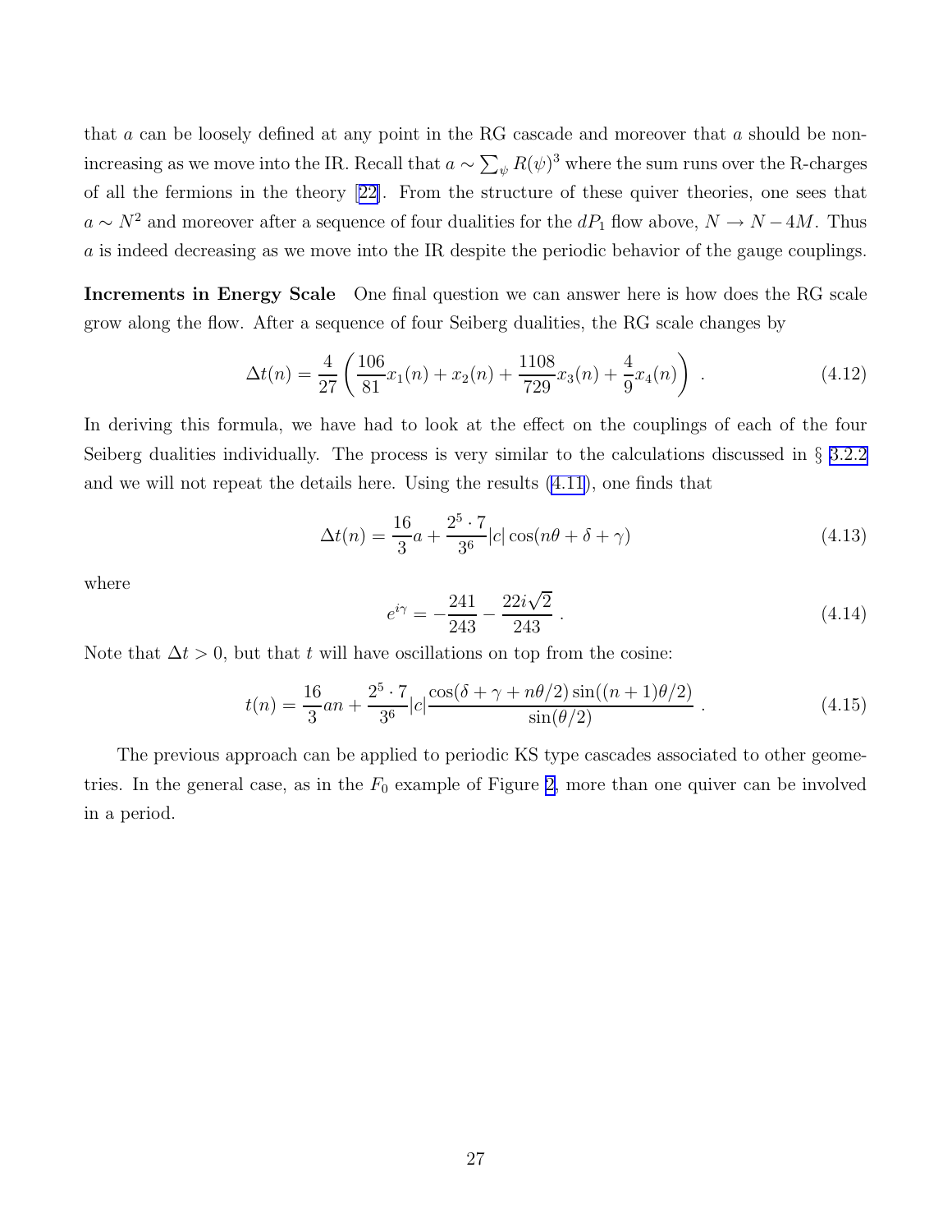that $a$ can be loosely defined at any point in the RG cascade and moreover that $a$ should be non-increasing as we move into the IR. Recall that $a \sim \sum_\psi R(\psi)^3$ where the sum runs over the R-charges of all the fermions in the theory [22]. From the structure of these quiver theories, one sees that $a \sim N^2$ and moreover after a sequence of four dualities for the $dP_1$ flow above, $N \to N - 4M$. Thus $a$ is indeed decreasing as we move into the IR despite the periodic behavior of the gauge couplings.

**Increments in Energy Scale** One final question we can answer here is how does the RG scale grow along the flow. After a sequence of four Seiberg dualities, the RG scale changes by

$$\Delta t(n) = \frac{4}{27}\left(\frac{106}{81}x_1(n) + x_2(n) + \frac{1108}{729}x_3(n) + \frac{4}{9}x_4(n)\right) . \tag{4.12}$$

In deriving this formula, we have had to look at the effect on the couplings of each of the four Seiberg dualities individually. The process is very similar to the calculations discussed in § 3.2.2 and we will not repeat the details here. Using the results (4.11), one finds that

$$\Delta t(n) = \frac{16}{3}a + \frac{2^5 \cdot 7}{3^6}|c|\cos(n\theta + \delta + \gamma) \tag{4.13}$$

where

$$e^{i\gamma} = -\frac{241}{243} - \frac{22i\sqrt{2}}{243} . \tag{4.14}$$

Note that $\Delta t > 0$, but that $t$ will have oscillations on top from the cosine:

$$t(n) = \frac{16}{3}an + \frac{2^5 \cdot 7}{3^6}|c|\frac{\cos(\delta + \gamma + n\theta/2)\sin((n+1)\theta/2)}{\sin(\theta/2)} . \tag{4.15}$$

The previous approach can be applied to periodic KS type cascades associated to other geometries. In the general case, as in the $F_0$ example of Figure 2, more than one quiver can be involved in a period.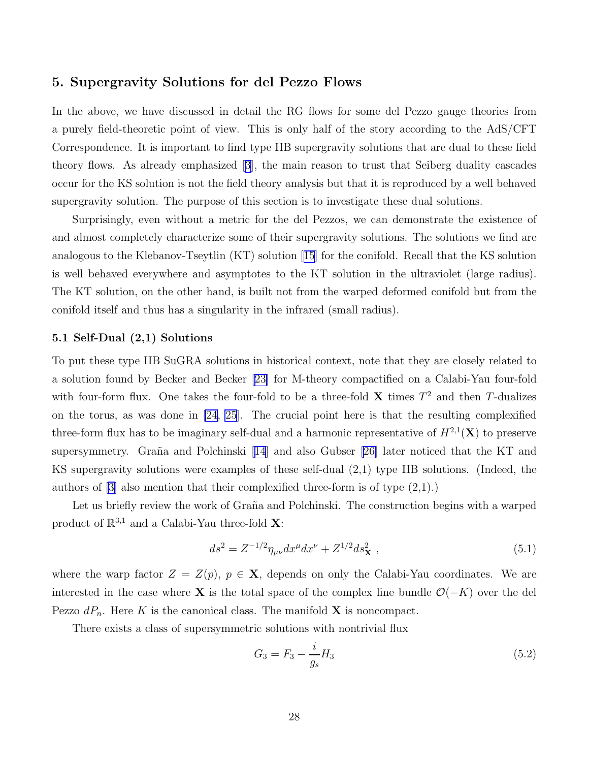## 5. Supergravity Solutions for del Pezzo Flows

In the above, we have discussed in detail the RG flows for some del Pezzo gauge theories from a purely field-theoretic point of view. This is only half of the story according to the AdS/CFT Correspondence. It is important to find type IIB supergravity solutions that are dual to these field theory flows. As already emphasized [3], the main reason to trust that Seiberg duality cascades occur for the KS solution is not the field theory analysis but that it is reproduced by a well behaved supergravity solution. The purpose of this section is to investigate these dual solutions.

Surprisingly, even without a metric for the del Pezzos, we can demonstrate the existence of and almost completely characterize some of their supergravity solutions. The solutions we find are analogous to the Klebanov-Tseytlin (KT) solution [15] for the conifold. Recall that the KS solution is well behaved everywhere and asymptotes to the KT solution in the ultraviolet (large radius). The KT solution, on the other hand, is built not from the warped deformed conifold but from the conifold itself and thus has a singularity in the infrared (small radius).

### 5.1 Self-Dual (2,1) Solutions

To put these type IIB SuGRA solutions in historical context, note that they are closely related to a solution found by Becker and Becker [23] for M-theory compactified on a Calabi-Yau four-fold with four-form flux. One takes the four-fold to be a three-fold $\mathbf{X}$ times $T^2$ and then $T$-dualizes on the torus, as was done in [24, 25]. The crucial point here is that the resulting complexified three-form flux has to be imaginary self-dual and a harmonic representative of $H^{2,1}(\mathbf{X})$ to preserve supersymmetry. Graña and Polchinski [14] and also Gubser [26] later noticed that the KT and KS supergravity solutions were examples of these self-dual (2,1) type IIB solutions. (Indeed, the authors of [3] also mention that their complexified three-form is of type (2,1).)

Let us briefly review the work of Graña and Polchinski. The construction begins with a warped product of $\mathbb{R}^{3,1}$ and a Calabi-Yau three-fold $\mathbf{X}$:

$$ds^2 = Z^{-1/2}\eta_{\mu\nu}dx^\mu dx^\nu + Z^{1/2}ds^2_{\mathbf{X}} \ , \tag{5.1}$$

where the warp factor $Z = Z(p)$, $p \in \mathbf{X}$, depends on only the Calabi-Yau coordinates. We are interested in the case where $\mathbf{X}$ is the total space of the complex line bundle $\mathcal{O}(-K)$ over the del Pezzo $dP_n$. Here $K$ is the canonical class. The manifold $\mathbf{X}$ is noncompact.

There exists a class of supersymmetric solutions with nontrivial flux

$$G_3 = F_3 - \frac{i}{g_s}H_3 \tag{5.2}$$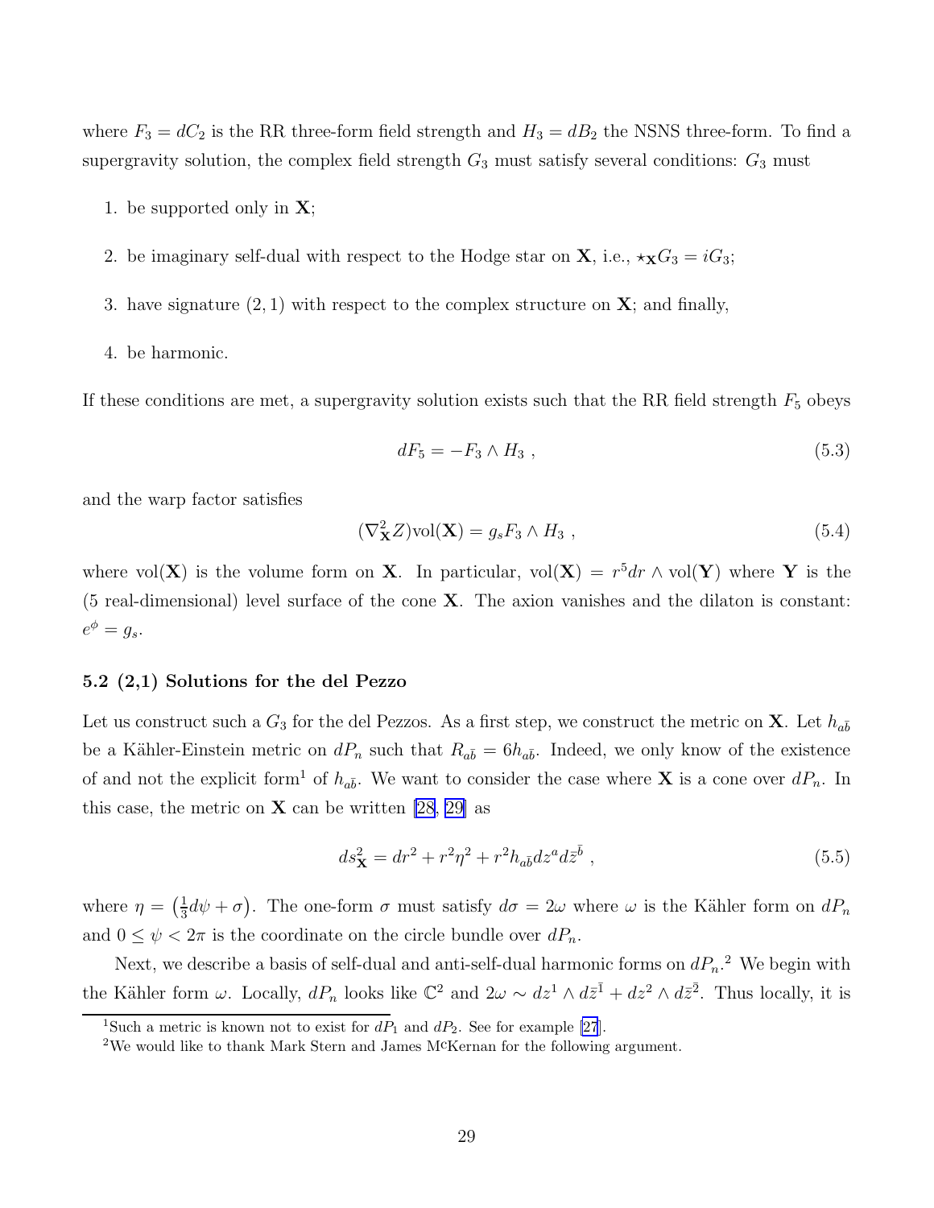where $F_3 = dC_2$ is the RR three-form field strength and $H_3 = dB_2$ the NSNS three-form. To find a supergravity solution, the complex field strength $G_3$ must satisfy several conditions: $G_3$ must

1. be supported only in $\mathbf{X}$;
2. be imaginary self-dual with respect to the Hodge star on $\mathbf{X}$, i.e., $\star_{\mathbf{X}} G_3 = iG_3$;
3. have signature $(2,1)$ with respect to the complex structure on $\mathbf{X}$; and finally,
4. be harmonic.

If these conditions are met, a supergravity solution exists such that the RR field strength $F_5$ obeys

$$dF_5 = -F_3 \wedge H_3 \ , \tag{5.3}$$

and the warp factor satisfies

$$(\nabla^2_{\mathbf{X}} Z)\mathrm{vol}(\mathbf{X}) = g_s F_3 \wedge H_3 \ , \tag{5.4}$$

where $\mathrm{vol}(\mathbf{X})$ is the volume form on $\mathbf{X}$. In particular, $\mathrm{vol}(\mathbf{X}) = r^5 dr \wedge \mathrm{vol}(\mathbf{Y})$ where $\mathbf{Y}$ is the (5 real-dimensional) level surface of the cone $\mathbf{X}$. The axion vanishes and the dilaton is constant: $e^\phi = g_s$.

### 5.2 (2,1) Solutions for the del Pezzo

Let us construct such a $G_3$ for the del Pezzos. As a first step, we construct the metric on $\mathbf{X}$. Let $h_{a\bar{b}}$ be a Kähler-Einstein metric on $dP_n$ such that $R_{a\bar{b}} = 6h_{a\bar{b}}$. Indeed, we only know of the existence of and not the explicit form[1] of $h_{a\bar{b}}$. We want to consider the case where $\mathbf{X}$ is a cone over $dP_n$. In this case, the metric on $\mathbf{X}$ can be written [28, 29] as

$$ds^2_{\mathbf{X}} = dr^2 + r^2\eta^2 + r^2 h_{a\bar{b}} dz^a d\bar{z}^{\bar{b}} \ , \tag{5.5}$$

where $\eta = \left(\frac{1}{3}d\psi + \sigma\right)$. The one-form $\sigma$ must satisfy $d\sigma = 2\omega$ where $\omega$ is the Kähler form on $dP_n$ and $0 \le \psi < 2\pi$ is the coordinate on the circle bundle over $dP_n$.

Next, we describe a basis of self-dual and anti-self-dual harmonic forms on $dP_n$.[2] We begin with the Kähler form $\omega$. Locally, $dP_n$ looks like $\mathbb{C}^2$ and $2\omega \sim dz^1 \wedge d\bar{z}^{\bar{1}} + dz^2 \wedge d\bar{z}^{\bar{2}}$. Thus locally, it is

[1] Such a metric is known not to exist for $dP_1$ and $dP_2$. See for example [27].

[2] We would like to thank Mark Stern and James McKernan for the following argument.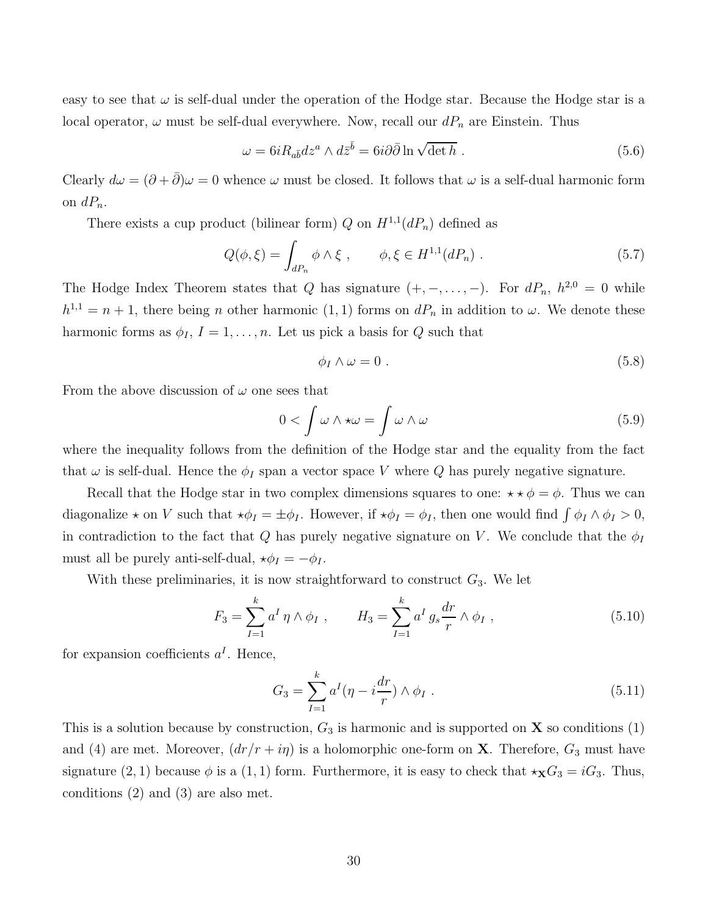easy to see that $\omega$ is self-dual under the operation of the Hodge star. Because the Hodge star is a local operator, $\omega$ must be self-dual everywhere. Now, recall our $dP_n$ are Einstein. Thus

$$\omega = 6iR_{a\bar{b}}dz^a \wedge d\bar{z}^{\bar{b}} = 6i\partial\bar{\partial}\ln\sqrt{\det h} \ . \tag{5.6}$$

Clearly $d\omega = (\partial + \bar{\partial})\omega = 0$ whence $\omega$ must be closed. It follows that $\omega$ is a self-dual harmonic form on $dP_n$.

There exists a cup product (bilinear form) $Q$ on $H^{1,1}(dP_n)$ defined as

$$Q(\phi, \xi) = \int_{dP_n} \phi \wedge \xi \ , \qquad \phi, \xi \in H^{1,1}(dP_n) \ . \tag{5.7}$$

The Hodge Index Theorem states that $Q$ has signature $(+, -, \ldots, -)$. For $dP_n$, $h^{2,0} = 0$ while $h^{1,1} = n+1$, there being $n$ other harmonic $(1,1)$ forms on $dP_n$ in addition to $\omega$. We denote these harmonic forms as $\phi_I$, $I = 1, \ldots, n$. Let us pick a basis for $Q$ such that

$$\phi_I \wedge \omega = 0 \ . \tag{5.8}$$

From the above discussion of $\omega$ one sees that

$$0 < \int \omega \wedge \star\omega = \int \omega \wedge \omega \tag{5.9}$$

where the inequality follows from the definition of the Hodge star and the equality from the fact that $\omega$ is self-dual. Hence the $\phi_I$ span a vector space $V$ where $Q$ has purely negative signature.

Recall that the Hodge star in two complex dimensions squares to one: $\star\star\phi = \phi$. Thus we can diagonalize $\star$ on $V$ such that $\star\phi_I = \pm\phi_I$. However, if $\star\phi_I = \phi_I$, then one would find $\int \phi_I \wedge \phi_I > 0$, in contradiction to the fact that $Q$ has purely negative signature on $V$. We conclude that the $\phi_I$ must all be purely anti-self-dual, $\star\phi_I = -\phi_I$.

With these preliminaries, it is now straightforward to construct $G_3$. We let

$$F_3 = \sum_{I=1}^{k} a^I \, \eta \wedge \phi_I \ , \qquad H_3 = \sum_{I=1}^{k} a^I \, g_s \frac{dr}{r} \wedge \phi_I \ , \tag{5.10}$$

for expansion coefficients $a^I$. Hence,

$$G_3 = \sum_{I=1}^{k} a^I (\eta - i\frac{dr}{r}) \wedge \phi_I \ . \tag{5.11}$$

This is a solution because by construction, $G_3$ is harmonic and is supported on $\mathbf{X}$ so conditions (1) and (4) are met. Moreover, $(dr/r + i\eta)$ is a holomorphic one-form on $\mathbf{X}$. Therefore, $G_3$ must have signature $(2,1)$ because $\phi$ is a $(1,1)$ form. Furthermore, it is easy to check that $\star_{\mathbf{X}} G_3 = iG_3$. Thus, conditions (2) and (3) are also met.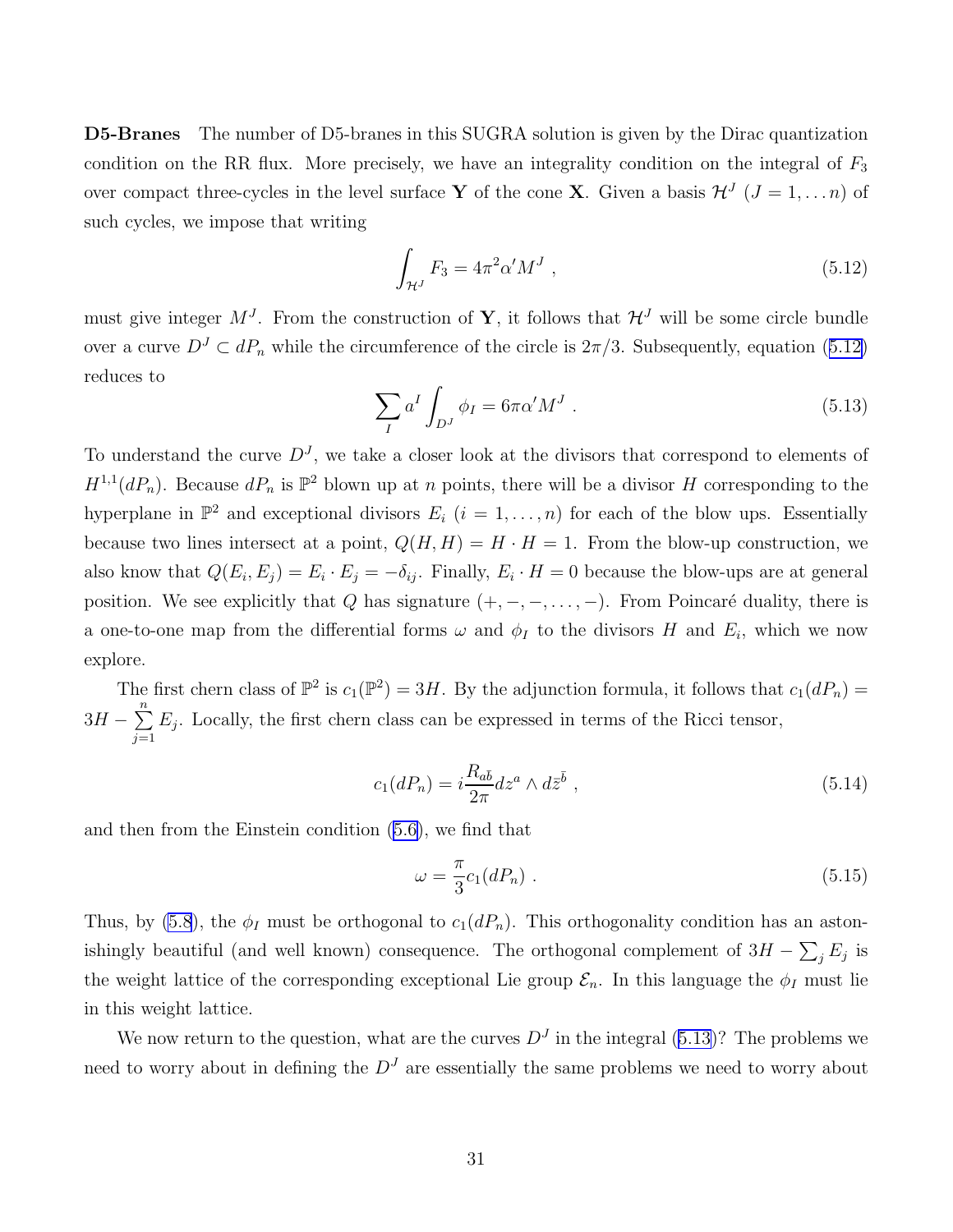**D5-Branes** The number of D5-branes in this SUGRA solution is given by the Dirac quantization condition on the RR flux. More precisely, we have an integrality condition on the integral of $F_3$ over compact three-cycles in the level surface $\mathbf{Y}$ of the cone $\mathbf{X}$. Given a basis $\mathcal{H}^J$ $(J = 1, \ldots n)$ of such cycles, we impose that writing

$$\int_{\mathcal{H}^J} F_3 = 4\pi^2 \alpha' M^J \ , \tag{5.12}$$

must give integer $M^J$. From the construction of $\mathbf{Y}$, it follows that $\mathcal{H}^J$ will be some circle bundle over a curve $D^J \subset dP_n$ while the circumference of the circle is $2\pi/3$. Subsequently, equation (5.12) reduces to

$$\sum_I a^I \int_{D^J} \phi_I = 6\pi\alpha' M^J \ . \tag{5.13}$$

To understand the curve $D^J$, we take a closer look at the divisors that correspond to elements of $H^{1,1}(dP_n)$. Because $dP_n$ is $\mathbb{P}^2$ blown up at $n$ points, there will be a divisor $H$ corresponding to the hyperplane in $\mathbb{P}^2$ and exceptional divisors $E_i$ $(i = 1, \ldots, n)$ for each of the blow ups. Essentially because two lines intersect at a point, $Q(H, H) = H \cdot H = 1$. From the blow-up construction, we also know that $Q(E_i, E_j) = E_i \cdot E_j = -\delta_{ij}$. Finally, $E_i \cdot H = 0$ because the blow-ups are at general position. We see explicitly that $Q$ has signature $(+, -, -, \ldots, -)$. From Poincaré duality, there is a one-to-one map from the differential forms $\omega$ and $\phi_I$ to the divisors $H$ and $E_i$, which we now explore.

The first chern class of $\mathbb{P}^2$ is $c_1(\mathbb{P}^2) = 3H$. By the adjunction formula, it follows that $c_1(dP_n) = 3H - \sum_{j=1}^{n} E_j$. Locally, the first chern class can be expressed in terms of the Ricci tensor,

$$c_1(dP_n) = i \frac{R_{a\bar{b}}}{2\pi} dz^a \wedge d\bar{z}^{\bar{b}} \ , \tag{5.14}$$

and then from the Einstein condition (5.6), we find that

$$\omega = \frac{\pi}{3} c_1(dP_n) \ . \tag{5.15}$$

Thus, by (5.8), the $\phi_I$ must be orthogonal to $c_1(dP_n)$. This orthogonality condition has an astonishingly beautiful (and well known) consequence. The orthogonal complement of $3H - \sum_j E_j$ is the weight lattice of the corresponding exceptional Lie group $\mathcal{E}_n$. In this language the $\phi_I$ must lie in this weight lattice.

We now return to the question, what are the curves $D^J$ in the integral (5.13)? The problems we need to worry about in defining the $D^J$ are essentially the same problems we need to worry about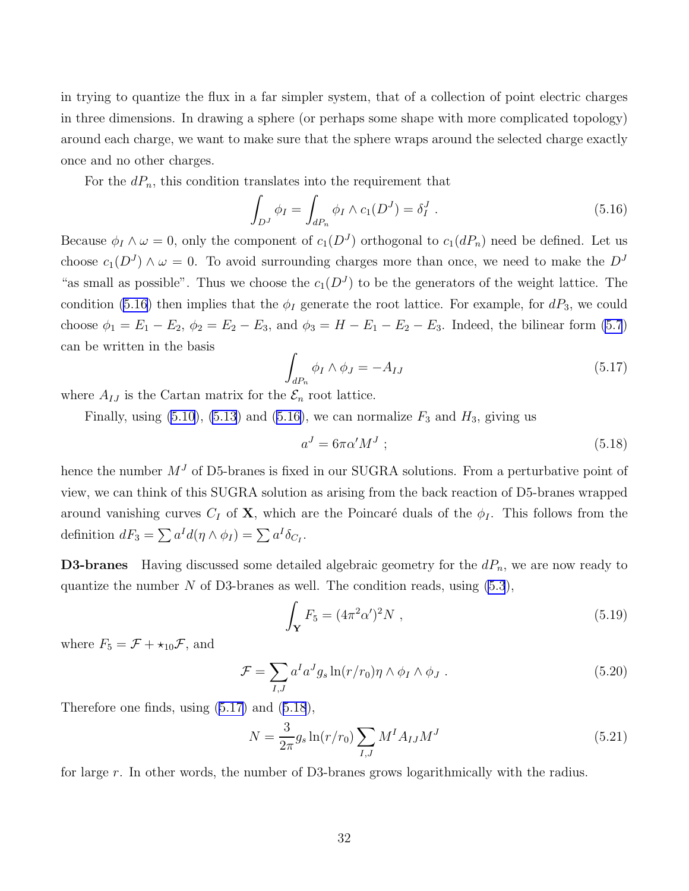in trying to quantize the flux in a far simpler system, that of a collection of point electric charges in three dimensions. In drawing a sphere (or perhaps some shape with more complicated topology) around each charge, we want to make sure that the sphere wraps around the selected charge exactly once and no other charges.

For the $dP_n$, this condition translates into the requirement that

$$\int_{D^J} \phi_I = \int_{dP_n} \phi_I \wedge c_1(D^J) = \delta_I^J \ . \tag{5.16}$$

Because $\phi_I \wedge \omega = 0$, only the component of $c_1(D^J)$ orthogonal to $c_1(dP_n)$ need be defined. Let us choose $c_1(D^J) \wedge \omega = 0$. To avoid surrounding charges more than once, we need to make the $D^J$ "as small as possible". Thus we choose the $c_1(D^J)$ to be the generators of the weight lattice. The condition (5.16) then implies that the $\phi_I$ generate the root lattice. For example, for $dP_3$, we could choose $\phi_1 = E_1 - E_2$, $\phi_2 = E_2 - E_3$, and $\phi_3 = H - E_1 - E_2 - E_3$. Indeed, the bilinear form (5.7) can be written in the basis

$$\int_{dP_n} \phi_I \wedge \phi_J = -A_{IJ} \tag{5.17}$$

where $A_{IJ}$ is the Cartan matrix for the $\mathcal{E}_n$ root lattice.

Finally, using (5.10), (5.13) and (5.16), we can normalize $F_3$ and $H_3$, giving us

$$a^J = 6\pi\alpha' M^J \ ; \tag{5.18}$$

hence the number $M^J$ of D5-branes is fixed in our SUGRA solutions. From a perturbative point of view, we can think of this SUGRA solution as arising from the back reaction of D5-branes wrapped around vanishing curves $C_I$ of $\mathbf{X}$, which are the Poincaré duals of the $\phi_I$. This follows from the definition $dF_3 = \sum a^I d(\eta \wedge \phi_I) = \sum a^I \delta_{C_I}$.

**D3-branes** Having discussed some detailed algebraic geometry for the $dP_n$, we are now ready to quantize the number $N$ of D3-branes as well. The condition reads, using (5.3),

$$\int_{\mathbf{Y}} F_5 = (4\pi^2\alpha')^2 N \ , \tag{5.19}$$

where $F_5 = \mathcal{F} + \star_{10}\mathcal{F}$, and

$$\mathcal{F} = \sum_{I,J} a^I a^J g_s \ln(r/r_0) \eta \wedge \phi_I \wedge \phi_J \ . \tag{5.20}$$

Therefore one finds, using (5.17) and (5.18),

$$N = \frac{3}{2\pi} g_s \ln(r/r_0) \sum_{I,J} M^I A_{IJ} M^J \tag{5.21}$$

for large $r$. In other words, the number of D3-branes grows logarithmically with the radius.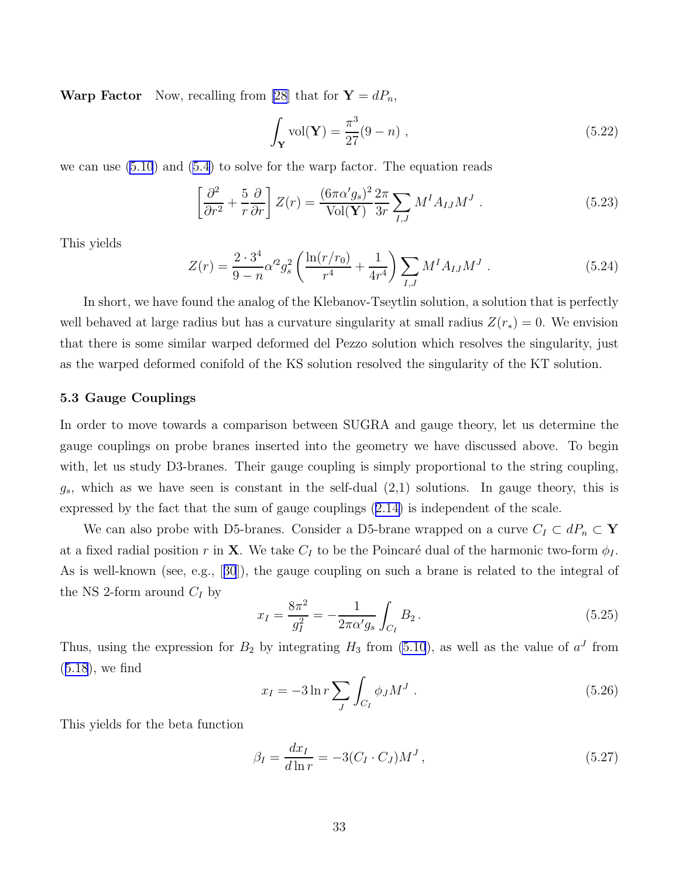**Warp Factor** Now, recalling from [28] that for $\mathbf{Y} = dP_n$,

$$\int_{\mathbf{Y}} \mathrm{vol}(\mathbf{Y}) = \frac{\pi^3}{27}(9-n) \ , \tag{5.22}$$

we can use (5.10) and (5.4) to solve for the warp factor. The equation reads

$$\left[\frac{\partial^2}{\partial r^2} + \frac{5}{r}\frac{\partial}{\partial r}\right] Z(r) = \frac{(6\pi\alpha' g_s)^2}{\mathrm{Vol}(\mathbf{Y})}\frac{2\pi}{3r}\sum_{I,J} M^I A_{IJ} M^J \ . \tag{5.23}$$

This yields

$$Z(r) = \frac{2\cdot 3^4}{9-n}\alpha'^2 g_s^2 \left(\frac{\ln(r/r_0)}{r^4} + \frac{1}{4r^4}\right)\sum_{I,J} M^I A_{IJ} M^J \ . \tag{5.24}$$

In short, we have found the analog of the Klebanov-Tseytlin solution, a solution that is perfectly well behaved at large radius but has a curvature singularity at small radius $Z(r_*) = 0$. We envision that there is some similar warped deformed del Pezzo solution which resolves the singularity, just as the warped deformed conifold of the KS solution resolved the singularity of the KT solution.

### 5.3 Gauge Couplings

In order to move towards a comparison between SUGRA and gauge theory, let us determine the gauge couplings on probe branes inserted into the geometry we have discussed above. To begin with, let us study D3-branes. Their gauge coupling is simply proportional to the string coupling, $g_s$, which as we have seen is constant in the self-dual (2,1) solutions. In gauge theory, this is expressed by the fact that the sum of gauge couplings (2.14) is independent of the scale.

We can also probe with D5-branes. Consider a D5-brane wrapped on a curve $C_I \subset dP_n \subset \mathbf{Y}$ at a fixed radial position $r$ in $\mathbf{X}$. We take $C_I$ to be the Poincaré dual of the harmonic two-form $\phi_I$. As is well-known (see, e.g., [30]), the gauge coupling on such a brane is related to the integral of the NS 2-form around $C_I$ by

$$x_I = \frac{8\pi^2}{g_I^2} = -\frac{1}{2\pi\alpha' g_s}\int_{C_I} B_2 \, . \tag{5.25}$$

Thus, using the expression for $B_2$ by integrating $H_3$ from (5.10), as well as the value of $a^J$ from (5.18), we find

$$x_I = -3\ln r \sum_J \int_{C_I} \phi_J M^J \ . \tag{5.26}$$

This yields for the beta function

$$\beta_I = \frac{dx_I}{d\ln r} = -3(C_I\cdot C_J)M^J \, , \tag{5.27}$$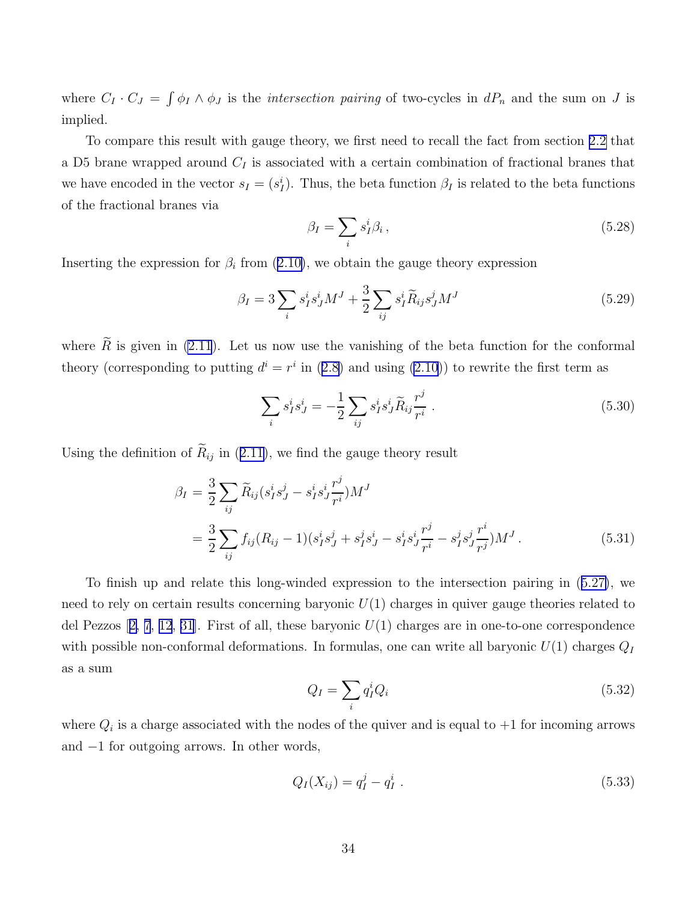where $C_I \cdot C_J = \int \phi_I \wedge \phi_J$ is the *intersection pairing* of two-cycles in $dP_n$ and the sum on $J$ is implied.

To compare this result with gauge theory, we first need to recall the fact from section 2.2 that a D5 brane wrapped around $C_I$ is associated with a certain combination of fractional branes that we have encoded in the vector $s_I = (s_I^i)$. Thus, the beta function $\beta_I$ is related to the beta functions of the fractional branes via

$$\beta_I = \sum_i s_I^i \beta_i \,, \tag{5.28}$$

Inserting the expression for $\beta_i$ from (2.10), we obtain the gauge theory expression

$$\beta_I = 3 \sum_i s_I^i s_J^i M^J + \frac{3}{2} \sum_{ij} s_I^i \widetilde{R}_{ij} s_J^j M^J \tag{5.29}$$

where $\widetilde{R}$ is given in (2.11). Let us now use the vanishing of the beta function for the conformal theory (corresponding to putting $d^i = r^i$ in (2.8) and using (2.10)) to rewrite the first term as

$$\sum_i s_I^i s_J^i = -\frac{1}{2} \sum_{ij} s_I^i s_J^i \widetilde{R}_{ij} \frac{r^j}{r^i} \; . \tag{5.30}$$

Using the definition of $\widetilde{R}_{ij}$ in (2.11), we find the gauge theory result

$$\begin{aligned} \beta_I &= \frac{3}{2} \sum_{ij} \widetilde{R}_{ij} (s_I^i s_J^j - s_I^i s_J^i \frac{r^j}{r^i}) M^J \\ &= \frac{3}{2} \sum_{ij} f_{ij} (R_{ij} - 1)(s_I^i s_J^j + s_I^j s_J^i - s_I^i s_J^i \frac{r^j}{r^i} - s_I^j s_J^j \frac{r^i}{r^j}) M^J \, . \end{aligned} \tag{5.31}$$

To finish up and relate this long-winded expression to the intersection pairing in (5.27), we need to rely on certain results concerning baryonic $U(1)$ charges in quiver gauge theories related to del Pezzos [2, 7, 12, 31]. First of all, these baryonic $U(1)$ charges are in one-to-one correspondence with possible non-conformal deformations. In formulas, one can write all baryonic $U(1)$ charges $Q_I$ as a sum

$$Q_I = \sum_i q_I^i Q_i \tag{5.32}$$

where $Q_i$ is a charge associated with the nodes of the quiver and is equal to $+1$ for incoming arrows and $-1$ for outgoing arrows. In other words,

$$Q_I(X_{ij}) = q_I^j - q_I^i \; . \tag{5.33}$$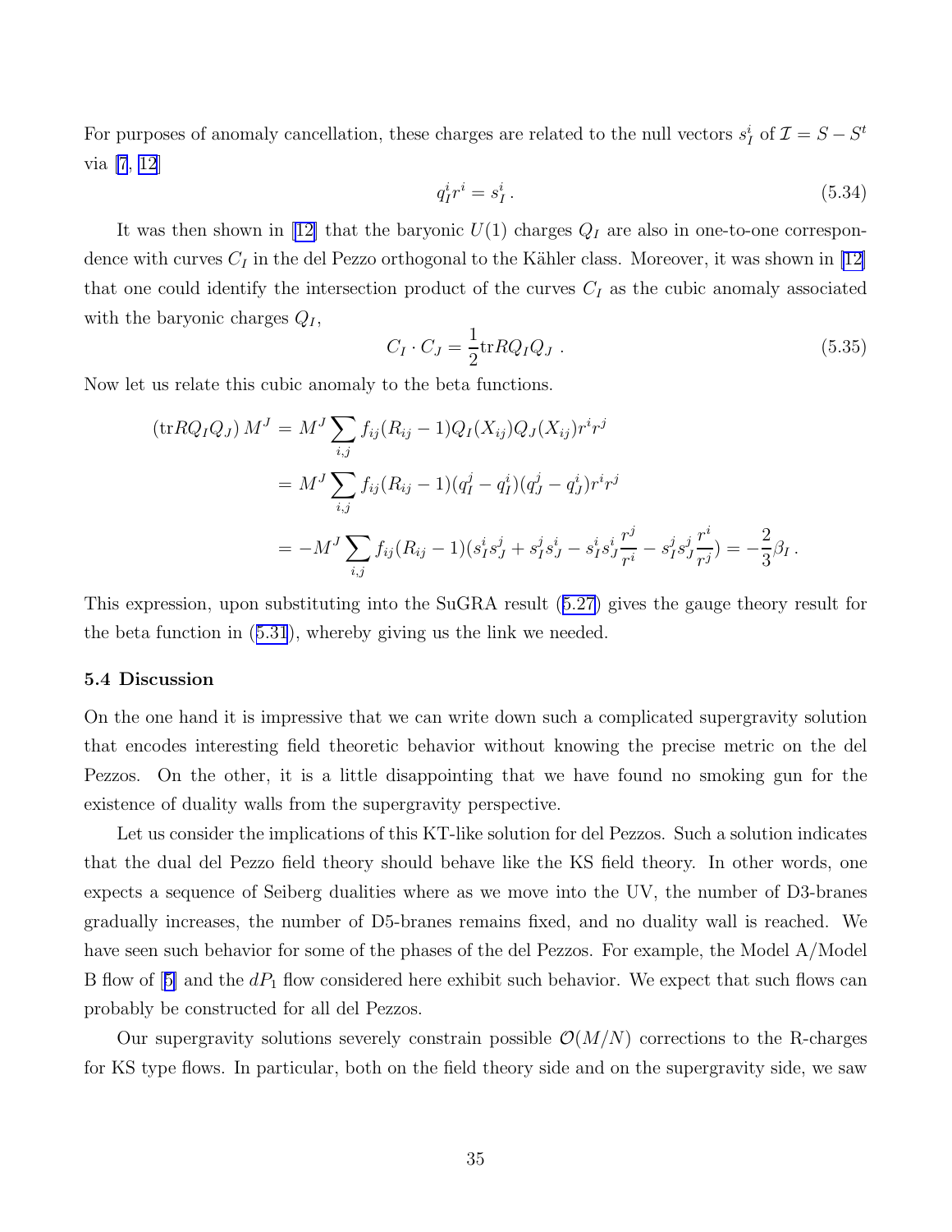For purposes of anomaly cancellation, these charges are related to the null vectors $s_I^i$ of $\mathcal{I} = S - S^t$ via [7, 12]

$$q_I^i r^i = s_I^i \,. \tag{5.34}$$

It was then shown in [12] that the baryonic $U(1)$ charges $Q_I$ are also in one-to-one correspondence with curves $C_I$ in the del Pezzo orthogonal to the Kähler class. Moreover, it was shown in [12] that one could identify the intersection product of the curves $C_I$ as the cubic anomaly associated with the baryonic charges $Q_I$,

$$C_I \cdot C_J = \frac{1}{2} \mathrm{tr} R Q_I Q_J \,. \tag{5.35}$$

Now let us relate this cubic anomaly to the beta functions.

$$\begin{aligned}
(\mathrm{tr} R Q_I Q_J)\, M^J &= M^J \sum_{i,j} f_{ij}(R_{ij}-1) Q_I(X_{ij}) Q_J(X_{ij}) r^i r^j \\
&= M^J \sum_{i,j} f_{ij}(R_{ij}-1)(q_I^j - q_I^i)(q_J^j - q_J^i) r^i r^j \\
&= -M^J \sum_{i,j} f_{ij}(R_{ij}-1)\left(s_I^i s_J^j + s_I^j s_J^i - s_I^i s_J^i \frac{r^j}{r^i} - s_I^j s_J^j \frac{r^i}{r^j}\right) = -\frac{2}{3}\beta_I \,.
\end{aligned}$$

This expression, upon substituting into the SuGRA result (5.27) gives the gauge theory result for the beta function in (5.31), whereby giving us the link we needed.

### 5.4 Discussion

On the one hand it is impressive that we can write down such a complicated supergravity solution that encodes interesting field theoretic behavior without knowing the precise metric on the del Pezzos. On the other, it is a little disappointing that we have found no smoking gun for the existence of duality walls from the supergravity perspective.

Let us consider the implications of this KT-like solution for del Pezzos. Such a solution indicates that the dual del Pezzo field theory should behave like the KS field theory. In other words, one expects a sequence of Seiberg dualities where as we move into the UV, the number of D3-branes gradually increases, the number of D5-branes remains fixed, and no duality wall is reached. We have seen such behavior for some of the phases of the del Pezzos. For example, the Model A/Model B flow of [5] and the $dP_1$ flow considered here exhibit such behavior. We expect that such flows can probably be constructed for all del Pezzos.

Our supergravity solutions severely constrain possible $\mathcal{O}(M/N)$ corrections to the R-charges for KS type flows. In particular, both on the field theory side and on the supergravity side, we saw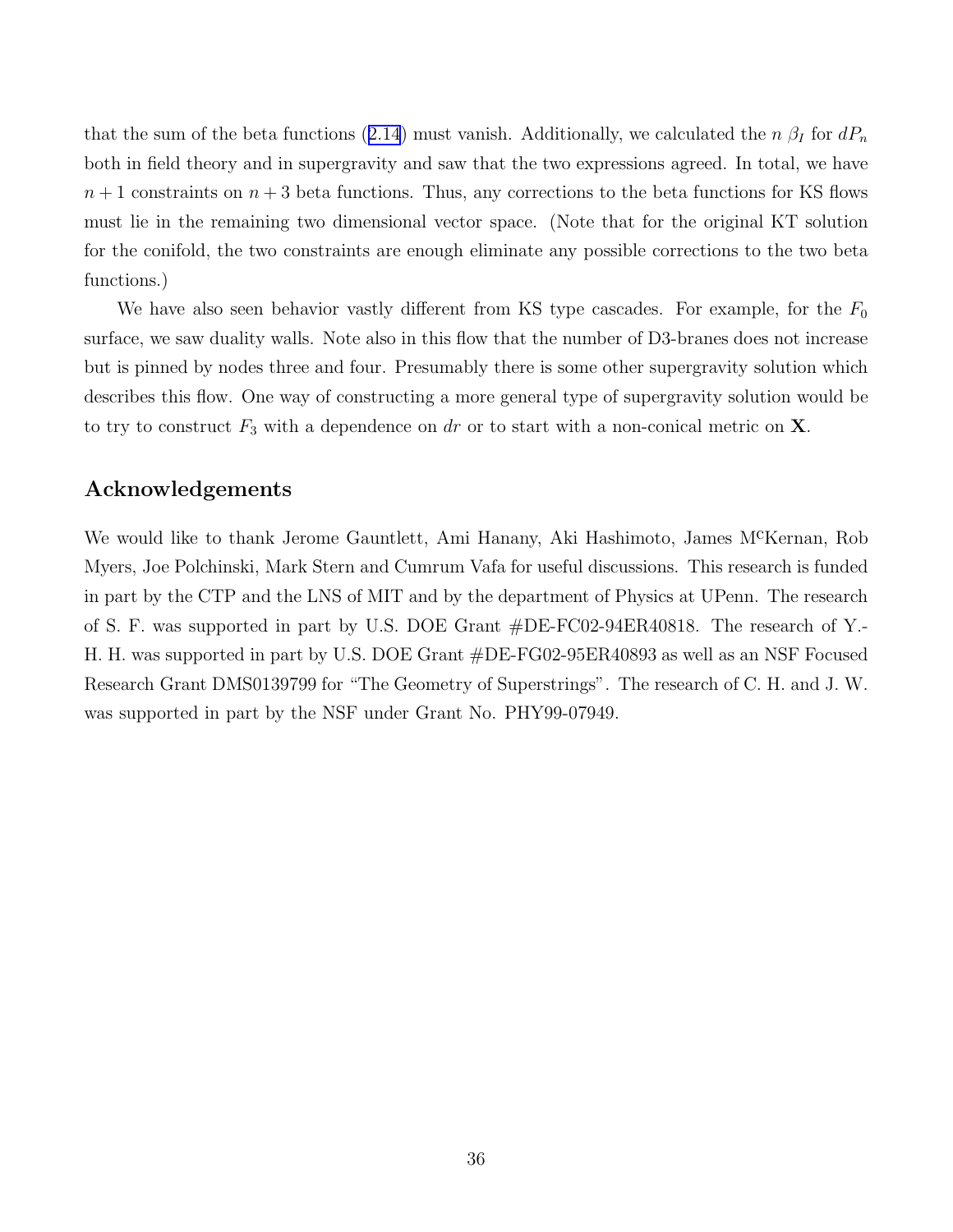that the sum of the beta functions (2.14) must vanish. Additionally, we calculated the $n$ $\beta_I$ for $dP_n$ both in field theory and in supergravity and saw that the two expressions agreed. In total, we have $n+1$ constraints on $n+3$ beta functions. Thus, any corrections to the beta functions for KS flows must lie in the remaining two dimensional vector space. (Note that for the original KT solution for the conifold, the two constraints are enough eliminate any possible corrections to the two beta functions.)

We have also seen behavior vastly different from KS type cascades. For example, for the $F_0$ surface, we saw duality walls. Note also in this flow that the number of D3-branes does not increase but is pinned by nodes three and four. Presumably there is some other supergravity solution which describes this flow. One way of constructing a more general type of supergravity solution would be to try to construct $F_3$ with a dependence on $dr$ or to start with a non-conical metric on $\mathbf{X}$.

## Acknowledgements

We would like to thank Jerome Gauntlett, Ami Hanany, Aki Hashimoto, James M$^{\text{c}}$Kernan, Rob Myers, Joe Polchinski, Mark Stern and Cumrum Vafa for useful discussions. This research is funded in part by the CTP and the LNS of MIT and by the department of Physics at UPenn. The research of S. F. was supported in part by U.S. DOE Grant #DE-FC02-94ER40818. The research of Y.-H. H. was supported in part by U.S. DOE Grant #DE-FG02-95ER40893 as well as an NSF Focused Research Grant DMS0139799 for "The Geometry of Superstrings". The research of C. H. and J. W. was supported in part by the NSF under Grant No. PHY99-07949.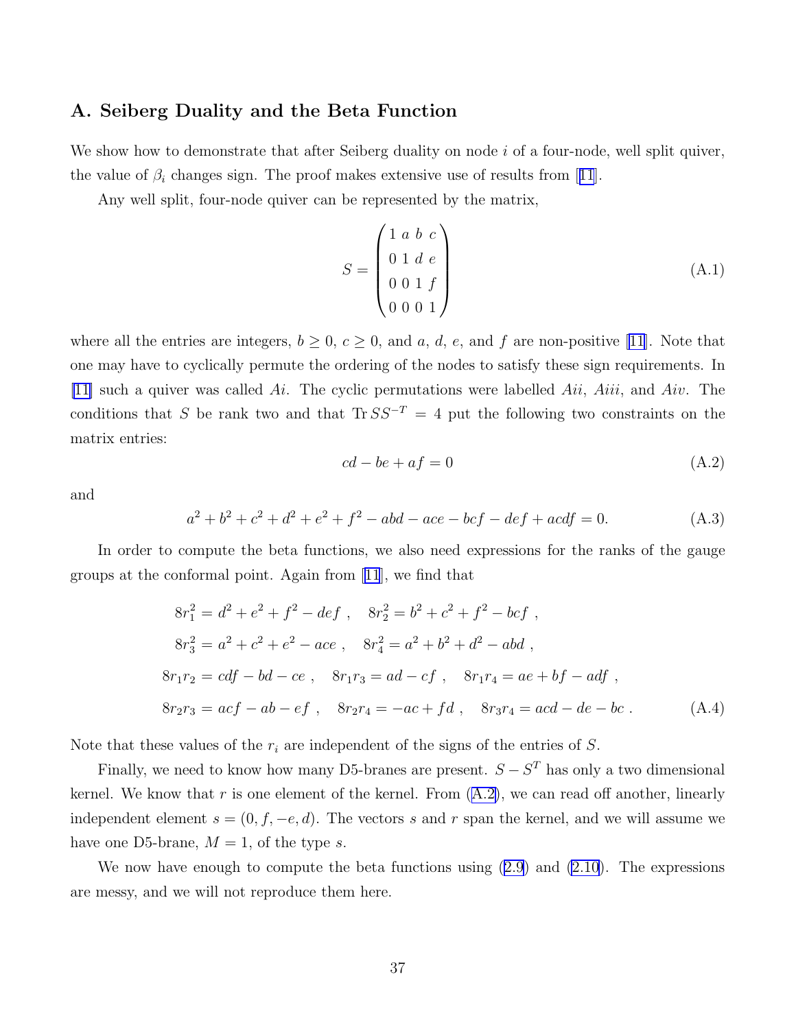## A. Seiberg Duality and the Beta Function

We show how to demonstrate that after Seiberg duality on node $i$ of a four-node, well split quiver, the value of $\beta_i$ changes sign. The proof makes extensive use of results from [11].

Any well split, four-node quiver can be represented by the matrix,

$$S = \begin{pmatrix} 1 & a & b & c \\ 0 & 1 & d & e \\ 0 & 0 & 1 & f \\ 0 & 0 & 0 & 1 \end{pmatrix} \tag{A.1}$$

where all the entries are integers, $b \geq 0$, $c \geq 0$, and $a$, $d$, $e$, and $f$ are non-positive [11]. Note that one may have to cyclically permute the ordering of the nodes to satisfy these sign requirements. In [11] such a quiver was called $Ai$. The cyclic permutations were labelled $Aii$, $Aiii$, and $Aiv$. The conditions that $S$ be rank two and that $\operatorname{Tr} SS^{-T} = 4$ put the following two constraints on the matrix entries:

$$cd - be + af = 0 \tag{A.2}$$

and

$$a^2 + b^2 + c^2 + d^2 + e^2 + f^2 - abd - ace - bcf - def + acdf = 0. \tag{A.3}$$

In order to compute the beta functions, we also need expressions for the ranks of the gauge groups at the conformal point. Again from [11], we find that

$$\begin{aligned}
8r_1^2 &= d^2 + e^2 + f^2 - def \ , \quad 8r_2^2 = b^2 + c^2 + f^2 - bcf \ , \\
8r_3^2 &= a^2 + c^2 + e^2 - ace \ , \quad 8r_4^2 = a^2 + b^2 + d^2 - abd \ , \\
8r_1r_2 &= cdf - bd - ce \ , \quad 8r_1r_3 = ad - cf \ , \quad 8r_1r_4 = ae + bf - adf \ , \\
8r_2r_3 &= acf - ab - ef \ , \quad 8r_2r_4 = -ac + fd \ , \quad 8r_3r_4 = acd - de - bc \ .
\end{aligned} \tag{A.4}$$

Note that these values of the $r_i$ are independent of the signs of the entries of $S$.

Finally, we need to know how many D5-branes are present. $S - S^T$ has only a two dimensional kernel. We know that $r$ is one element of the kernel. From (A.2), we can read off another, linearly independent element $s = (0, f, -e, d)$. The vectors $s$ and $r$ span the kernel, and we will assume we have one D5-brane, $M = 1$, of the type $s$.

We now have enough to compute the beta functions using (2.9) and (2.10). The expressions are messy, and we will not reproduce them here.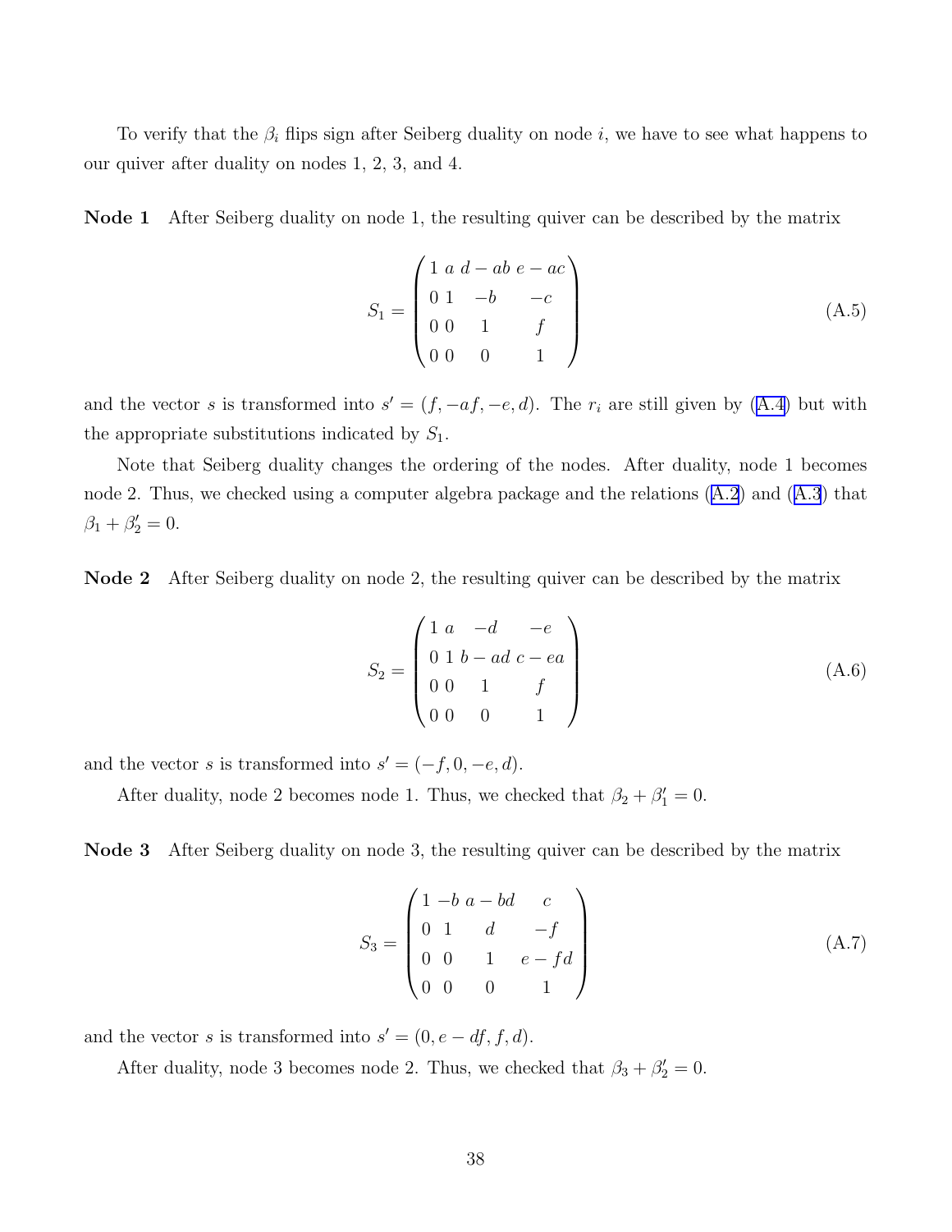To verify that the $\beta_i$ flips sign after Seiberg duality on node $i$, we have to see what happens to our quiver after duality on nodes 1, 2, 3, and 4.

**Node 1** After Seiberg duality on node 1, the resulting quiver can be described by the matrix

$$S_1 = \begin{pmatrix} 1 & a & d-ab & e-ac \\ 0 & 1 & -b & -c \\ 0 & 0 & 1 & f \\ 0 & 0 & 0 & 1 \end{pmatrix} \tag{A.5}$$

and the vector $s$ is transformed into $s' = (f, -af, -e, d)$. The $r_i$ are still given by (A.4) but with the appropriate substitutions indicated by $S_1$.

Note that Seiberg duality changes the ordering of the nodes. After duality, node 1 becomes node 2. Thus, we checked using a computer algebra package and the relations (A.2) and (A.3) that $\beta_1 + \beta_2' = 0$.

**Node 2** After Seiberg duality on node 2, the resulting quiver can be described by the matrix

$$S_2 = \begin{pmatrix} 1 & a & -d & -e \\ 0 & 1 & b-ad & c-ea \\ 0 & 0 & 1 & f \\ 0 & 0 & 0 & 1 \end{pmatrix} \tag{A.6}$$

and the vector $s$ is transformed into $s' = (-f, 0, -e, d)$.

After duality, node 2 becomes node 1. Thus, we checked that $\beta_2 + \beta_1' = 0$.

**Node 3** After Seiberg duality on node 3, the resulting quiver can be described by the matrix

$$S_3 = \begin{pmatrix} 1 & -b & a-bd & c \\ 0 & 1 & d & -f \\ 0 & 0 & 1 & e-fd \\ 0 & 0 & 0 & 1 \end{pmatrix} \tag{A.7}$$

and the vector $s$ is transformed into $s' = (0, e-df, f, d)$.

After duality, node 3 becomes node 2. Thus, we checked that $\beta_3 + \beta_2' = 0$.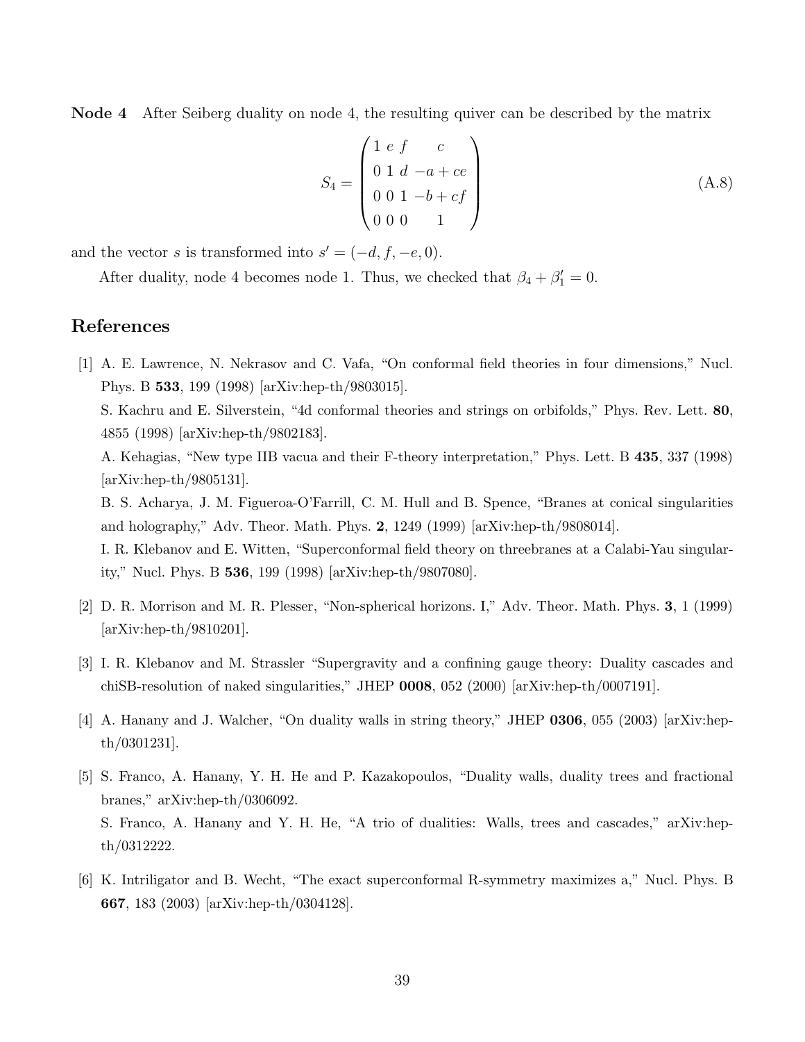**Node 4** After Seiberg duality on node 4, the resulting quiver can be described by the matrix

$$S_4 = \begin{pmatrix} 1 & e & f & c \\ 0 & 1 & d & -a+ce \\ 0 & 0 & 1 & -b+cf \\ 0 & 0 & 0 & 1 \end{pmatrix} \tag{A.8}$$

and the vector $s$ is transformed into $s' = (-d, f, -e, 0)$.

After duality, node 4 becomes node 1. Thus, we checked that $\beta_4 + \beta'_1 = 0$.

## References

[1] A. E. Lawrence, N. Nekrasov and C. Vafa, "On conformal field theories in four dimensions," Nucl. Phys. B **533**, 199 (1998) [arXiv:hep-th/9803015].
S. Kachru and E. Silverstein, "4d conformal theories and strings on orbifolds," Phys. Rev. Lett. **80**, 4855 (1998) [arXiv:hep-th/9802183].
A. Kehagias, "New type IIB vacua and their F-theory interpretation," Phys. Lett. B **435**, 337 (1998) [arXiv:hep-th/9805131].
B. S. Acharya, J. M. Figueroa-O'Farrill, C. M. Hull and B. Spence, "Branes at conical singularities and holography," Adv. Theor. Math. Phys. **2**, 1249 (1999) [arXiv:hep-th/9808014].
I. R. Klebanov and E. Witten, "Superconformal field theory on threebranes at a Calabi-Yau singularity," Nucl. Phys. B **536**, 199 (1998) [arXiv:hep-th/9807080].

[2] D. R. Morrison and M. R. Plesser, "Non-spherical horizons. I," Adv. Theor. Math. Phys. **3**, 1 (1999) [arXiv:hep-th/9810201].

[3] I. R. Klebanov and M. Strassler "Supergravity and a confining gauge theory: Duality cascades and chiSB-resolution of naked singularities," JHEP **0008**, 052 (2000) [arXiv:hep-th/0007191].

[4] A. Hanany and J. Walcher, "On duality walls in string theory," JHEP **0306**, 055 (2003) [arXiv:hep-th/0301231].

[5] S. Franco, A. Hanany, Y. H. He and P. Kazakopoulos, "Duality walls, duality trees and fractional branes," arXiv:hep-th/0306092.
S. Franco, A. Hanany and Y. H. He, "A trio of dualities: Walls, trees and cascades," arXiv:hep-th/0312222.

[6] K. Intriligator and B. Wecht, "The exact superconformal R-symmetry maximizes a," Nucl. Phys. B **667**, 183 (2003) [arXiv:hep-th/0304128].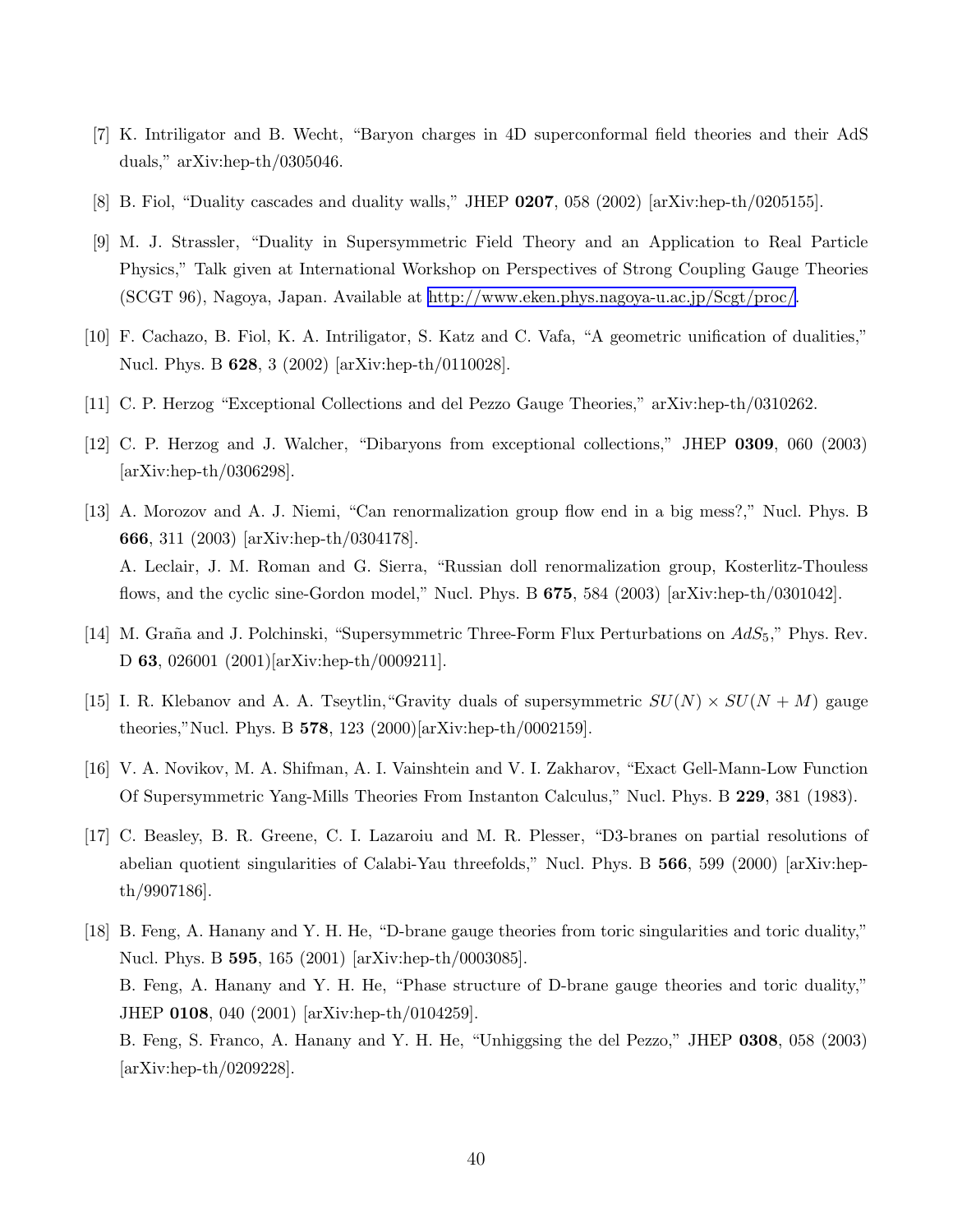[7] K. Intriligator and B. Wecht, "Baryon charges in 4D superconformal field theories and their AdS duals," arXiv:hep-th/0305046.

[8] B. Fiol, "Duality cascades and duality walls," JHEP **0207**, 058 (2002) [arXiv:hep-th/0205155].

[9] M. J. Strassler, "Duality in Supersymmetric Field Theory and an Application to Real Particle Physics," Talk given at International Workshop on Perspectives of Strong Coupling Gauge Theories (SCGT 96), Nagoya, Japan. Available at http://www.eken.phys.nagoya-u.ac.jp/Scgt/proc/.

[10] F. Cachazo, B. Fiol, K. A. Intriligator, S. Katz and C. Vafa, "A geometric unification of dualities," Nucl. Phys. B **628**, 3 (2002) [arXiv:hep-th/0110028].

[11] C. P. Herzog "Exceptional Collections and del Pezzo Gauge Theories," arXiv:hep-th/0310262.

[12] C. P. Herzog and J. Walcher, "Dibaryons from exceptional collections," JHEP **0309**, 060 (2003) [arXiv:hep-th/0306298].

[13] A. Morozov and A. J. Niemi, "Can renormalization group flow end in a big mess?," Nucl. Phys. B **666**, 311 (2003) [arXiv:hep-th/0304178].
A. Leclair, J. M. Roman and G. Sierra, "Russian doll renormalization group, Kosterlitz-Thouless flows, and the cyclic sine-Gordon model," Nucl. Phys. B **675**, 584 (2003) [arXiv:hep-th/0301042].

[14] M. Graña and J. Polchinski, "Supersymmetric Three-Form Flux Perturbations on $AdS_5$," Phys. Rev. D **63**, 026001 (2001)[arXiv:hep-th/0009211].

[15] I. R. Klebanov and A. A. Tseytlin,"Gravity duals of supersymmetric $SU(N) \times SU(N+M)$ gauge theories,"Nucl. Phys. B **578**, 123 (2000)[arXiv:hep-th/0002159].

[16] V. A. Novikov, M. A. Shifman, A. I. Vainshtein and V. I. Zakharov, "Exact Gell-Mann-Low Function Of Supersymmetric Yang-Mills Theories From Instanton Calculus," Nucl. Phys. B **229**, 381 (1983).

[17] C. Beasley, B. R. Greene, C. I. Lazaroiu and M. R. Plesser, "D3-branes on partial resolutions of abelian quotient singularities of Calabi-Yau threefolds," Nucl. Phys. B **566**, 599 (2000) [arXiv:hep-th/9907186].

[18] B. Feng, A. Hanany and Y. H. He, "D-brane gauge theories from toric singularities and toric duality," Nucl. Phys. B **595**, 165 (2001) [arXiv:hep-th/0003085].
B. Feng, A. Hanany and Y. H. He, "Phase structure of D-brane gauge theories and toric duality," JHEP **0108**, 040 (2001) [arXiv:hep-th/0104259].
B. Feng, S. Franco, A. Hanany and Y. H. He, "Unhiggsing the del Pezzo," JHEP **0308**, 058 (2003) [arXiv:hep-th/0209228].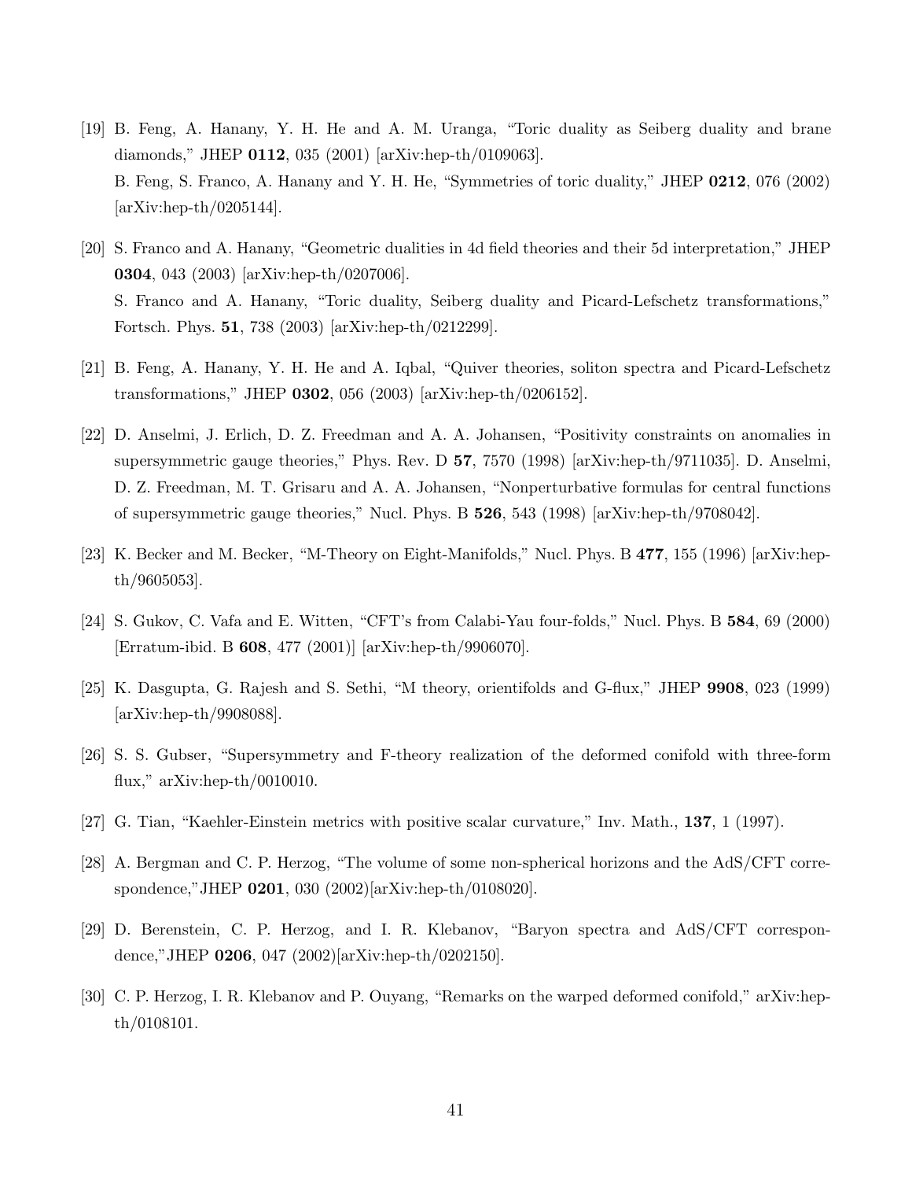[19] B. Feng, A. Hanany, Y. H. He and A. M. Uranga, "Toric duality as Seiberg duality and brane diamonds," JHEP **0112**, 035 (2001) [arXiv:hep-th/0109063].
B. Feng, S. Franco, A. Hanany and Y. H. He, "Symmetries of toric duality," JHEP **0212**, 076 (2002) [arXiv:hep-th/0205144].

[20] S. Franco and A. Hanany, "Geometric dualities in 4d field theories and their 5d interpretation," JHEP **0304**, 043 (2003) [arXiv:hep-th/0207006].
S. Franco and A. Hanany, "Toric duality, Seiberg duality and Picard-Lefschetz transformations," Fortsch. Phys. **51**, 738 (2003) [arXiv:hep-th/0212299].

[21] B. Feng, A. Hanany, Y. H. He and A. Iqbal, "Quiver theories, soliton spectra and Picard-Lefschetz transformations," JHEP **0302**, 056 (2003) [arXiv:hep-th/0206152].

[22] D. Anselmi, J. Erlich, D. Z. Freedman and A. A. Johansen, "Positivity constraints on anomalies in supersymmetric gauge theories," Phys. Rev. D **57**, 7570 (1998) [arXiv:hep-th/9711035]. D. Anselmi, D. Z. Freedman, M. T. Grisaru and A. A. Johansen, "Nonperturbative formulas for central functions of supersymmetric gauge theories," Nucl. Phys. B **526**, 543 (1998) [arXiv:hep-th/9708042].

[23] K. Becker and M. Becker, "M-Theory on Eight-Manifolds," Nucl. Phys. B **477**, 155 (1996) [arXiv:hep-th/9605053].

[24] S. Gukov, C. Vafa and E. Witten, "CFT's from Calabi-Yau four-folds," Nucl. Phys. B **584**, 69 (2000) [Erratum-ibid. B **608**, 477 (2001)] [arXiv:hep-th/9906070].

[25] K. Dasgupta, G. Rajesh and S. Sethi, "M theory, orientifolds and G-flux," JHEP **9908**, 023 (1999) [arXiv:hep-th/9908088].

[26] S. S. Gubser, "Supersymmetry and F-theory realization of the deformed conifold with three-form flux," arXiv:hep-th/0010010.

[27] G. Tian, "Kaehler-Einstein metrics with positive scalar curvature," Inv. Math., **137**, 1 (1997).

[28] A. Bergman and C. P. Herzog, "The volume of some non-spherical horizons and the AdS/CFT correspondence,"JHEP **0201**, 030 (2002)[arXiv:hep-th/0108020].

[29] D. Berenstein, C. P. Herzog, and I. R. Klebanov, "Baryon spectra and AdS/CFT correspondence,"JHEP **0206**, 047 (2002)[arXiv:hep-th/0202150].

[30] C. P. Herzog, I. R. Klebanov and P. Ouyang, "Remarks on the warped deformed conifold," arXiv:hep-th/0108101.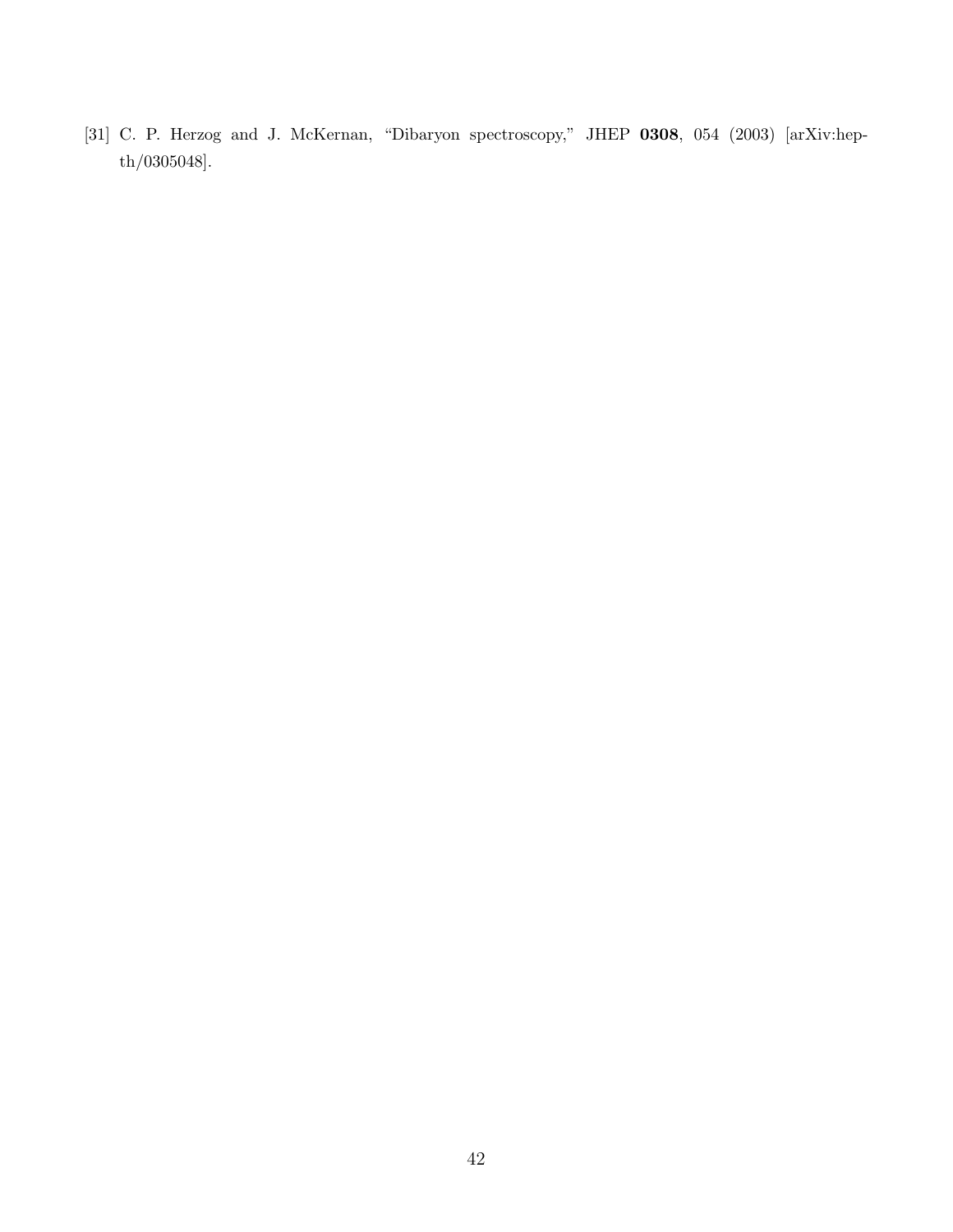[31] C. P. Herzog and J. McKernan, "Dibaryon spectroscopy," JHEP **0308**, 054 (2003) [arXiv:hep-th/0305048].